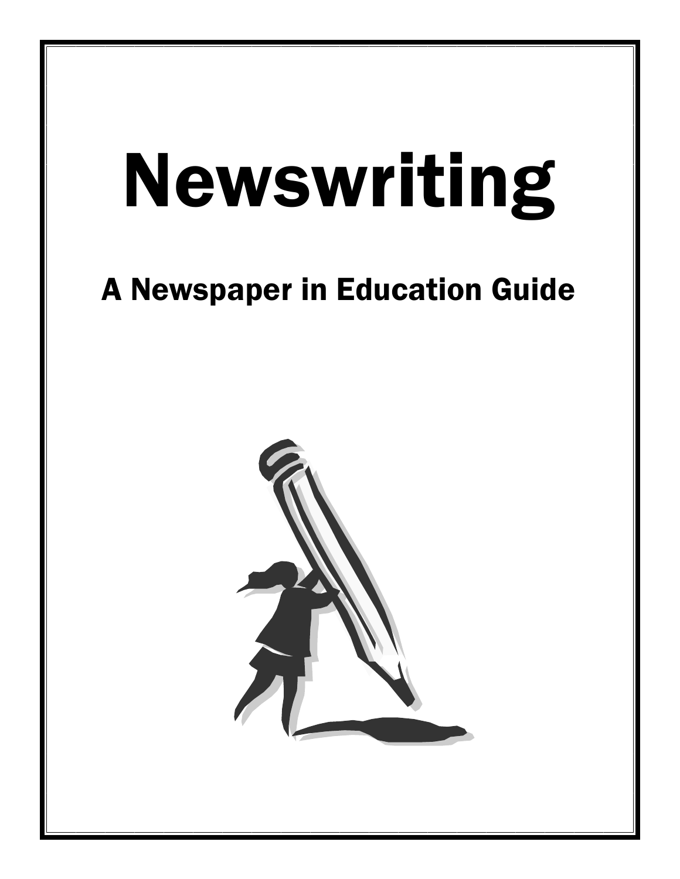# Newswriting

## A Newspaper in Education Guide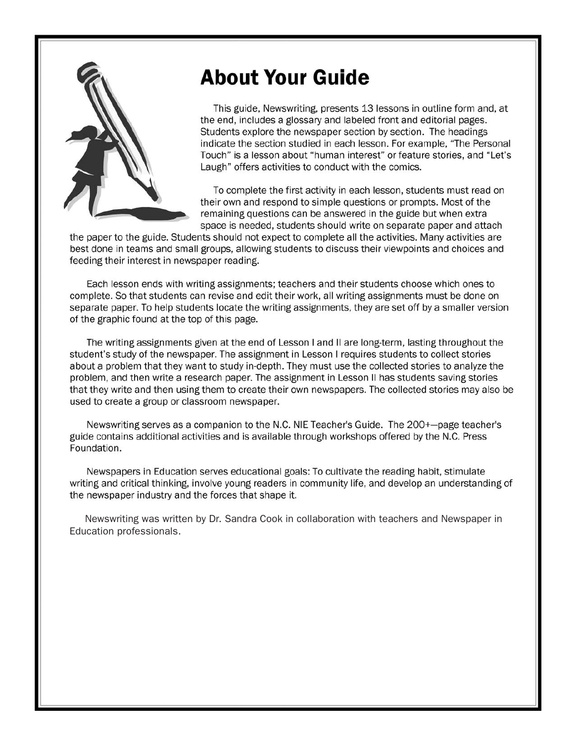# About Your Guide

This guide, Newswriting, presents 13 lessons in outline form and, at the end, includes a glossary and labeled front and editorial pages. Students explore the newspaper section by section. The headings indicate the section studied in each lesson. For example, "The Personal Touch" is a lesson about "human interest" or feature stories, and "Let's Laugh" offers activities to conduct with the comics.

To complete the first activity in each lesson, students must read on their own and respond to simple questions or prompts. Most of the remaining questions can be answered in the guide but when extra space is needed, students should write on separate paper and attach the paper to the guide. Students should not expect to complete all the activities. Many activities are best done in teams and small groups, allowing students to discuss their viewpoints and choices and feeding their interest in newspaper reading.

Each lesson ends with writing assignments; teachers and their students choose which ones to complete. So that students can revise and edit their work, all writing assignments must be done on separate paper. To help students locate the writing assignments, they are set off by a smaller version of the graphic found at the top of this page.

The writing assignments given at the end of Lesson I and II are long-term, lasting throughout the student's study of the newspaper. The assignment in Lesson I requires students to collect stories about a problem that they want to study in-depth. They must use the collected stories to analyze the problem, and then write a research paper. The assignment in Lesson II has students saving stories that they write and then using them to create their own newspapers. The collected stories may also be used to create a group or classroom newspaper.

Newswriting serves as a companion to the N.C. NIE Teacher's Guide. The 200+—page teacher's guide contains additional activities and is available through workshops offered by the N.C. Press Foundation.

Newspapers in Education serves educational goals: To cultivate the reading habit, stimulate writing and critical thinking, involve young readers in community life, and develop an understanding of the newspaper industry and the forces that shape it.

Newswriting was written by Dr. Sandra Cook in collaboration with teachers and Newspaper in Education professionals.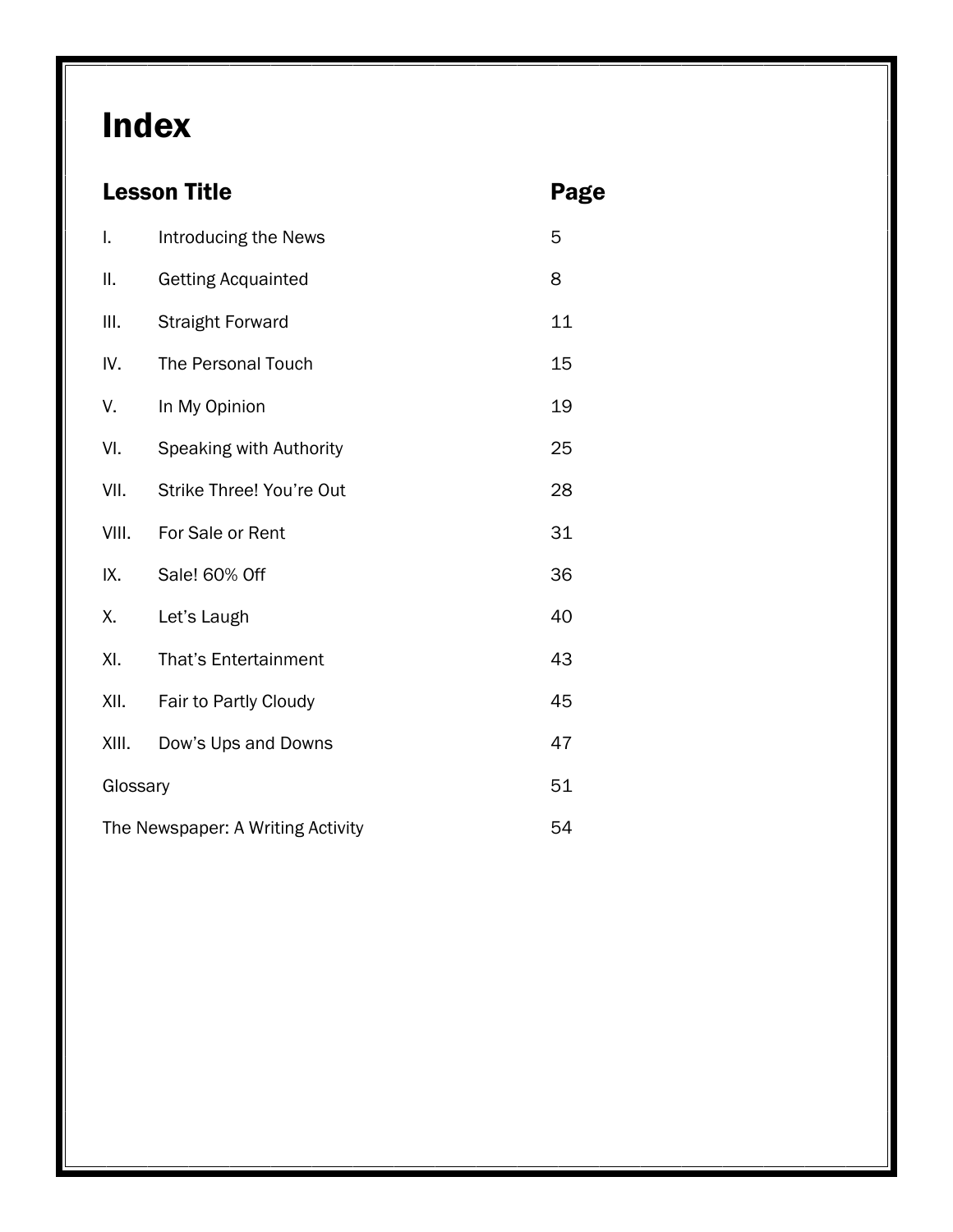# Index

| Lesson Title | | Page |
| --- | --- | --- |
| I. | Introducing the News | 5 |
| II. | Getting Acquainted | 8 |
| III. | Straight Forward | 11 |
| IV. | The Personal Touch | 15 |
| V. | In My Opinion | 19 |
| VI. | Speaking with Authority | 25 |
| VII. | Strike Three! You're Out | 28 |
| VIII. | For Sale or Rent | 31 |
| IX. | Sale! 60% Off | 36 |
| X. | Let's Laugh | 40 |
| XI. | That's Entertainment | 43 |
| XII. | Fair to Partly Cloudy | 45 |
| XIII. | Dow's Ups and Downs | 47 |
| Glossary | | 51 |
| The Newspaper: A Writing Activity | | 54 |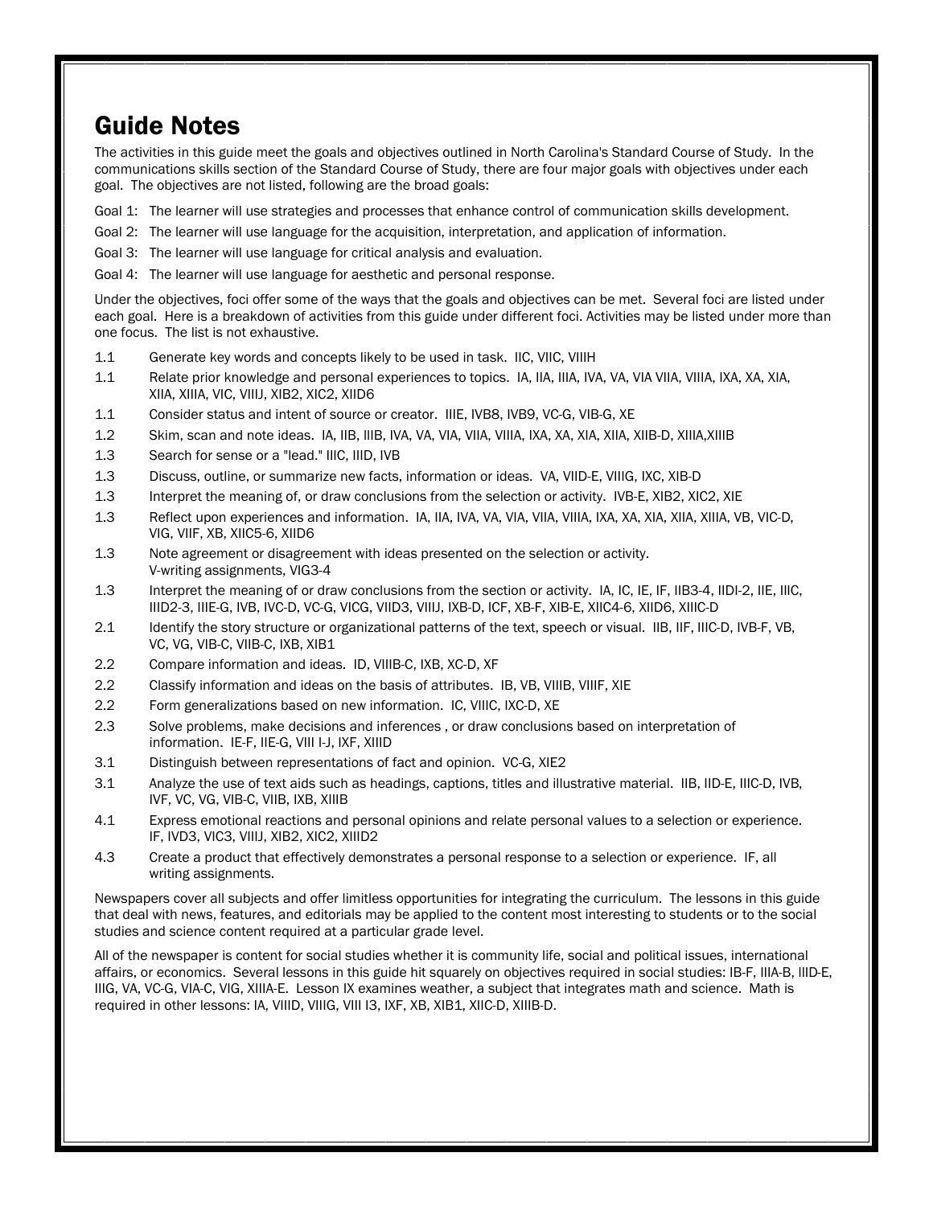# Guide Notes

The activities in this guide meet the goals and objectives outlined in North Carolina's Standard Course of Study. In the communications skills section of the Standard Course of Study, there are four major goals with objectives under each goal. The objectives are not listed, following are the broad goals:

Goal 1: The learner will use strategies and processes that enhance control of communication skills development.

Goal 2: The learner will use language for the acquisition, interpretation, and application of information.

Goal 3: The learner will use language for critical analysis and evaluation.

Goal 4: The learner will use language for aesthetic and personal response.

Under the objectives, foci offer some of the ways that the goals and objectives can be met. Several foci are listed under each goal. Here is a breakdown of activities from this guide under different foci. Activities may be listed under more than one focus. The list is not exhaustive.

1.1 Generate key words and concepts likely to be used in task. IIC, VIIC, VIIIH

1.1 Relate prior knowledge and personal experiences to topics. IA, IIA, IIIA, IVA, VA, VIA VIIA, VIIIA, IXA, XA, XIA, XIIA, XIIIA, VIC, VIIIJ, XIB2, XIC2, XIID6

1.1 Consider status and intent of source or creator. IIIE, IVB8, IVB9, VC-G, VIB-G, XE

1.2 Skim, scan and note ideas. IA, IIB, IIIB, IVA, VA, VIA, VIIA, VIIIA, IXA, XA, XIA, XIIA, XIIB-D, XIIIA,XIIIB

1.3 Search for sense or a "lead." IIIC, IIID, IVB

1.3 Discuss, outline, or summarize new facts, information or ideas. VA, VIID-E, VIIIG, IXC, XIB-D

1.3 Interpret the meaning of, or draw conclusions from the selection or activity. IVB-E, XIB2, XIC2, XIE

1.3 Reflect upon experiences and information. IA, IIA, IVA, VA, VIA, VIIA, VIIIA, IXA, XA, XIA, XIIA, XIIIA, VB, VIC-D, VIG, VIIF, XB, XIIC5-6, XIID6

1.3 Note agreement or disagreement with ideas presented on the selection or activity.
V-writing assignments, VIG3-4

1.3 Interpret the meaning of or draw conclusions from the section or activity. IA, IC, IE, IF, IIB3-4, IIDI-2, IIE, IIIC, IIID2-3, IIIE-G, IVB, IVC-D, VC-G, VICG, VIID3, VIIIJ, IXB-D, ICF, XB-F, XIB-E, XIIC4-6, XIID6, XIIIC-D

2.1 Identify the story structure or organizational patterns of the text, speech or visual. IIB, IIF, IIIC-D, IVB-F, VB, VC, VG, VIB-C, VIIB-C, IXB, XIB1

2.2 Compare information and ideas. ID, VIIIB-C, IXB, XC-D, XF

2.2 Classify information and ideas on the basis of attributes. IB, VB, VIIIB, VIIIF, XIE

2.2 Form generalizations based on new information. IC, VIIIC, IXC-D, XE

2.3 Solve problems, make decisions and inferences , or draw conclusions based on interpretation of information. IE-F, IIE-G, VIII I-J, IXF, XIIID

3.1 Distinguish between representations of fact and opinion. VC-G, XIE2

3.1 Analyze the use of text aids such as headings, captions, titles and illustrative material. IIB, IID-E, IIIC-D, IVB, IVF, VC, VG, VIB-C, VIIB, IXB, XIIIB

4.1 Express emotional reactions and personal opinions and relate personal values to a selection or experience. IF, IVD3, VIC3, VIIIJ, XIB2, XIC2, XIIID2

4.3 Create a product that effectively demonstrates a personal response to a selection or experience. IF, all writing assignments.

Newspapers cover all subjects and offer limitless opportunities for integrating the curriculum. The lessons in this guide that deal with news, features, and editorials may be applied to the content most interesting to students or to the social studies and science content required at a particular grade level.

All of the newspaper is content for social studies whether it is community life, social and political issues, international affairs, or economics. Several lessons in this guide hit squarely on objectives required in social studies: IB-F, IIIA-B, IIID-E, IIIG, VA, VC-G, VIA-C, VIG, XIIIA-E. Lesson IX examines weather, a subject that integrates math and science. Math is required in other lessons: IA, VIIID, VIIIG, VIII I3, IXF, XB, XIB1, XIIC-D, XIIIB-D.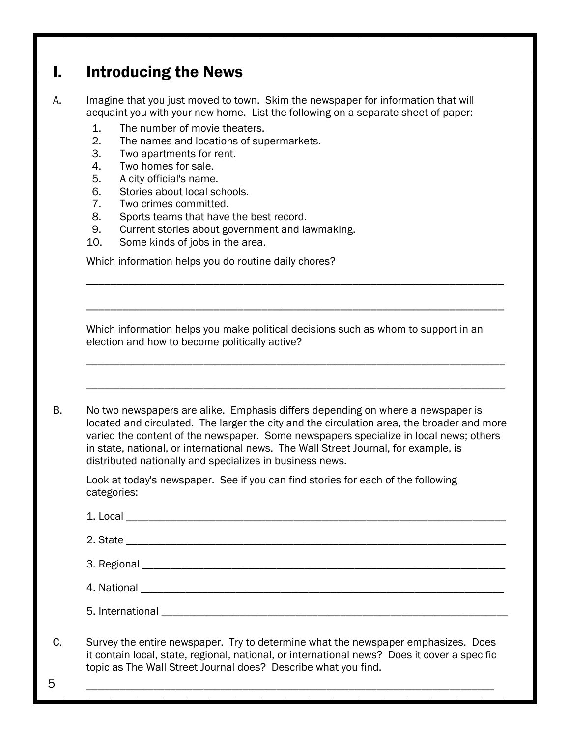# I. Introducing the News

A. Imagine that you just moved to town. Skim the newspaper for information that will acquaint you with your new home. List the following on a separate sheet of paper:

1. The number of movie theaters.
2. The names and locations of supermarkets.
3. Two apartments for rent.
4. Two homes for sale.
5. A city official's name.
6. Stories about local schools.
7. Two crimes committed.
8. Sports teams that have the best record.
9. Current stories about government and lawmaking.
10. Some kinds of jobs in the area.

Which information helps you do routine daily chores?

_______________________________________________________________________

_______________________________________________________________________

Which information helps you make political decisions such as whom to support in an election and how to become politically active?

_______________________________________________________________________

_______________________________________________________________________

B. No two newspapers are alike. Emphasis differs depending on where a newspaper is located and circulated. The larger the city and the circulation area, the broader and more varied the content of the newspaper. Some newspapers specialize in local news; others in state, national, or international news. The Wall Street Journal, for example, is distributed nationally and specializes in business news.

Look at today's newspaper. See if you can find stories for each of the following categories:

1. Local _______________________________________________________________

2. State _______________________________________________________________

3. Regional _____________________________________________________________

4. National _____________________________________________________________

5. International __________________________________________________________

C. Survey the entire newspaper. Try to determine what the newspaper emphasizes. Does it contain local, state, regional, national, or international news? Does it cover a specific topic as The Wall Street Journal does? Describe what you find.

_______________________________________________________________________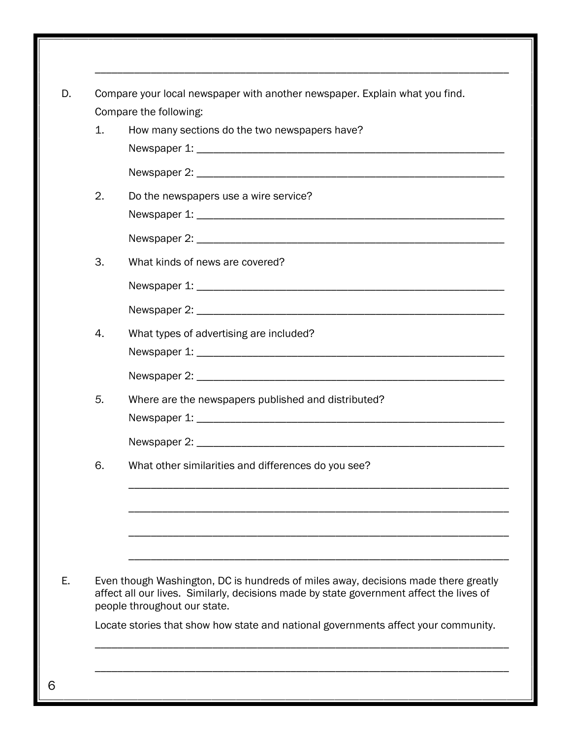______________________________________________________________________

D. Compare your local newspaper with another newspaper. Explain what you find.

Compare the following:

1. How many sections do the two newspapers have?

   Newspaper 1: ______________________________________________________

   Newspaper 2: ______________________________________________________

2. Do the newspapers use a wire service?

   Newspaper 1: ______________________________________________________

   Newspaper 2: ______________________________________________________

3. What kinds of news are covered?

   Newspaper 1: ______________________________________________________

   Newspaper 2: ______________________________________________________

4. What types of advertising are included?

   Newspaper 1: ______________________________________________________

   Newspaper 2: ______________________________________________________

5. Where are the newspapers published and distributed?

   Newspaper 1: ______________________________________________________

   Newspaper 2: ______________________________________________________

6. What other similarities and differences do you see?

   ______________________________________________________________

   ______________________________________________________________

   ______________________________________________________________

   ______________________________________________________________

E. Even though Washington, DC is hundreds of miles away, decisions made there greatly affect all our lives. Similarly, decisions made by state government affect the lives of people throughout our state.

Locate stories that show how state and national governments affect your community.

______________________________________________________________________

______________________________________________________________________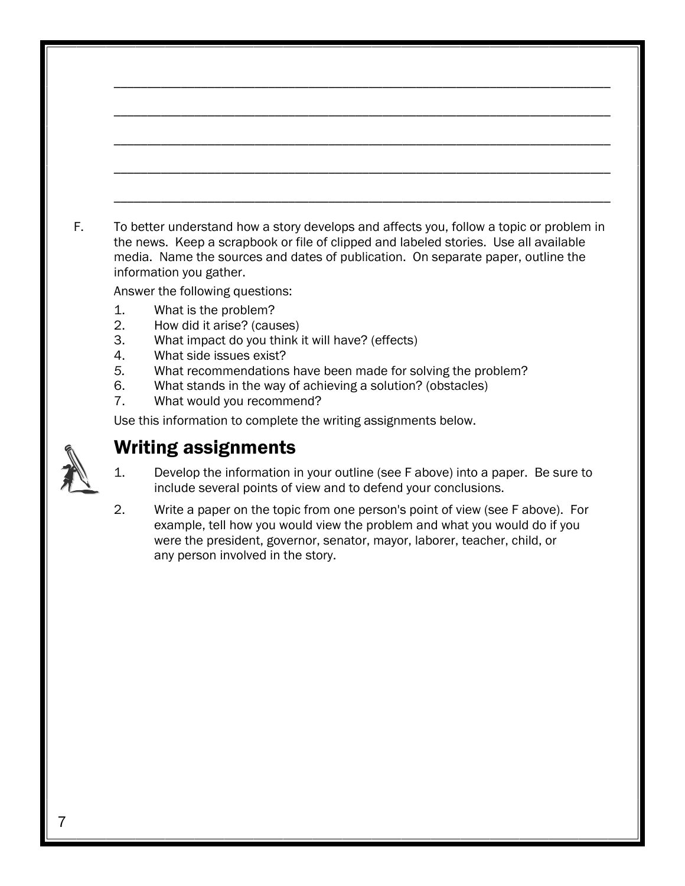\_\_\_\_\_\_\_\_\_\_\_\_\_\_\_\_\_\_\_\_\_\_\_\_\_\_\_\_\_\_\_\_\_\_\_\_\_\_\_\_\_\_\_\_\_\_\_\_\_\_\_\_\_\_\_\_\_\_\_\_\_\_\_\_

\_\_\_\_\_\_\_\_\_\_\_\_\_\_\_\_\_\_\_\_\_\_\_\_\_\_\_\_\_\_\_\_\_\_\_\_\_\_\_\_\_\_\_\_\_\_\_\_\_\_\_\_\_\_\_\_\_\_\_\_\_\_\_\_

\_\_\_\_\_\_\_\_\_\_\_\_\_\_\_\_\_\_\_\_\_\_\_\_\_\_\_\_\_\_\_\_\_\_\_\_\_\_\_\_\_\_\_\_\_\_\_\_\_\_\_\_\_\_\_\_\_\_\_\_\_\_\_\_

\_\_\_\_\_\_\_\_\_\_\_\_\_\_\_\_\_\_\_\_\_\_\_\_\_\_\_\_\_\_\_\_\_\_\_\_\_\_\_\_\_\_\_\_\_\_\_\_\_\_\_\_\_\_\_\_\_\_\_\_\_\_\_\_

\_\_\_\_\_\_\_\_\_\_\_\_\_\_\_\_\_\_\_\_\_\_\_\_\_\_\_\_\_\_\_\_\_\_\_\_\_\_\_\_\_\_\_\_\_\_\_\_\_\_\_\_\_\_\_\_\_\_\_\_\_\_\_\_

F. To better understand how a story develops and affects you, follow a topic or problem in the news. Keep a scrapbook or file of clipped and labeled stories. Use all available media. Name the sources and dates of publication. On separate paper, outline the information you gather.

Answer the following questions:

1. What is the problem?
2. How did it arise? (causes)
3. What impact do you think it will have? (effects)
4. What side issues exist?
5. What recommendations have been made for solving the problem?
6. What stands in the way of achieving a solution? (obstacles)
7. What would you recommend?

Use this information to complete the writing assignments below.

## Writing assignments

1. Develop the information in your outline (see F above) into a paper. Be sure to include several points of view and to defend your conclusions.

2. Write a paper on the topic from one person's point of view (see F above). For example, tell how you would view the problem and what you would do if you were the president, governor, senator, mayor, laborer, teacher, child, or any person involved in the story.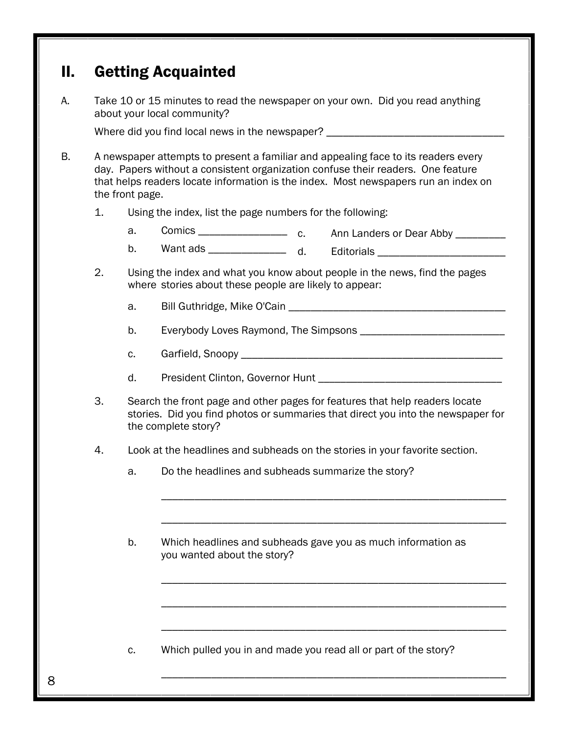## II. Getting Acquainted

A. Take 10 or 15 minutes to read the newspaper on your own. Did you read anything about your local community?

   Where did you find local news in the newspaper? ________________________________

B. A newspaper attempts to present a familiar and appealing face to its readers every day. Papers without a consistent organization confuse their readers. One feature that helps readers locate information is the index. Most newspapers run an index on the front page.

   1. Using the index, list the page numbers for the following:

      a. Comics ________________
      b. Want ads ______________
      c. Ann Landers or Dear Abby _________
      d. Editorials _______________________

   2. Using the index and what you know about people in the news, find the pages where stories about these people are likely to appear:

      a. Bill Guthridge, Mike O'Cain ________________________________________

      b. Everybody Loves Raymond, The Simpsons __________________________

      c. Garfield, Snoopy ________________________________________________

      d. President Clinton, Governor Hunt _________________________________

   3. Search the front page and other pages for features that help readers locate stories. Did you find photos or summaries that direct you into the newspaper for the complete story?

   4. Look at the headlines and subheads on the stories in your favorite section.

      a. Do the headlines and subheads summarize the story?

         ______________________________________________________________

         ______________________________________________________________

      b. Which headlines and subheads gave you as much information as you wanted about the story?

         ______________________________________________________________

         ______________________________________________________________

         ______________________________________________________________

      c. Which pulled you in and made you read all or part of the story?

         ______________________________________________________________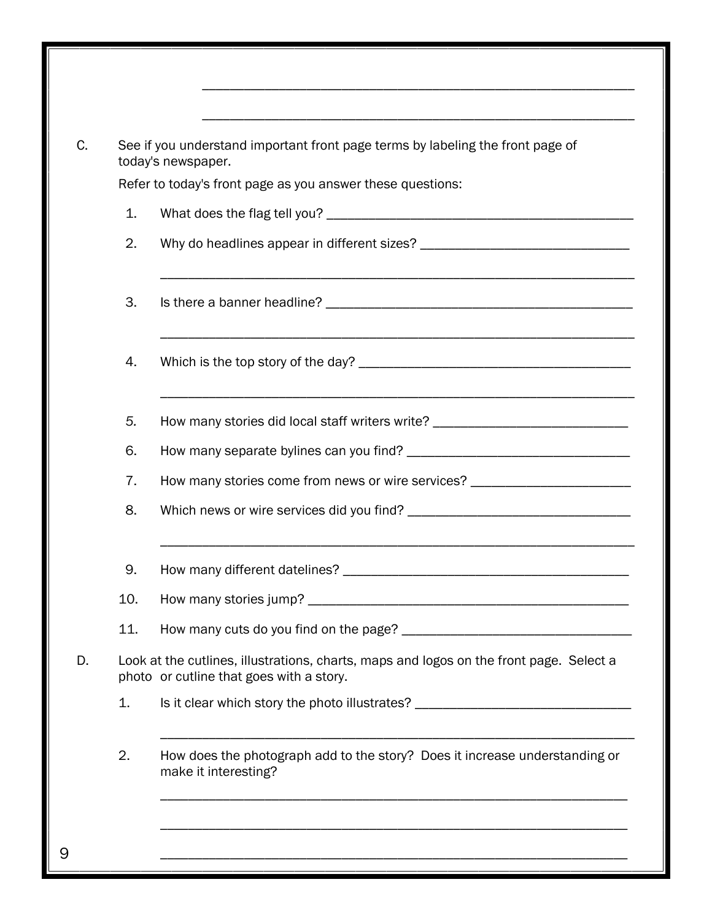\_\_\_\_\_\_\_\_\_\_\_\_\_\_\_\_\_\_\_\_\_\_\_\_\_\_\_\_\_\_\_\_\_\_\_\_\_\_\_\_\_\_\_\_\_\_\_\_\_\_\_\_\_\_\_\_\_\_\_\_

\_\_\_\_\_\_\_\_\_\_\_\_\_\_\_\_\_\_\_\_\_\_\_\_\_\_\_\_\_\_\_\_\_\_\_\_\_\_\_\_\_\_\_\_\_\_\_\_\_\_\_\_\_\_\_\_\_\_\_\_

C. See if you understand important front page terms by labeling the front page of today's newspaper.

Refer to today's front page as you answer these questions:

1. What does the flag tell you? \_\_\_\_\_\_\_\_\_\_\_\_\_\_\_\_\_\_\_\_\_\_\_\_\_\_\_\_\_\_\_\_\_\_\_\_\_\_\_\_\_\_\_\_

2. Why do headlines appear in different sizes? \_\_\_\_\_\_\_\_\_\_\_\_\_\_\_\_\_\_\_\_\_\_\_\_\_\_\_\_\_\_

   \_\_\_\_\_\_\_\_\_\_\_\_\_\_\_\_\_\_\_\_\_\_\_\_\_\_\_\_\_\_\_\_\_\_\_\_\_\_\_\_\_\_\_\_\_\_\_\_\_\_\_\_\_\_\_\_\_\_\_\_\_\_\_\_

3. Is there a banner headline? \_\_\_\_\_\_\_\_\_\_\_\_\_\_\_\_\_\_\_\_\_\_\_\_\_\_\_\_\_\_\_\_\_\_\_\_\_\_\_\_\_\_\_\_

   \_\_\_\_\_\_\_\_\_\_\_\_\_\_\_\_\_\_\_\_\_\_\_\_\_\_\_\_\_\_\_\_\_\_\_\_\_\_\_\_\_\_\_\_\_\_\_\_\_\_\_\_\_\_\_\_\_\_\_\_\_\_\_\_

4. Which is the top story of the day? \_\_\_\_\_\_\_\_\_\_\_\_\_\_\_\_\_\_\_\_\_\_\_\_\_\_\_\_\_\_\_\_\_\_\_\_\_\_\_

   \_\_\_\_\_\_\_\_\_\_\_\_\_\_\_\_\_\_\_\_\_\_\_\_\_\_\_\_\_\_\_\_\_\_\_\_\_\_\_\_\_\_\_\_\_\_\_\_\_\_\_\_\_\_\_\_\_\_\_\_\_\_\_\_

5. How many stories did local staff writers write? \_\_\_\_\_\_\_\_\_\_\_\_\_\_\_\_\_\_\_\_\_\_\_\_\_\_\_\_

6. How many separate bylines can you find? \_\_\_\_\_\_\_\_\_\_\_\_\_\_\_\_\_\_\_\_\_\_\_\_\_\_\_\_\_\_\_\_

7. How many stories come from news or wire services? \_\_\_\_\_\_\_\_\_\_\_\_\_\_\_\_\_\_\_\_\_\_\_

8. Which news or wire services did you find? \_\_\_\_\_\_\_\_\_\_\_\_\_\_\_\_\_\_\_\_\_\_\_\_\_\_\_\_\_\_\_\_

   \_\_\_\_\_\_\_\_\_\_\_\_\_\_\_\_\_\_\_\_\_\_\_\_\_\_\_\_\_\_\_\_\_\_\_\_\_\_\_\_\_\_\_\_\_\_\_\_\_\_\_\_\_\_\_\_\_\_\_\_\_\_\_\_

9. How many different datelines? \_\_\_\_\_\_\_\_\_\_\_\_\_\_\_\_\_\_\_\_\_\_\_\_\_\_\_\_\_\_\_\_\_\_\_\_\_\_\_\_\_

10. How many stories jump? \_\_\_\_\_\_\_\_\_\_\_\_\_\_\_\_\_\_\_\_\_\_\_\_\_\_\_\_\_\_\_\_\_\_\_\_\_\_\_\_\_\_\_\_\_

11. How many cuts do you find on the page? \_\_\_\_\_\_\_\_\_\_\_\_\_\_\_\_\_\_\_\_\_\_\_\_\_\_\_\_\_\_\_\_\_

D. Look at the cutlines, illustrations, charts, maps and logos on the front page. Select a photo or cutline that goes with a story.

1. Is it clear which story the photo illustrates? \_\_\_\_\_\_\_\_\_\_\_\_\_\_\_\_\_\_\_\_\_\_\_\_\_\_\_\_\_\_\_

   \_\_\_\_\_\_\_\_\_\_\_\_\_\_\_\_\_\_\_\_\_\_\_\_\_\_\_\_\_\_\_\_\_\_\_\_\_\_\_\_\_\_\_\_\_\_\_\_\_\_\_\_\_\_\_\_\_\_\_\_\_\_\_\_

2. How does the photograph add to the story? Does it increase understanding or make it interesting?

   \_\_\_\_\_\_\_\_\_\_\_\_\_\_\_\_\_\_\_\_\_\_\_\_\_\_\_\_\_\_\_\_\_\_\_\_\_\_\_\_\_\_\_\_\_\_\_\_\_\_\_\_\_\_\_\_\_\_\_\_\_\_\_\_

   \_\_\_\_\_\_\_\_\_\_\_\_\_\_\_\_\_\_\_\_\_\_\_\_\_\_\_\_\_\_\_\_\_\_\_\_\_\_\_\_\_\_\_\_\_\_\_\_\_\_\_\_\_\_\_\_\_\_\_\_\_\_\_\_

   \_\_\_\_\_\_\_\_\_\_\_\_\_\_\_\_\_\_\_\_\_\_\_\_\_\_\_\_\_\_\_\_\_\_\_\_\_\_\_\_\_\_\_\_\_\_\_\_\_\_\_\_\_\_\_\_\_\_\_\_\_\_\_\_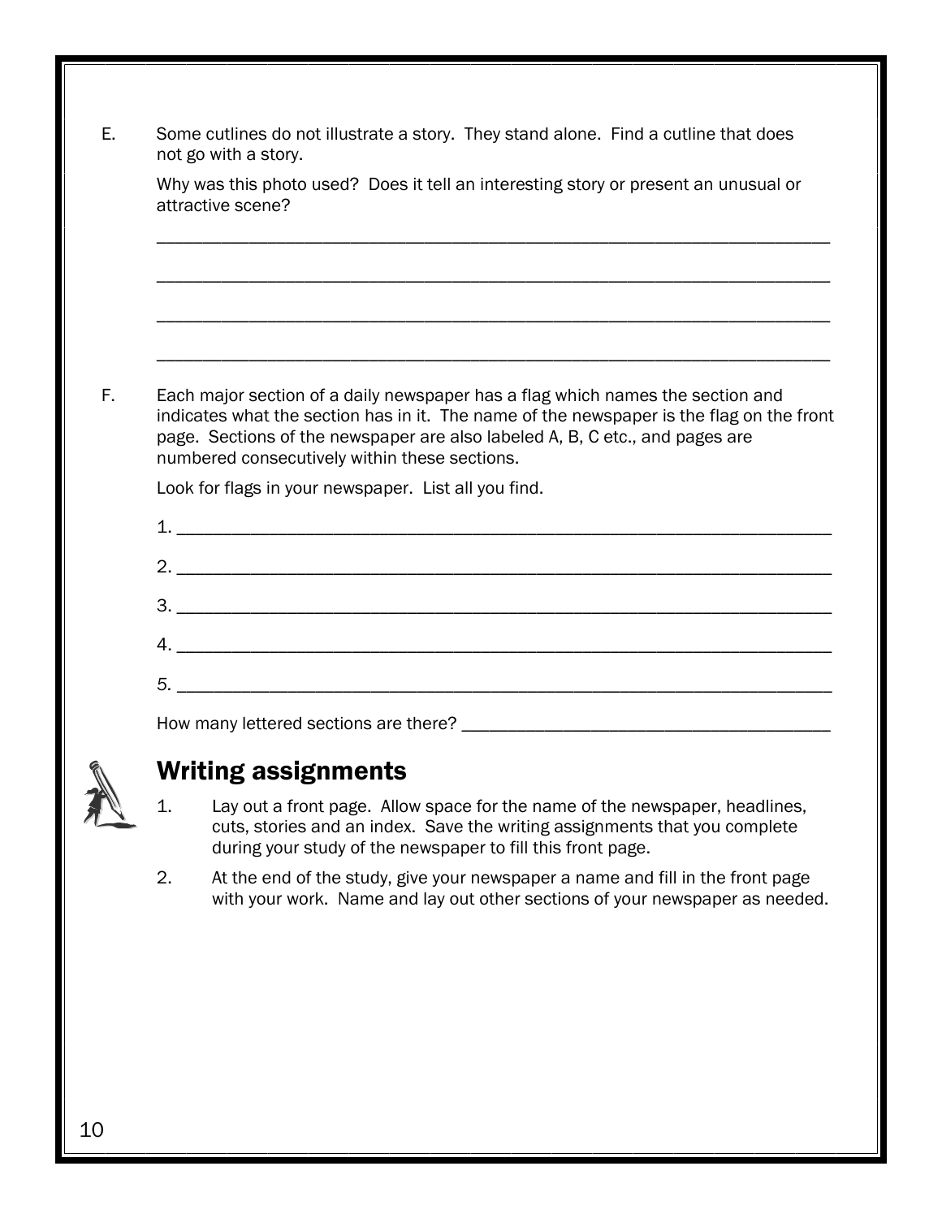E. Some cutlines do not illustrate a story. They stand alone. Find a cutline that does not go with a story.

Why was this photo used? Does it tell an interesting story or present an unusual or attractive scene?

___________________________________________________________________________

___________________________________________________________________________

___________________________________________________________________________

___________________________________________________________________________

F. Each major section of a daily newspaper has a flag which names the section and indicates what the section has in it. The name of the newspaper is the flag on the front page. Sections of the newspaper are also labeled A, B, C etc., and pages are numbered consecutively within these sections.

Look for flags in your newspaper. List all you find.

1. ________________________________________________________________________

2. ________________________________________________________________________

3. ________________________________________________________________________

4. ________________________________________________________________________

5. ________________________________________________________________________

How many lettered sections are there? ______________________________________

## Writing assignments

1. Lay out a front page. Allow space for the name of the newspaper, headlines, cuts, stories and an index. Save the writing assignments that you complete during your study of the newspaper to fill this front page.
2. At the end of the study, give your newspaper a name and fill in the front page with your work. Name and lay out other sections of your newspaper as needed.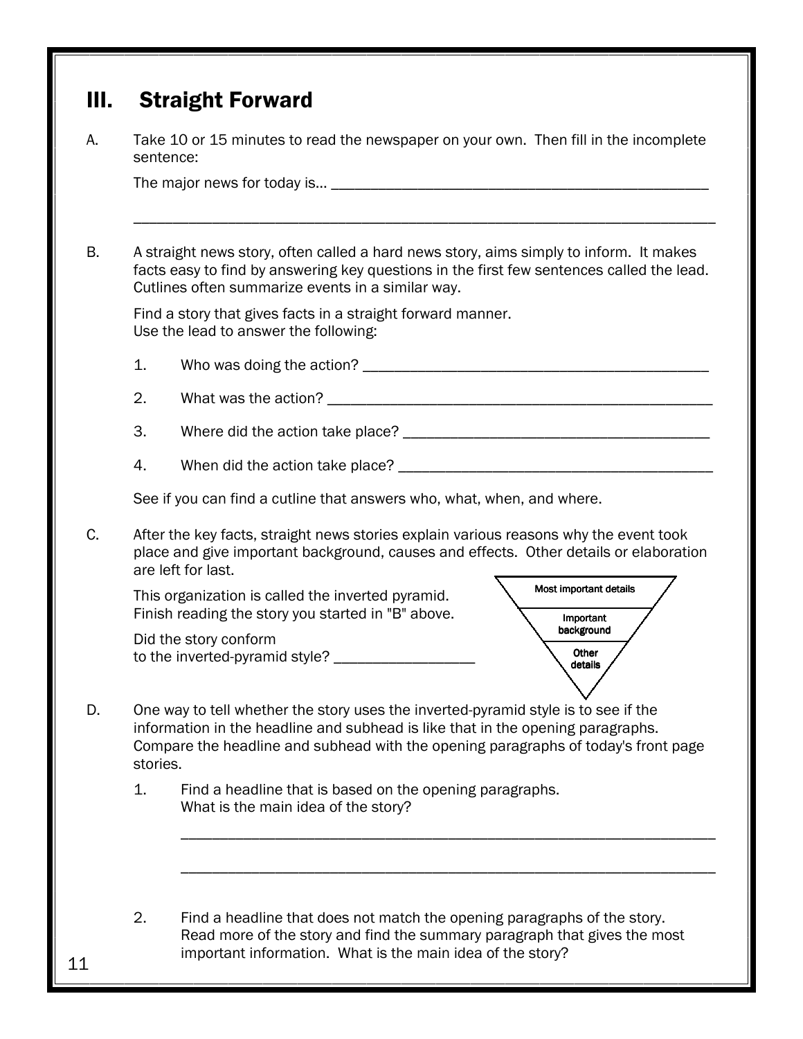# III. Straight Forward

A. Take 10 or 15 minutes to read the newspaper on your own. Then fill in the incomplete sentence:

The major news for today is... ________________________________________________

______________________________________________________________________________

B. A straight news story, often called a hard news story, aims simply to inform. It makes facts easy to find by answering key questions in the first few sentences called the lead. Cutlines often summarize events in a similar way.

Find a story that gives facts in a straight forward manner.
Use the lead to answer the following:

1. Who was doing the action? ____________________________________________
2. What was the action? ________________________________________________
3. Where did the action take place? _______________________________________
4. When did the action take place? _______________________________________

See if you can find a cutline that answers who, what, when, and where.

C. After the key facts, straight news stories explain various reasons why the event took place and give important background, causes and effects. Other details or elaboration are left for last.

This organization is called the inverted pyramid.
Finish reading the story you started in "B" above.

Did the story conform to the inverted-pyramid style? _________________

Most important details
Important background
Other details

D. One way to tell whether the story uses the inverted-pyramid style is to see if the information in the headline and subhead is like that in the opening paragraphs. Compare the headline and subhead with the opening paragraphs of today's front page stories.

1. Find a headline that is based on the opening paragraphs.
   What is the main idea of the story?

   ________________________________________________________________________

   ________________________________________________________________________

2. Find a headline that does not match the opening paragraphs of the story. Read more of the story and find the summary paragraph that gives the most important information. What is the main idea of the story?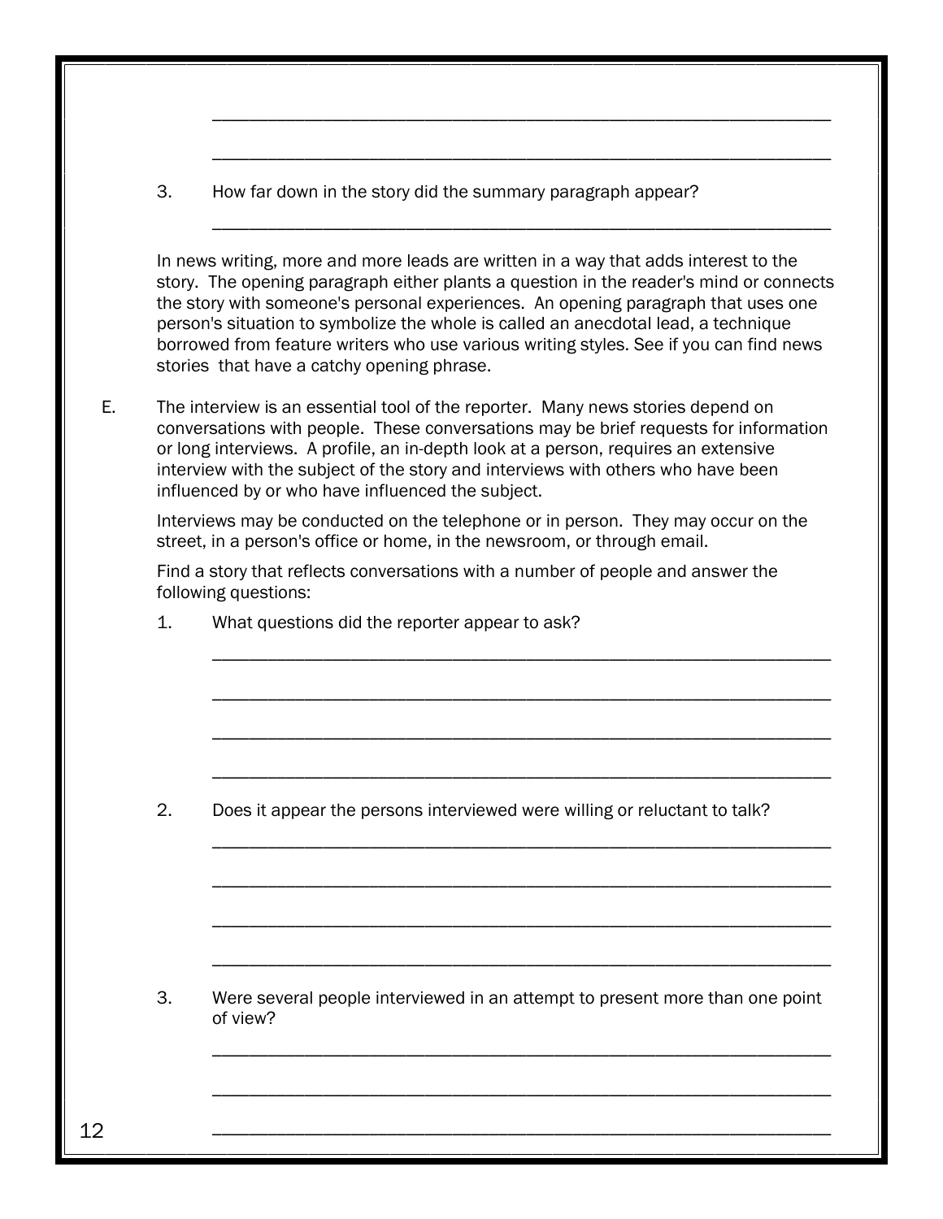\_\_\_\_\_\_\_\_\_\_\_\_\_\_\_\_\_\_\_\_\_\_\_\_\_\_\_\_\_\_\_\_\_\_\_\_\_\_\_\_\_\_\_\_\_\_\_\_\_\_\_\_\_\_\_\_\_\_\_\_\_\_\_\_

\_\_\_\_\_\_\_\_\_\_\_\_\_\_\_\_\_\_\_\_\_\_\_\_\_\_\_\_\_\_\_\_\_\_\_\_\_\_\_\_\_\_\_\_\_\_\_\_\_\_\_\_\_\_\_\_\_\_\_\_\_\_\_\_

3. How far down in the story did the summary paragraph appear?

   \_\_\_\_\_\_\_\_\_\_\_\_\_\_\_\_\_\_\_\_\_\_\_\_\_\_\_\_\_\_\_\_\_\_\_\_\_\_\_\_\_\_\_\_\_\_\_\_\_\_\_\_\_\_\_\_\_\_\_\_\_\_\_\_

In news writing, more and more leads are written in a way that adds interest to the story. The opening paragraph either plants a question in the reader's mind or connects the story with someone's personal experiences. An opening paragraph that uses one person's situation to symbolize the whole is called an anecdotal lead, a technique borrowed from feature writers who use various writing styles. See if you can find news stories that have a catchy opening phrase.

E. The interview is an essential tool of the reporter. Many news stories depend on conversations with people. These conversations may be brief requests for information or long interviews. A profile, an in-depth look at a person, requires an extensive interview with the subject of the story and interviews with others who have been influenced by or who have influenced the subject.

Interviews may be conducted on the telephone or in person. They may occur on the street, in a person's office or home, in the newsroom, or through email.

Find a story that reflects conversations with a number of people and answer the following questions:

1. What questions did the reporter appear to ask?

   \_\_\_\_\_\_\_\_\_\_\_\_\_\_\_\_\_\_\_\_\_\_\_\_\_\_\_\_\_\_\_\_\_\_\_\_\_\_\_\_\_\_\_\_\_\_\_\_\_\_\_\_\_\_\_\_\_\_\_\_\_\_\_\_

   \_\_\_\_\_\_\_\_\_\_\_\_\_\_\_\_\_\_\_\_\_\_\_\_\_\_\_\_\_\_\_\_\_\_\_\_\_\_\_\_\_\_\_\_\_\_\_\_\_\_\_\_\_\_\_\_\_\_\_\_\_\_\_\_

   \_\_\_\_\_\_\_\_\_\_\_\_\_\_\_\_\_\_\_\_\_\_\_\_\_\_\_\_\_\_\_\_\_\_\_\_\_\_\_\_\_\_\_\_\_\_\_\_\_\_\_\_\_\_\_\_\_\_\_\_\_\_\_\_

   \_\_\_\_\_\_\_\_\_\_\_\_\_\_\_\_\_\_\_\_\_\_\_\_\_\_\_\_\_\_\_\_\_\_\_\_\_\_\_\_\_\_\_\_\_\_\_\_\_\_\_\_\_\_\_\_\_\_\_\_\_\_\_\_

2. Does it appear the persons interviewed were willing or reluctant to talk?

   \_\_\_\_\_\_\_\_\_\_\_\_\_\_\_\_\_\_\_\_\_\_\_\_\_\_\_\_\_\_\_\_\_\_\_\_\_\_\_\_\_\_\_\_\_\_\_\_\_\_\_\_\_\_\_\_\_\_\_\_\_\_\_\_

   \_\_\_\_\_\_\_\_\_\_\_\_\_\_\_\_\_\_\_\_\_\_\_\_\_\_\_\_\_\_\_\_\_\_\_\_\_\_\_\_\_\_\_\_\_\_\_\_\_\_\_\_\_\_\_\_\_\_\_\_\_\_\_\_

   \_\_\_\_\_\_\_\_\_\_\_\_\_\_\_\_\_\_\_\_\_\_\_\_\_\_\_\_\_\_\_\_\_\_\_\_\_\_\_\_\_\_\_\_\_\_\_\_\_\_\_\_\_\_\_\_\_\_\_\_\_\_\_\_

   \_\_\_\_\_\_\_\_\_\_\_\_\_\_\_\_\_\_\_\_\_\_\_\_\_\_\_\_\_\_\_\_\_\_\_\_\_\_\_\_\_\_\_\_\_\_\_\_\_\_\_\_\_\_\_\_\_\_\_\_\_\_\_\_

3. Were several people interviewed in an attempt to present more than one point of view?

   \_\_\_\_\_\_\_\_\_\_\_\_\_\_\_\_\_\_\_\_\_\_\_\_\_\_\_\_\_\_\_\_\_\_\_\_\_\_\_\_\_\_\_\_\_\_\_\_\_\_\_\_\_\_\_\_\_\_\_\_\_\_\_\_

   \_\_\_\_\_\_\_\_\_\_\_\_\_\_\_\_\_\_\_\_\_\_\_\_\_\_\_\_\_\_\_\_\_\_\_\_\_\_\_\_\_\_\_\_\_\_\_\_\_\_\_\_\_\_\_\_\_\_\_\_\_\_\_\_

   \_\_\_\_\_\_\_\_\_\_\_\_\_\_\_\_\_\_\_\_\_\_\_\_\_\_\_\_\_\_\_\_\_\_\_\_\_\_\_\_\_\_\_\_\_\_\_\_\_\_\_\_\_\_\_\_\_\_\_\_\_\_\_\_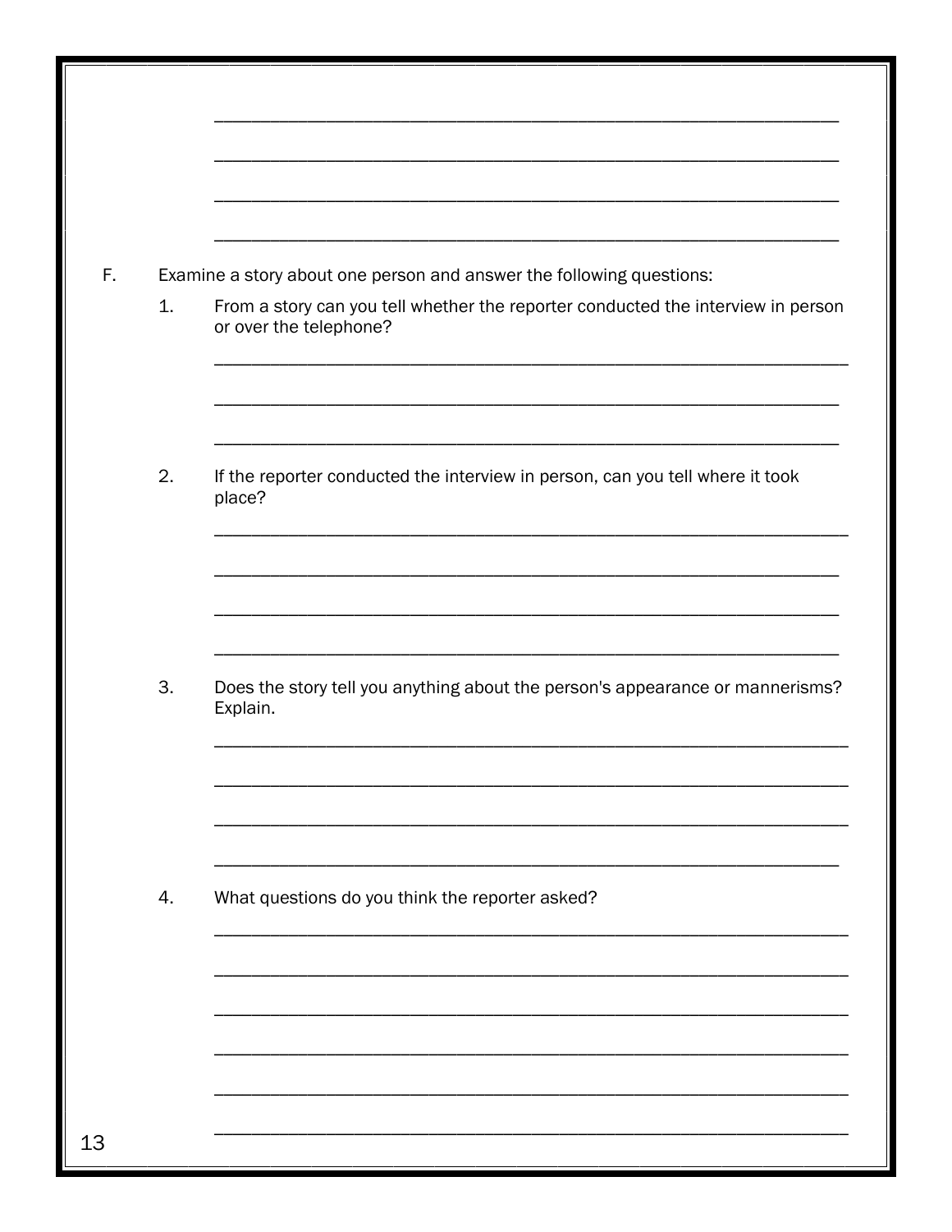F. Examine a story about one person and answer the following questions:

1. From a story can you tell whether the reporter conducted the interview in person or over the telephone?

2. If the reporter conducted the interview in person, can you tell where it took place?

3. Does the story tell you anything about the person's appearance or mannerisms? Explain.

4. What questions do you think the reporter asked?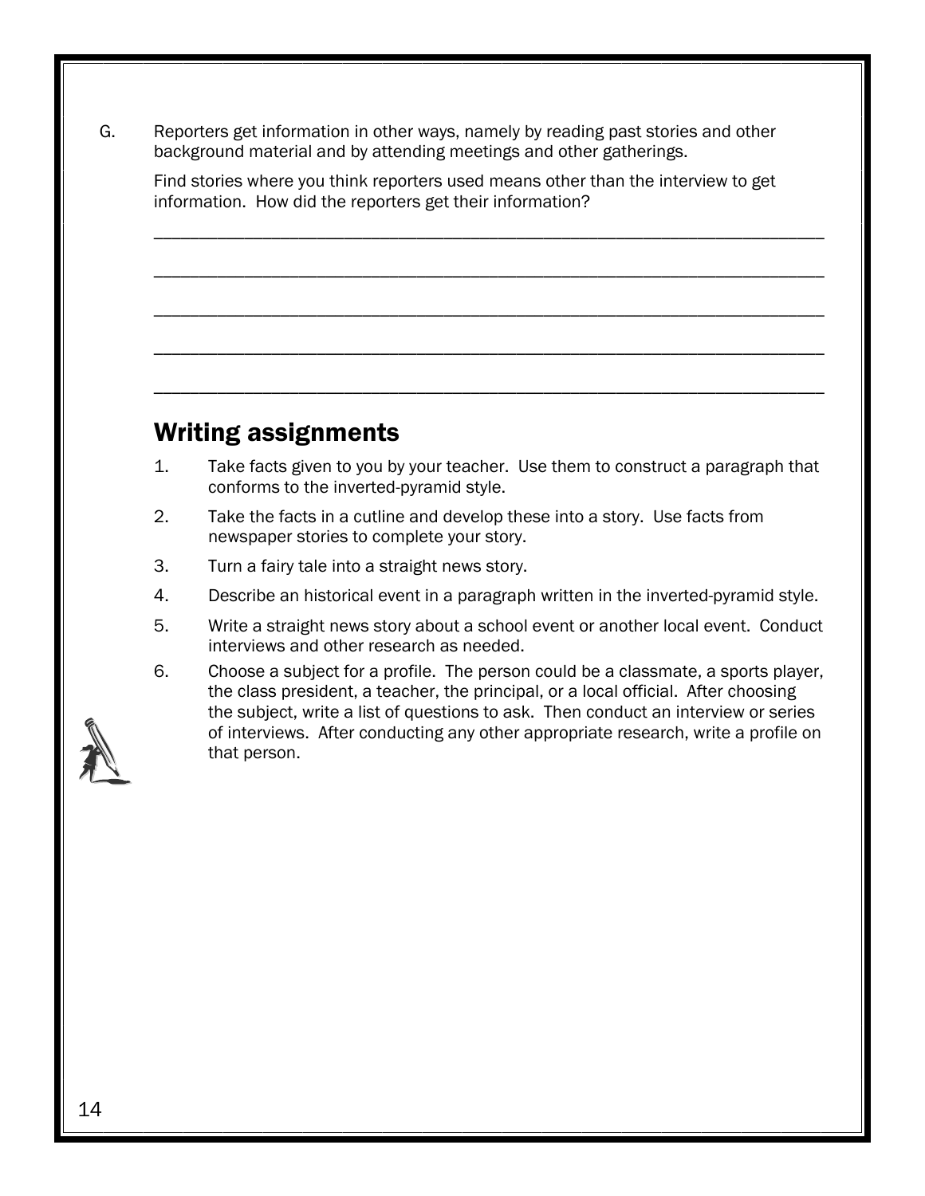G. Reporters get information in other ways, namely by reading past stories and other background material and by attending meetings and other gatherings.

Find stories where you think reporters used means other than the interview to get information. How did the reporters get their information?

___________________________________________________________________________

___________________________________________________________________________

___________________________________________________________________________

___________________________________________________________________________

___________________________________________________________________________

## Writing assignments

1. Take facts given to you by your teacher. Use them to construct a paragraph that conforms to the inverted-pyramid style.
2. Take the facts in a cutline and develop these into a story. Use facts from newspaper stories to complete your story.
3. Turn a fairy tale into a straight news story.
4. Describe an historical event in a paragraph written in the inverted-pyramid style.
5. Write a straight news story about a school event or another local event. Conduct interviews and other research as needed.
6. Choose a subject for a profile. The person could be a classmate, a sports player, the class president, a teacher, the principal, or a local official. After choosing the subject, write a list of questions to ask. Then conduct an interview or series of interviews. After conducting any other appropriate research, write a profile on that person.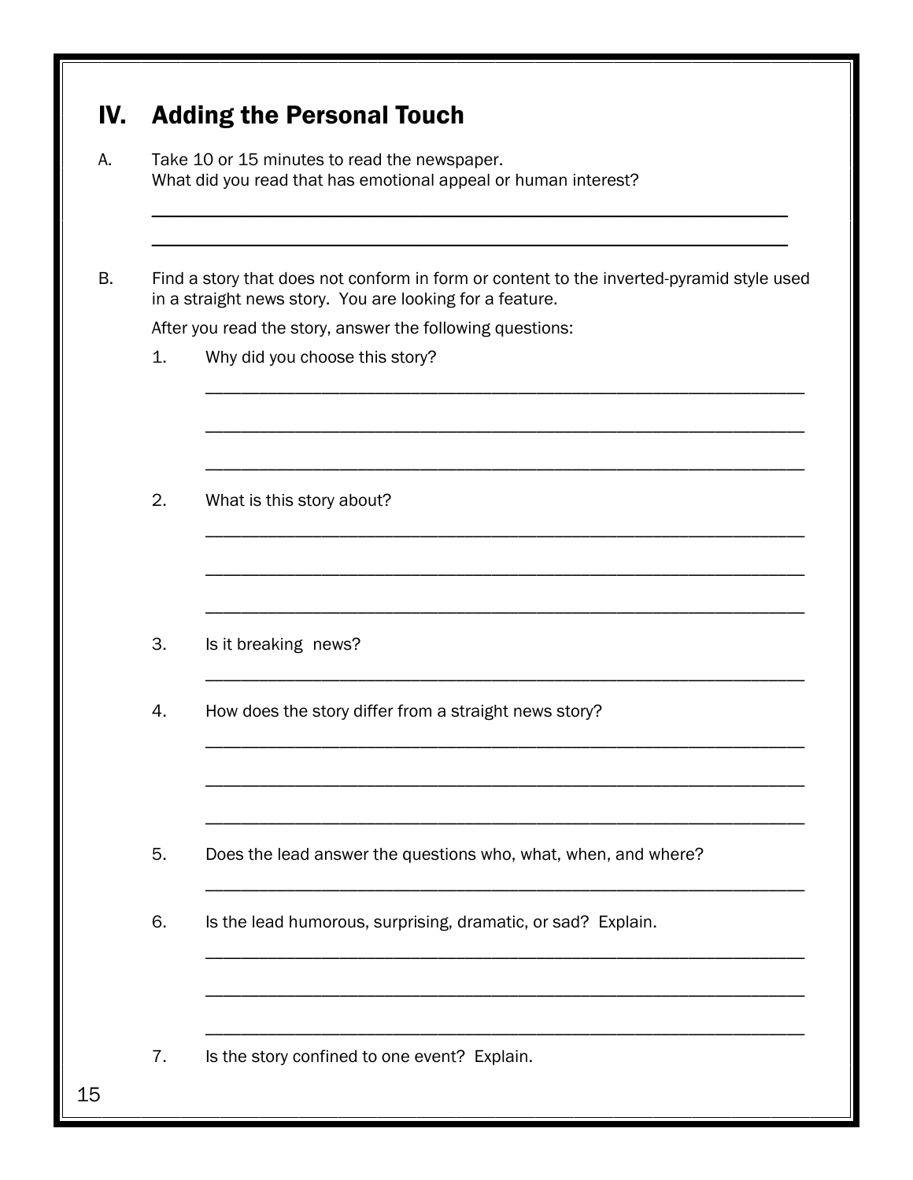## IV. Adding the Personal Touch

A. Take 10 or 15 minutes to read the newspaper.
What did you read that has emotional appeal or human interest?

______________________________________________________________________

______________________________________________________________________

B. Find a story that does not conform in form or content to the inverted-pyramid style used in a straight news story. You are looking for a feature.

After you read the story, answer the following questions:

1. Why did you choose this story?

______________________________________________________________________

______________________________________________________________________

______________________________________________________________________

2. What is this story about?

______________________________________________________________________

______________________________________________________________________

______________________________________________________________________

3. Is it breaking news?

______________________________________________________________________

4. How does the story differ from a straight news story?

______________________________________________________________________

______________________________________________________________________

______________________________________________________________________

5. Does the lead answer the questions who, what, when, and where?

______________________________________________________________________

6. Is the lead humorous, surprising, dramatic, or sad? Explain.

______________________________________________________________________

______________________________________________________________________

______________________________________________________________________

7. Is the story confined to one event? Explain.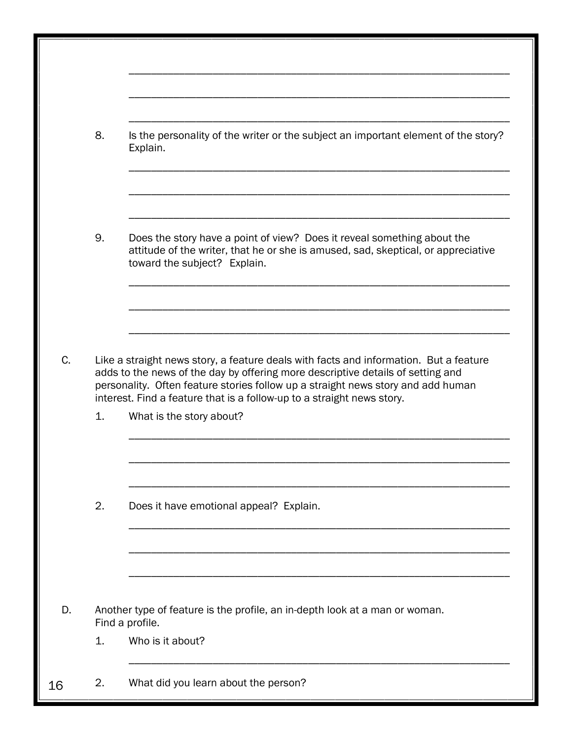8. Is the personality of the writer or the subject an important element of the story? Explain.

9. Does the story have a point of view? Does it reveal something about the attitude of the writer, that he or she is amused, sad, skeptical, or appreciative toward the subject? Explain.

C. Like a straight news story, a feature deals with facts and information. But a feature adds to the news of the day by offering more descriptive details of setting and personality. Often feature stories follow up a straight news story and add human interest. Find a feature that is a follow-up to a straight news story.

1. What is the story about?

2. Does it have emotional appeal? Explain.

D. Another type of feature is the profile, an in-depth look at a man or woman. Find a profile.

1. Who is it about?

2. What did you learn about the person?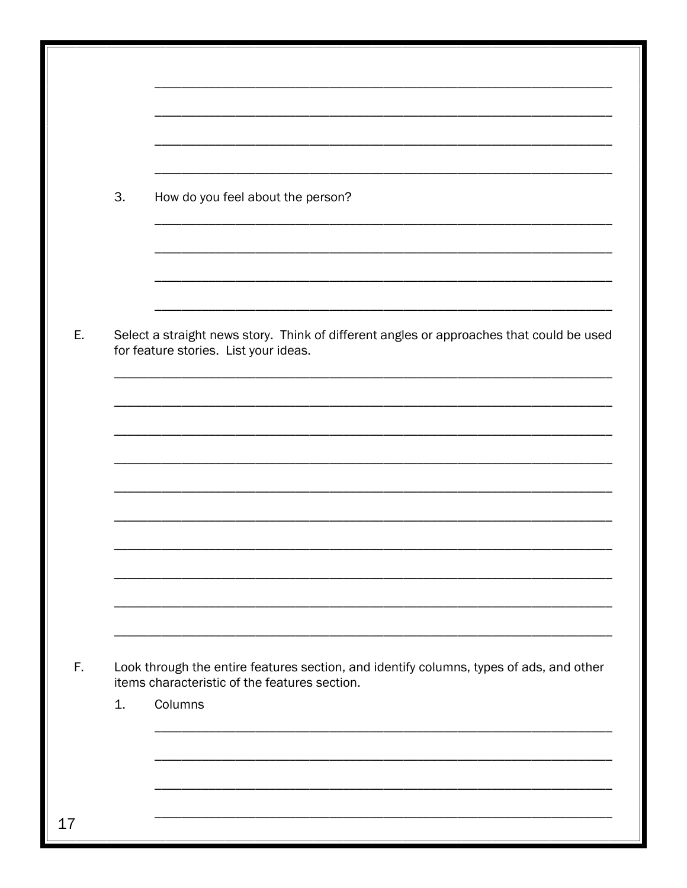3. How do you feel about the person?

E. Select a straight news story. Think of different angles or approaches that could be used for feature stories. List your ideas.

F. Look through the entire features section, and identify columns, types of ads, and other items characteristic of the features section.

   1. Columns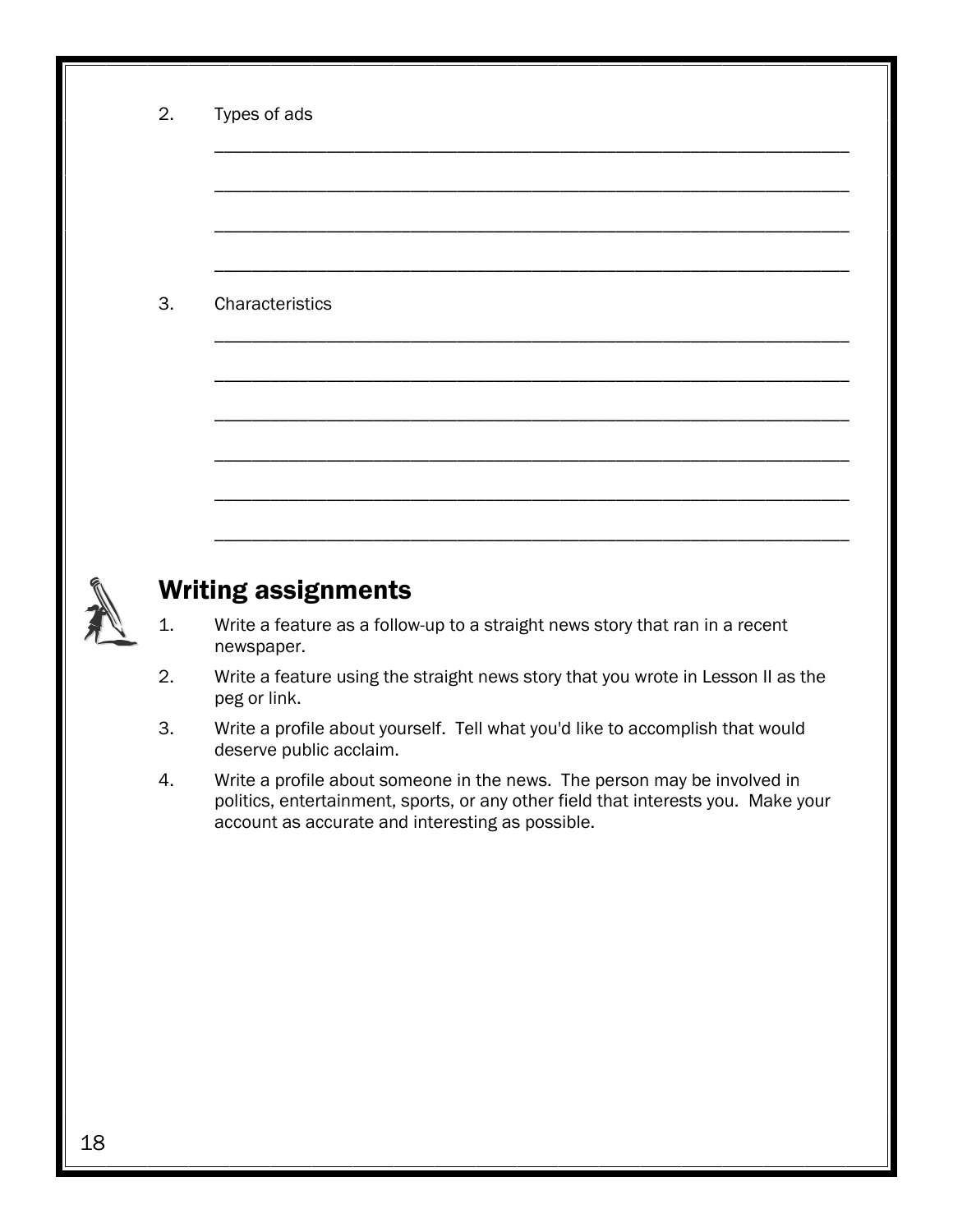2. Types of ads

___________________________________________________________________

___________________________________________________________________

___________________________________________________________________

___________________________________________________________________

3. Characteristics

___________________________________________________________________

___________________________________________________________________

___________________________________________________________________

___________________________________________________________________

___________________________________________________________________

___________________________________________________________________

## Writing assignments

1. Write a feature as a follow-up to a straight news story that ran in a recent newspaper.
2. Write a feature using the straight news story that you wrote in Lesson II as the peg or link.
3. Write a profile about yourself. Tell what you'd like to accomplish that would deserve public acclaim.
4. Write a profile about someone in the news. The person may be involved in politics, entertainment, sports, or any other field that interests you. Make your account as accurate and interesting as possible.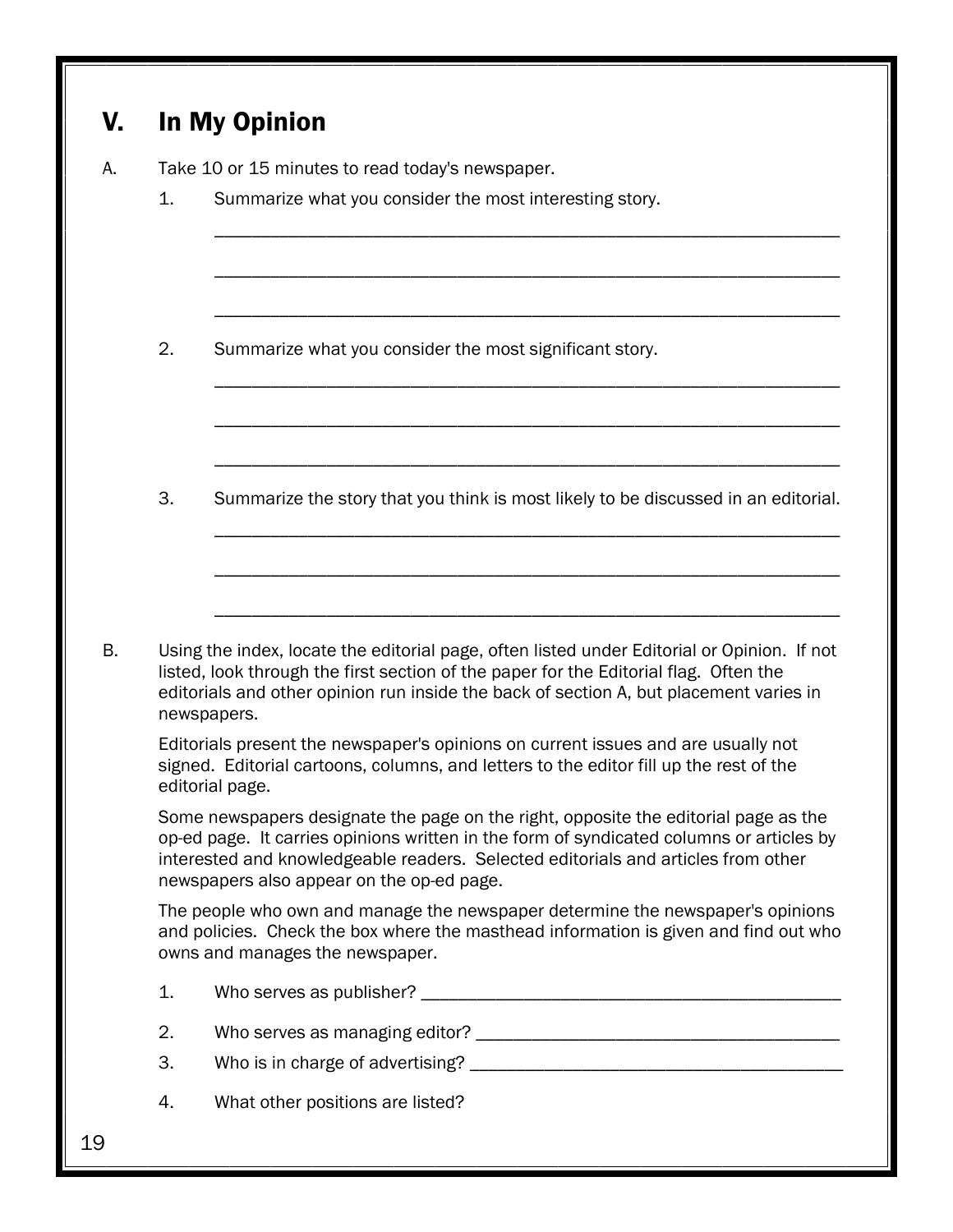## V. In My Opinion

A. Take 10 or 15 minutes to read today's newspaper.

1. Summarize what you consider the most interesting story.

   ______________________________________________________________________

   ______________________________________________________________________

   ______________________________________________________________________

2. Summarize what you consider the most significant story.

   ______________________________________________________________________

   ______________________________________________________________________

   ______________________________________________________________________

3. Summarize the story that you think is most likely to be discussed in an editorial.

   ______________________________________________________________________

   ______________________________________________________________________

   ______________________________________________________________________

B. Using the index, locate the editorial page, often listed under Editorial or Opinion. If not listed, look through the first section of the paper for the Editorial flag. Often the editorials and other opinion run inside the back of section A, but placement varies in newspapers.

Editorials present the newspaper's opinions on current issues and are usually not signed. Editorial cartoons, columns, and letters to the editor fill up the rest of the editorial page.

Some newspapers designate the page on the right, opposite the editorial page as the op-ed page. It carries opinions written in the form of syndicated columns or articles by interested and knowledgeable readers. Selected editorials and articles from other newspapers also appear on the op-ed page.

The people who own and manage the newspaper determine the newspaper's opinions and policies. Check the box where the masthead information is given and find out who owns and manages the newspaper.

1. Who serves as publisher? ______________________________________________

2. Who serves as managing editor? ________________________________________

3. Who is in charge of advertising? _________________________________________

4. What other positions are listed?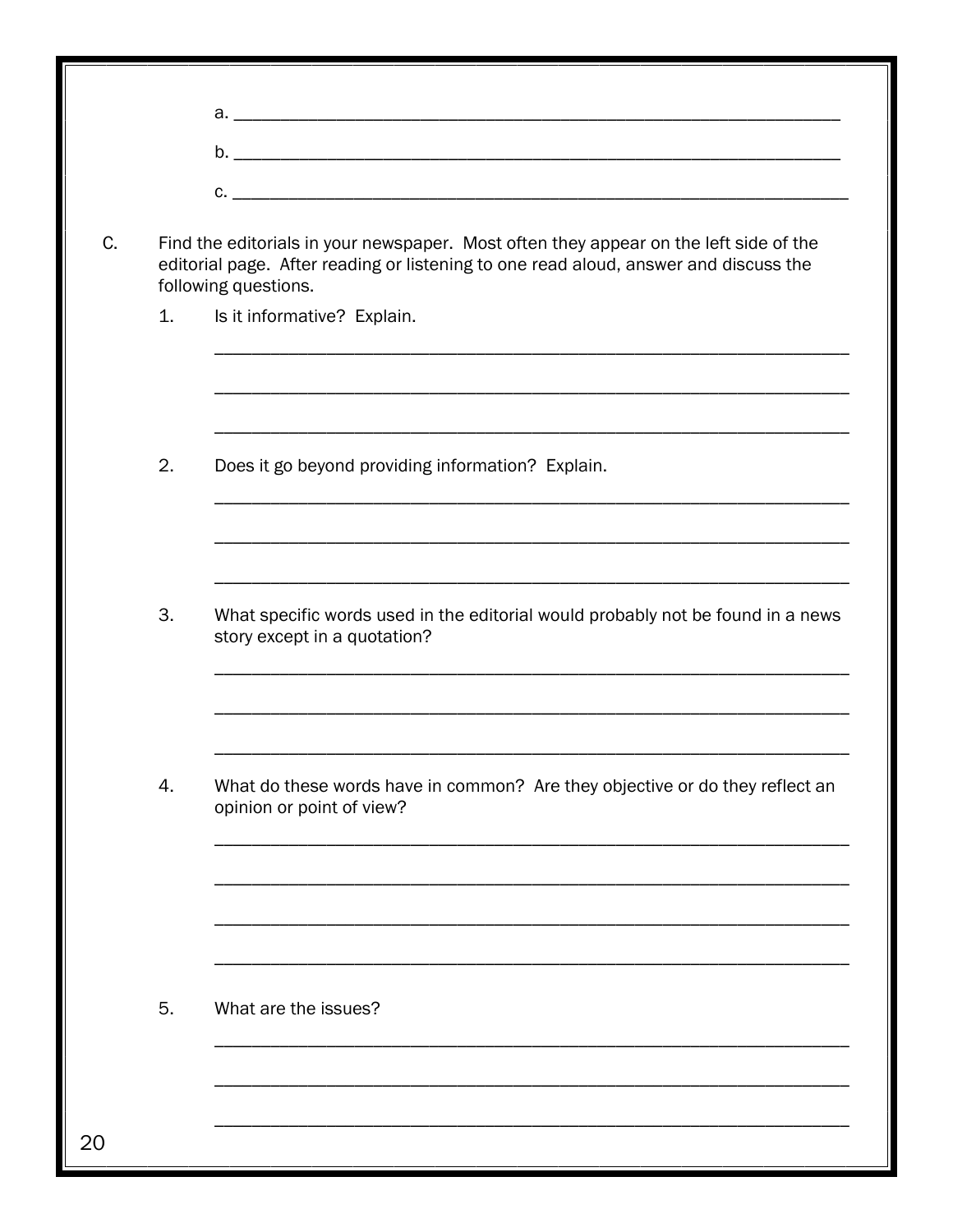a. ____________________________________________________________________

b. ____________________________________________________________________

c. ____________________________________________________________________

C. Find the editorials in your newspaper. Most often they appear on the left side of the editorial page. After reading or listening to one read aloud, answer and discuss the following questions.

1. Is it informative? Explain.

______________________________________________________________________

______________________________________________________________________

______________________________________________________________________

2. Does it go beyond providing information? Explain.

______________________________________________________________________

______________________________________________________________________

______________________________________________________________________

3. What specific words used in the editorial would probably not be found in a news story except in a quotation?

______________________________________________________________________

______________________________________________________________________

______________________________________________________________________

4. What do these words have in common? Are they objective or do they reflect an opinion or point of view?

______________________________________________________________________

______________________________________________________________________

______________________________________________________________________

______________________________________________________________________

5. What are the issues?

______________________________________________________________________

______________________________________________________________________

______________________________________________________________________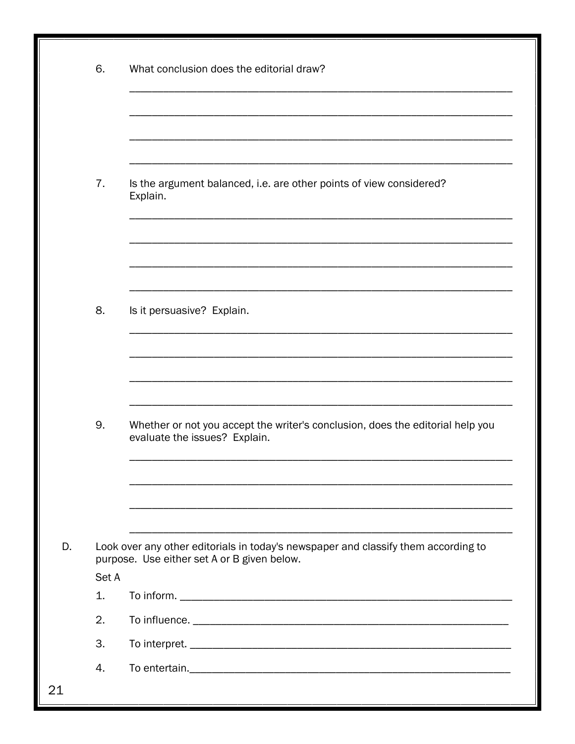6. What conclusion does the editorial draw?

_______________________________________________________________

_______________________________________________________________

_______________________________________________________________

_______________________________________________________________

7. Is the argument balanced, i.e. are other points of view considered? Explain.

_______________________________________________________________

_______________________________________________________________

_______________________________________________________________

_______________________________________________________________

8. Is it persuasive? Explain.

_______________________________________________________________

_______________________________________________________________

_______________________________________________________________

_______________________________________________________________

9. Whether or not you accept the writer's conclusion, does the editorial help you evaluate the issues? Explain.

_______________________________________________________________

_______________________________________________________________

_______________________________________________________________

_______________________________________________________________

D. Look over any other editorials in today's newspaper and classify them according to purpose. Use either set A or B given below.

Set A

1. To inform. _______________________________________________________

2. To influence. _____________________________________________________

3. To interpret. _____________________________________________________

4. To entertain._____________________________________________________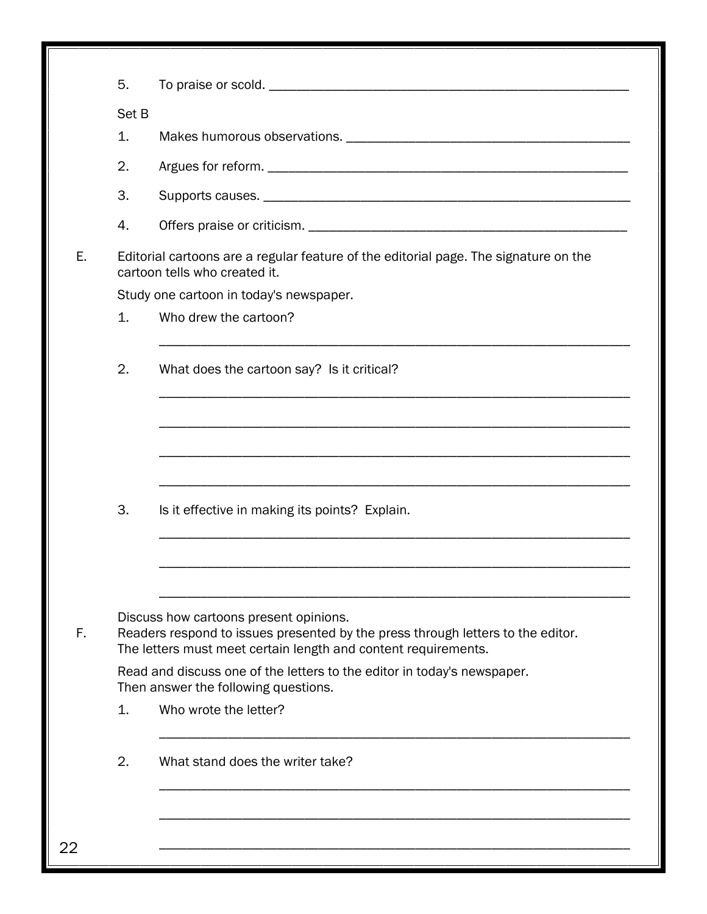5. To praise or scold. ____________________________________________________

Set B

1. Makes humorous observations. ________________________________________

2. Argues for reform. ____________________________________________________

3. Supports causes. _____________________________________________________

4. Offers praise or criticism. _____________________________________________

E. Editorial cartoons are a regular feature of the editorial page. The signature on the cartoon tells who created it.

Study one cartoon in today's newspaper.

1. Who drew the cartoon?

_______________________________________________________________________

2. What does the cartoon say? Is it critical?

_______________________________________________________________________

_______________________________________________________________________

_______________________________________________________________________

_______________________________________________________________________

3. Is it effective in making its points? Explain.

_______________________________________________________________________

_______________________________________________________________________

_______________________________________________________________________

Discuss how cartoons present opinions.

F. Readers respond to issues presented by the press through letters to the editor. The letters must meet certain length and content requirements.

Read and discuss one of the letters to the editor in today's newspaper. Then answer the following questions.

1. Who wrote the letter?

_______________________________________________________________________

2. What stand does the writer take?

_______________________________________________________________________

_______________________________________________________________________

_______________________________________________________________________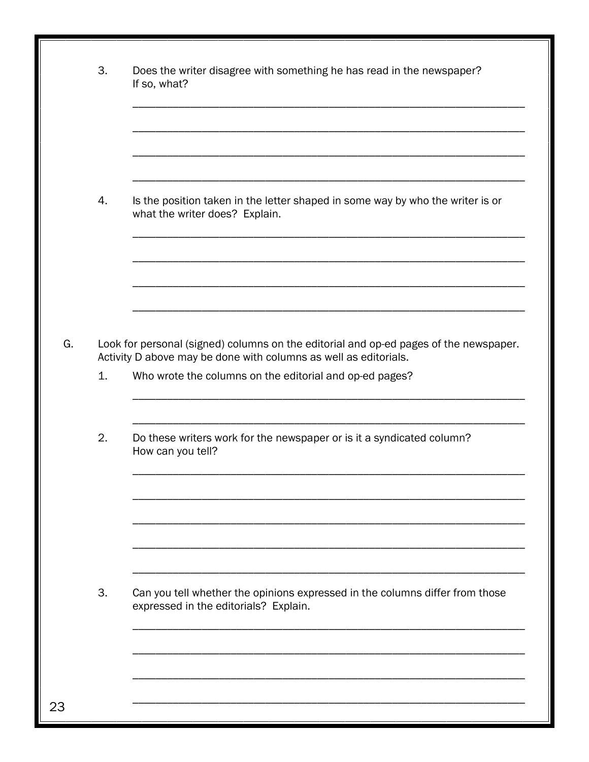3. Does the writer disagree with something he has read in the newspaper? If so, what?

_______________________________________________________________

_______________________________________________________________

_______________________________________________________________

_______________________________________________________________

4. Is the position taken in the letter shaped in some way by who the writer is or what the writer does? Explain.

_______________________________________________________________

_______________________________________________________________

_______________________________________________________________

_______________________________________________________________

G. Look for personal (signed) columns on the editorial and op-ed pages of the newspaper. Activity D above may be done with columns as well as editorials.

1. Who wrote the columns on the editorial and op-ed pages?

_______________________________________________________________

_______________________________________________________________

2. Do these writers work for the newspaper or is it a syndicated column? How can you tell?

_______________________________________________________________

_______________________________________________________________

_______________________________________________________________

_______________________________________________________________

_______________________________________________________________

3. Can you tell whether the opinions expressed in the columns differ from those expressed in the editorials? Explain.

_______________________________________________________________

_______________________________________________________________

_______________________________________________________________

_______________________________________________________________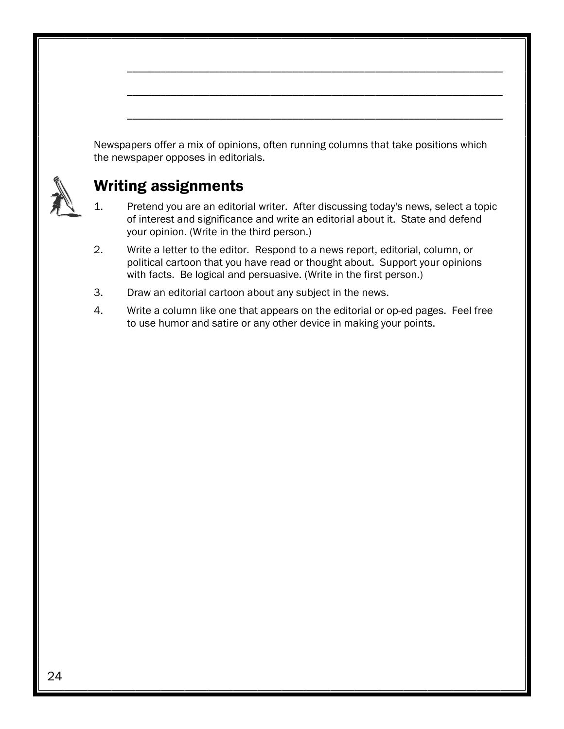\_\_\_\_\_\_\_\_\_\_\_\_\_\_\_\_\_\_\_\_\_\_\_\_\_\_\_\_\_\_\_\_\_\_\_\_\_\_\_\_\_\_\_\_\_\_\_\_\_\_\_\_\_\_\_\_\_\_\_\_

\_\_\_\_\_\_\_\_\_\_\_\_\_\_\_\_\_\_\_\_\_\_\_\_\_\_\_\_\_\_\_\_\_\_\_\_\_\_\_\_\_\_\_\_\_\_\_\_\_\_\_\_\_\_\_\_\_\_\_\_

\_\_\_\_\_\_\_\_\_\_\_\_\_\_\_\_\_\_\_\_\_\_\_\_\_\_\_\_\_\_\_\_\_\_\_\_\_\_\_\_\_\_\_\_\_\_\_\_\_\_\_\_\_\_\_\_\_\_\_\_

Newspapers offer a mix of opinions, often running columns that take positions which the newspaper opposes in editorials.

## Writing assignments

1. Pretend you are an editorial writer. After discussing today's news, select a topic of interest and significance and write an editorial about it. State and defend your opinion. (Write in the third person.)
2. Write a letter to the editor. Respond to a news report, editorial, column, or political cartoon that you have read or thought about. Support your opinions with facts. Be logical and persuasive. (Write in the first person.)
3. Draw an editorial cartoon about any subject in the news.
4. Write a column like one that appears on the editorial or op-ed pages. Feel free to use humor and satire or any other device in making your points.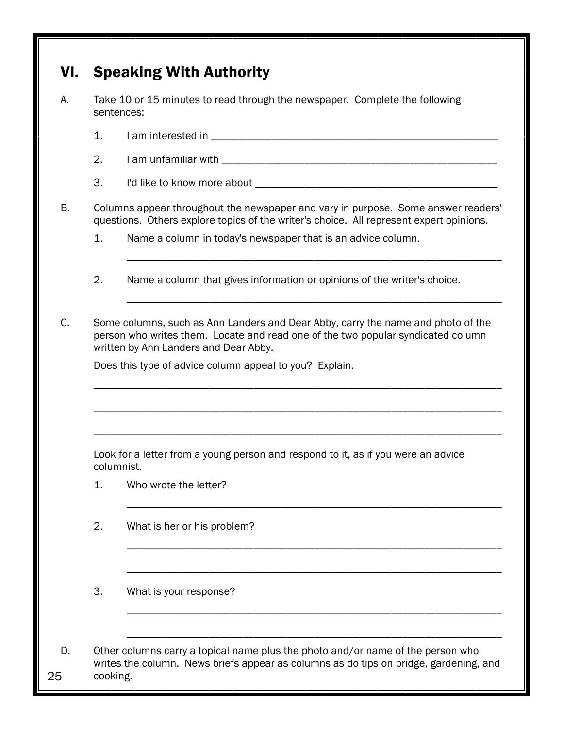## VI. Speaking With Authority

A. Take 10 or 15 minutes to read through the newspaper. Complete the following sentences:

1. I am interested in ____________________________________________________

2. I am unfamiliar with __________________________________________________

3. I'd like to know more about ___________________________________________

B. Columns appear throughout the newspaper and vary in purpose. Some answer readers' questions. Others explore topics of the writer's choice. All represent expert opinions.

1. Name a column in today's newspaper that is an advice column.

   ____________________________________________________________________

2. Name a column that gives information or opinions of the writer's choice.

   ____________________________________________________________________

C. Some columns, such as Ann Landers and Dear Abby, carry the name and photo of the person who writes them. Locate and read one of the two popular syndicated column written by Ann Landers and Dear Abby.

Does this type of advice column appeal to you? Explain.

________________________________________________________________________

________________________________________________________________________

________________________________________________________________________

Look for a letter from a young person and respond to it, as if you were an advice columnist.

1. Who wrote the letter?

   ____________________________________________________________________

2. What is her or his problem?

   ____________________________________________________________________

   ____________________________________________________________________

3. What is your response?

   ____________________________________________________________________

   ____________________________________________________________________

D. Other columns carry a topical name plus the photo and/or name of the person who writes the column. News briefs appear as columns as do tips on bridge, gardening, and cooking.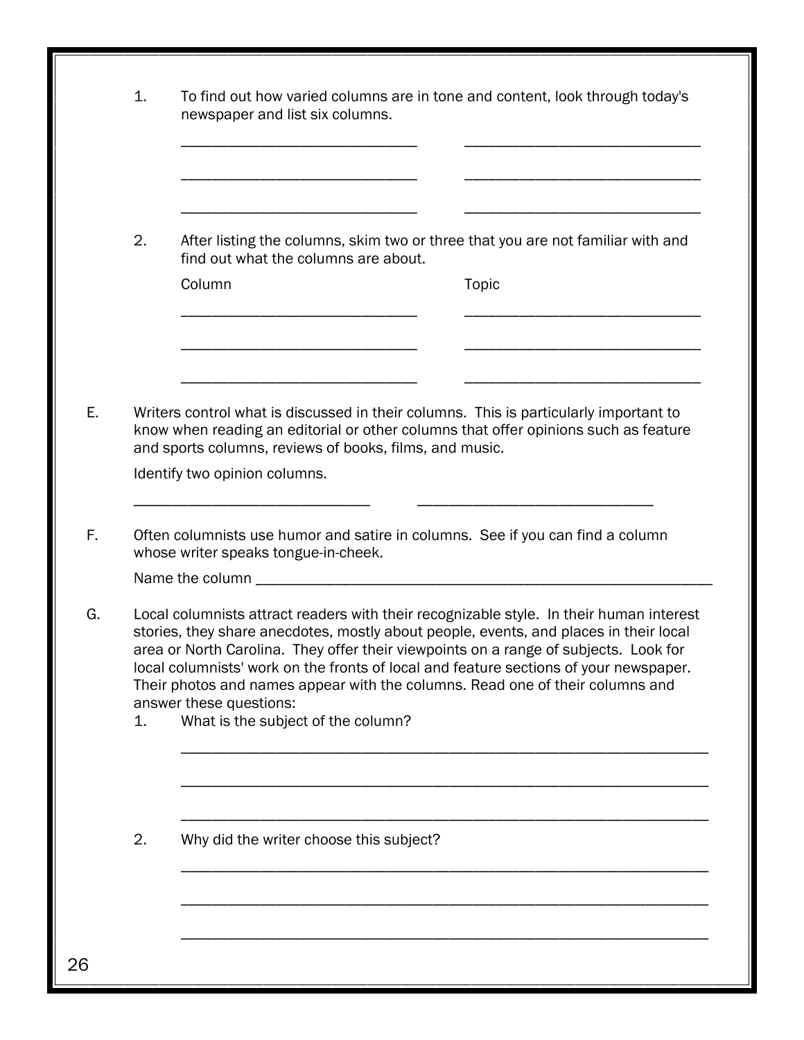1. To find out how varied columns are in tone and content, look through today's newspaper and list six columns.

   ______________________________ ______________________________

   ______________________________ ______________________________

   ______________________________ ______________________________

2. After listing the columns, skim two or three that you are not familiar with and find out what the columns are about.

   | Column | Topic |
   |---|---|
   | ______________________________ | ______________________________ |
   | ______________________________ | ______________________________ |
   | ______________________________ | ______________________________ |

E. Writers control what is discussed in their columns. This is particularly important to know when reading an editorial or other columns that offer opinions such as feature and sports columns, reviews of books, films, and music.

   Identify two opinion columns.

   ______________________________ ______________________________

F. Often columnists use humor and satire in columns. See if you can find a column whose writer speaks tongue-in-cheek.

   Name the column ______________________________________________________________

G. Local columnists attract readers with their recognizable style. In their human interest stories, they share anecdotes, mostly about people, events, and places in their local area or North Carolina. They offer their viewpoints on a range of subjects. Look for local columnists' work on the fronts of local and feature sections of your newspaper. Their photos and names appear with the columns. Read one of their columns and answer these questions:

   1. What is the subject of the column?

      ____________________________________________________________________

      ____________________________________________________________________

      ____________________________________________________________________

   2. Why did the writer choose this subject?

      ____________________________________________________________________

      ____________________________________________________________________

      ____________________________________________________________________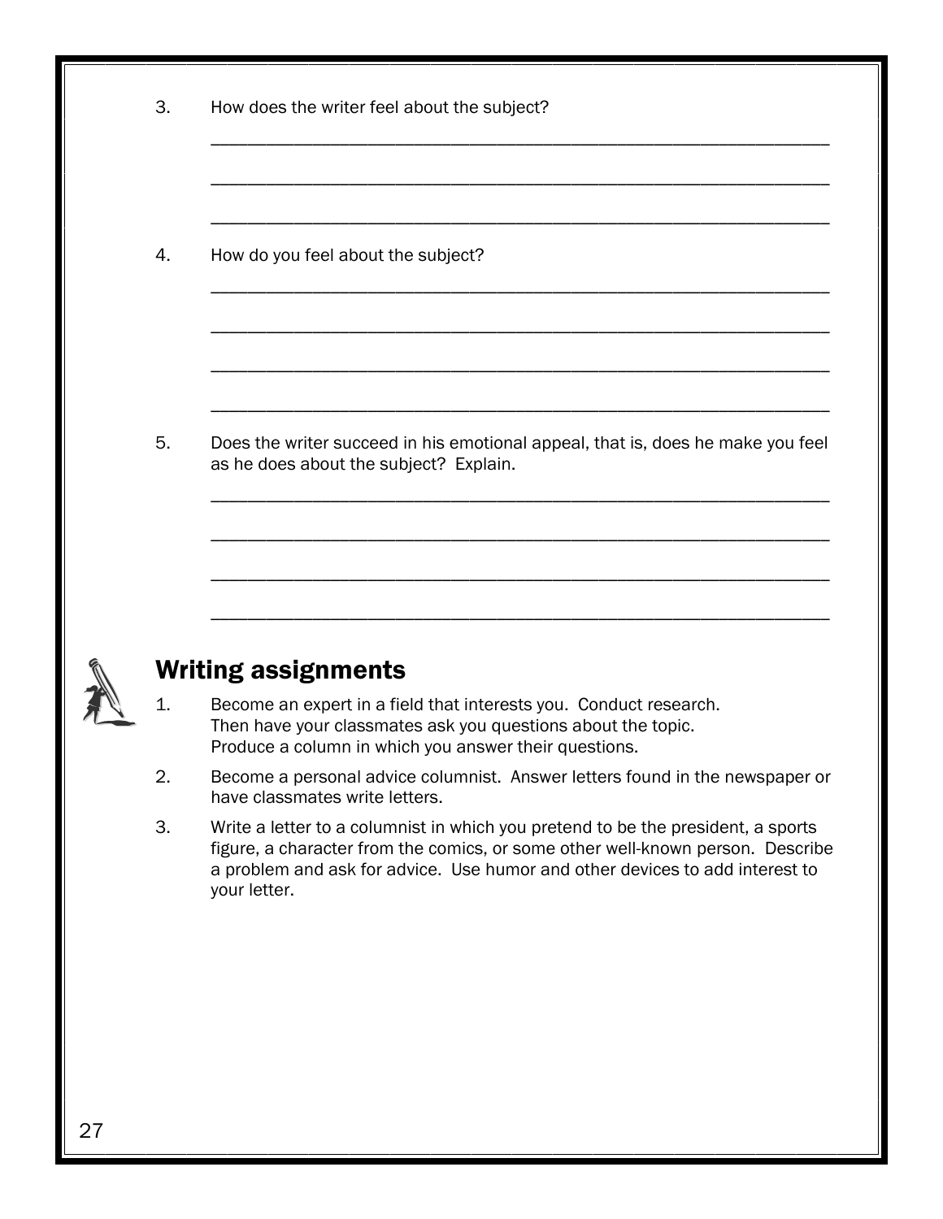3. How does the writer feel about the subject?

____________________________________________________________________

____________________________________________________________________

____________________________________________________________________

4. How do you feel about the subject?

____________________________________________________________________

____________________________________________________________________

____________________________________________________________________

____________________________________________________________________

5. Does the writer succeed in his emotional appeal, that is, does he make you feel as he does about the subject? Explain.

____________________________________________________________________

____________________________________________________________________

____________________________________________________________________

____________________________________________________________________

## Writing assignments

1. Become an expert in a field that interests you. Conduct research. Then have your classmates ask you questions about the topic. Produce a column in which you answer their questions.
2. Become a personal advice columnist. Answer letters found in the newspaper or have classmates write letters.
3. Write a letter to a columnist in which you pretend to be the president, a sports figure, a character from the comics, or some other well-known person. Describe a problem and ask for advice. Use humor and other devices to add interest to your letter.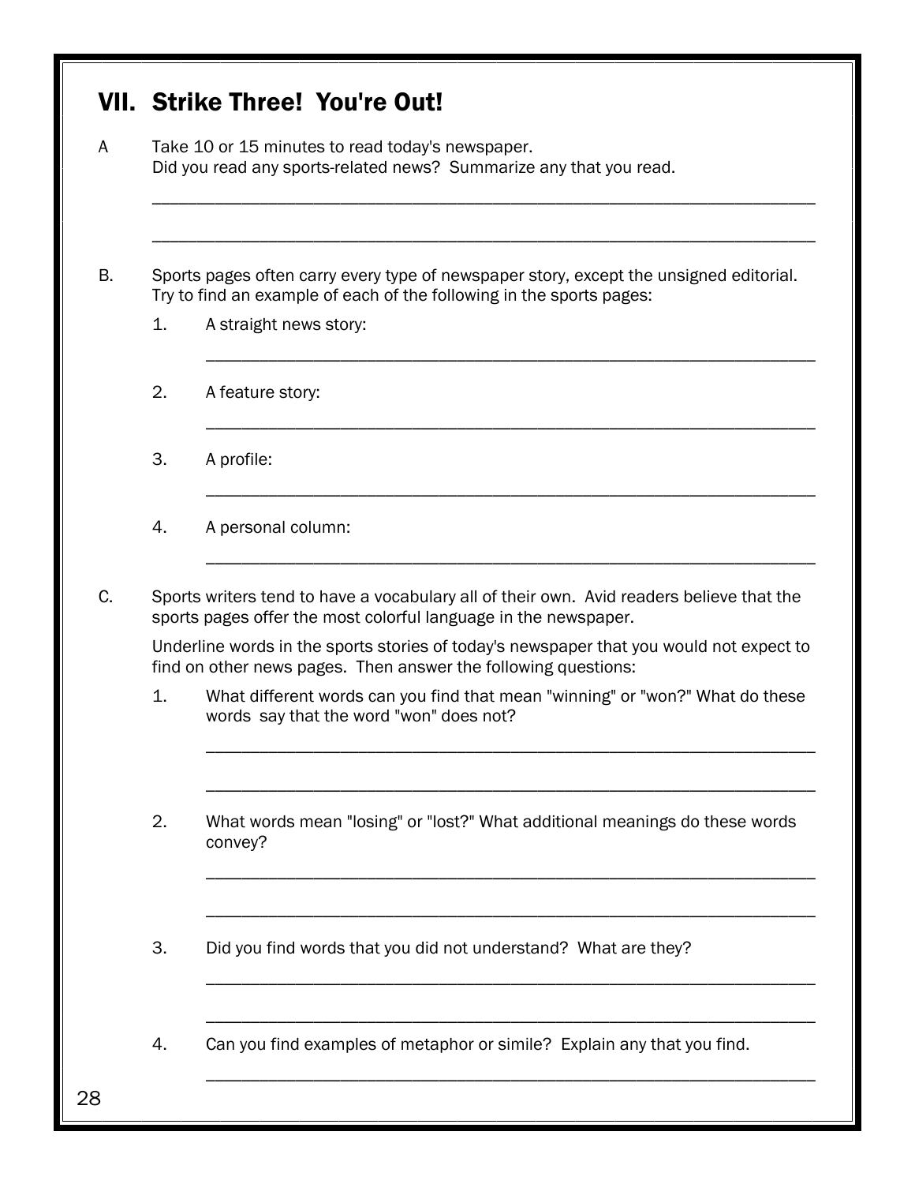## VII. Strike Three! You're Out!

A Take 10 or 15 minutes to read today's newspaper.
Did you read any sports-related news? Summarize any that you read.

_______________________________________________________________________

_______________________________________________________________________

B. Sports pages often carry every type of newspaper story, except the unsigned editorial. Try to find an example of each of the following in the sports pages:

1. A straight news story:

   _______________________________________________________________

2. A feature story:

   _______________________________________________________________

3. A profile:

   _______________________________________________________________

4. A personal column:

   _______________________________________________________________

C. Sports writers tend to have a vocabulary all of their own. Avid readers believe that the sports pages offer the most colorful language in the newspaper.

Underline words in the sports stories of today's newspaper that you would not expect to find on other news pages. Then answer the following questions:

1. What different words can you find that mean "winning" or "won?" What do these words say that the word "won" does not?

   _______________________________________________________________

   _______________________________________________________________

2. What words mean "losing" or "lost?" What additional meanings do these words convey?

   _______________________________________________________________

   _______________________________________________________________

3. Did you find words that you did not understand? What are they?

   _______________________________________________________________

   _______________________________________________________________

4. Can you find examples of metaphor or simile? Explain any that you find.

   _______________________________________________________________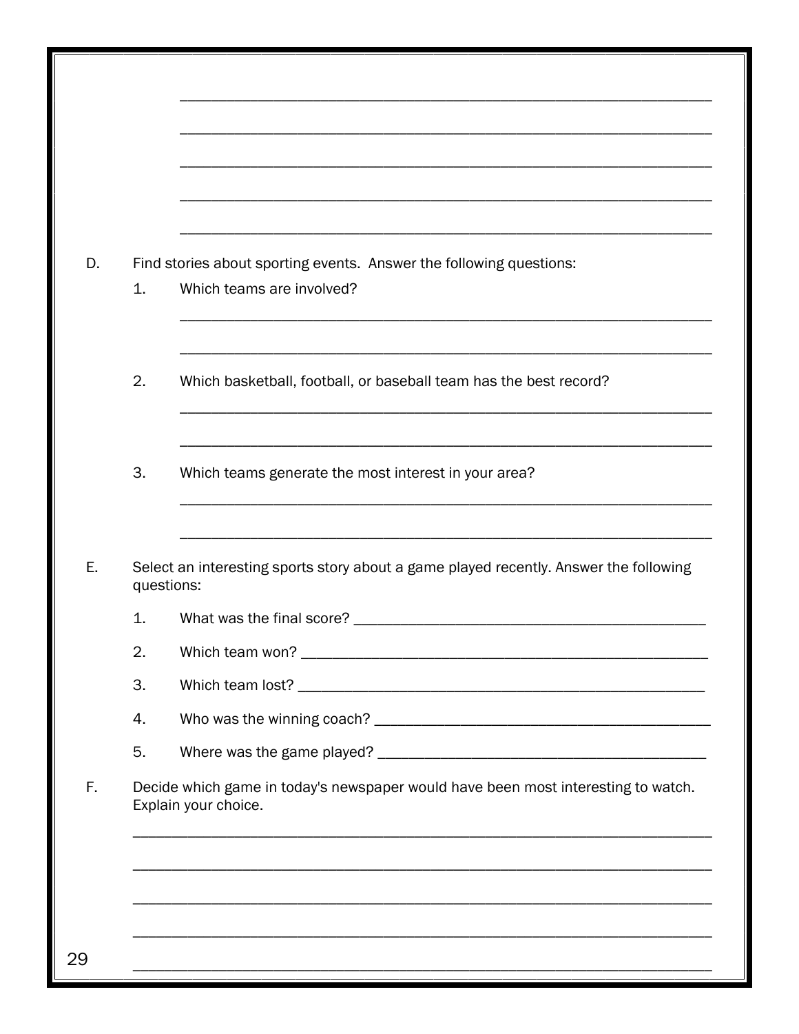\_\_\_\_\_\_\_\_\_\_\_\_\_\_\_\_\_\_\_\_\_\_\_\_\_\_\_\_\_\_\_\_\_\_\_\_\_\_\_\_\_\_\_\_\_\_\_\_\_\_\_\_\_\_\_\_\_\_\_\_

\_\_\_\_\_\_\_\_\_\_\_\_\_\_\_\_\_\_\_\_\_\_\_\_\_\_\_\_\_\_\_\_\_\_\_\_\_\_\_\_\_\_\_\_\_\_\_\_\_\_\_\_\_\_\_\_\_\_\_\_

\_\_\_\_\_\_\_\_\_\_\_\_\_\_\_\_\_\_\_\_\_\_\_\_\_\_\_\_\_\_\_\_\_\_\_\_\_\_\_\_\_\_\_\_\_\_\_\_\_\_\_\_\_\_\_\_\_\_\_\_

\_\_\_\_\_\_\_\_\_\_\_\_\_\_\_\_\_\_\_\_\_\_\_\_\_\_\_\_\_\_\_\_\_\_\_\_\_\_\_\_\_\_\_\_\_\_\_\_\_\_\_\_\_\_\_\_\_\_\_\_

\_\_\_\_\_\_\_\_\_\_\_\_\_\_\_\_\_\_\_\_\_\_\_\_\_\_\_\_\_\_\_\_\_\_\_\_\_\_\_\_\_\_\_\_\_\_\_\_\_\_\_\_\_\_\_\_\_\_\_\_

D. Find stories about sporting events. Answer the following questions:

1. Which teams are involved?

   \_\_\_\_\_\_\_\_\_\_\_\_\_\_\_\_\_\_\_\_\_\_\_\_\_\_\_\_\_\_\_\_\_\_\_\_\_\_\_\_\_\_\_\_\_\_\_\_\_\_\_\_\_\_\_\_\_\_\_\_

   \_\_\_\_\_\_\_\_\_\_\_\_\_\_\_\_\_\_\_\_\_\_\_\_\_\_\_\_\_\_\_\_\_\_\_\_\_\_\_\_\_\_\_\_\_\_\_\_\_\_\_\_\_\_\_\_\_\_\_\_

2. Which basketball, football, or baseball team has the best record?

   \_\_\_\_\_\_\_\_\_\_\_\_\_\_\_\_\_\_\_\_\_\_\_\_\_\_\_\_\_\_\_\_\_\_\_\_\_\_\_\_\_\_\_\_\_\_\_\_\_\_\_\_\_\_\_\_\_\_\_\_

   \_\_\_\_\_\_\_\_\_\_\_\_\_\_\_\_\_\_\_\_\_\_\_\_\_\_\_\_\_\_\_\_\_\_\_\_\_\_\_\_\_\_\_\_\_\_\_\_\_\_\_\_\_\_\_\_\_\_\_\_

3. Which teams generate the most interest in your area?

   \_\_\_\_\_\_\_\_\_\_\_\_\_\_\_\_\_\_\_\_\_\_\_\_\_\_\_\_\_\_\_\_\_\_\_\_\_\_\_\_\_\_\_\_\_\_\_\_\_\_\_\_\_\_\_\_\_\_\_\_

   \_\_\_\_\_\_\_\_\_\_\_\_\_\_\_\_\_\_\_\_\_\_\_\_\_\_\_\_\_\_\_\_\_\_\_\_\_\_\_\_\_\_\_\_\_\_\_\_\_\_\_\_\_\_\_\_\_\_\_\_

E. Select an interesting sports story about a game played recently. Answer the following questions:

1. What was the final score? \_\_\_\_\_\_\_\_\_\_\_\_\_\_\_\_\_\_\_\_\_\_\_\_\_\_\_\_\_\_\_\_\_\_\_\_\_\_\_\_
2. Which team won? \_\_\_\_\_\_\_\_\_\_\_\_\_\_\_\_\_\_\_\_\_\_\_\_\_\_\_\_\_\_\_\_\_\_\_\_\_\_\_\_\_\_\_\_\_\_\_\_
3. Which team lost? \_\_\_\_\_\_\_\_\_\_\_\_\_\_\_\_\_\_\_\_\_\_\_\_\_\_\_\_\_\_\_\_\_\_\_\_\_\_\_\_\_\_\_\_\_\_\_\_
4. Who was the winning coach? \_\_\_\_\_\_\_\_\_\_\_\_\_\_\_\_\_\_\_\_\_\_\_\_\_\_\_\_\_\_\_\_\_\_\_\_\_\_\_
5. Where was the game played? \_\_\_\_\_\_\_\_\_\_\_\_\_\_\_\_\_\_\_\_\_\_\_\_\_\_\_\_\_\_\_\_\_\_\_\_\_\_\_

F. Decide which game in today's newspaper would have been most interesting to watch. Explain your choice.

\_\_\_\_\_\_\_\_\_\_\_\_\_\_\_\_\_\_\_\_\_\_\_\_\_\_\_\_\_\_\_\_\_\_\_\_\_\_\_\_\_\_\_\_\_\_\_\_\_\_\_\_\_\_\_\_\_\_\_\_\_\_\_\_

\_\_\_\_\_\_\_\_\_\_\_\_\_\_\_\_\_\_\_\_\_\_\_\_\_\_\_\_\_\_\_\_\_\_\_\_\_\_\_\_\_\_\_\_\_\_\_\_\_\_\_\_\_\_\_\_\_\_\_\_\_\_\_\_

\_\_\_\_\_\_\_\_\_\_\_\_\_\_\_\_\_\_\_\_\_\_\_\_\_\_\_\_\_\_\_\_\_\_\_\_\_\_\_\_\_\_\_\_\_\_\_\_\_\_\_\_\_\_\_\_\_\_\_\_\_\_\_\_

\_\_\_\_\_\_\_\_\_\_\_\_\_\_\_\_\_\_\_\_\_\_\_\_\_\_\_\_\_\_\_\_\_\_\_\_\_\_\_\_\_\_\_\_\_\_\_\_\_\_\_\_\_\_\_\_\_\_\_\_\_\_\_\_

\_\_\_\_\_\_\_\_\_\_\_\_\_\_\_\_\_\_\_\_\_\_\_\_\_\_\_\_\_\_\_\_\_\_\_\_\_\_\_\_\_\_\_\_\_\_\_\_\_\_\_\_\_\_\_\_\_\_\_\_\_\_\_\_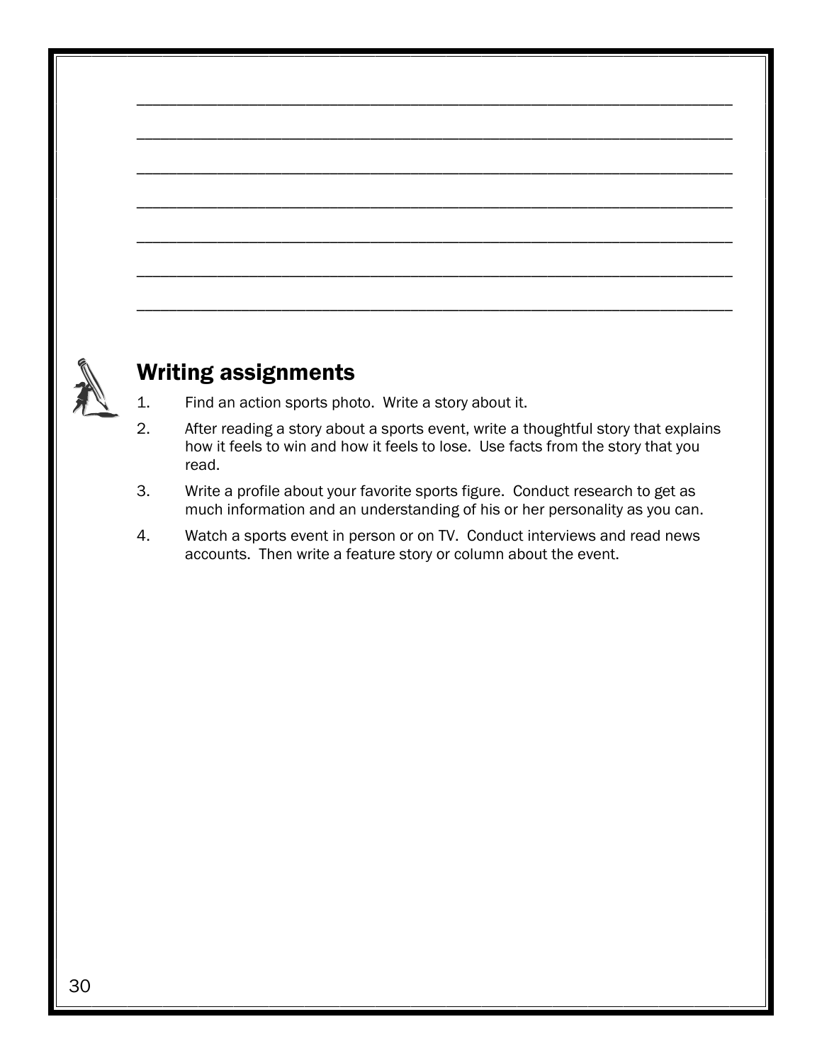______________________________________________________________________

______________________________________________________________________

______________________________________________________________________

______________________________________________________________________

______________________________________________________________________

______________________________________________________________________

______________________________________________________________________

## Writing assignments

1. Find an action sports photo. Write a story about it.
2. After reading a story about a sports event, write a thoughtful story that explains how it feels to win and how it feels to lose. Use facts from the story that you read.
3. Write a profile about your favorite sports figure. Conduct research to get as much information and an understanding of his or her personality as you can.
4. Watch a sports event in person or on TV. Conduct interviews and read news accounts. Then write a feature story or column about the event.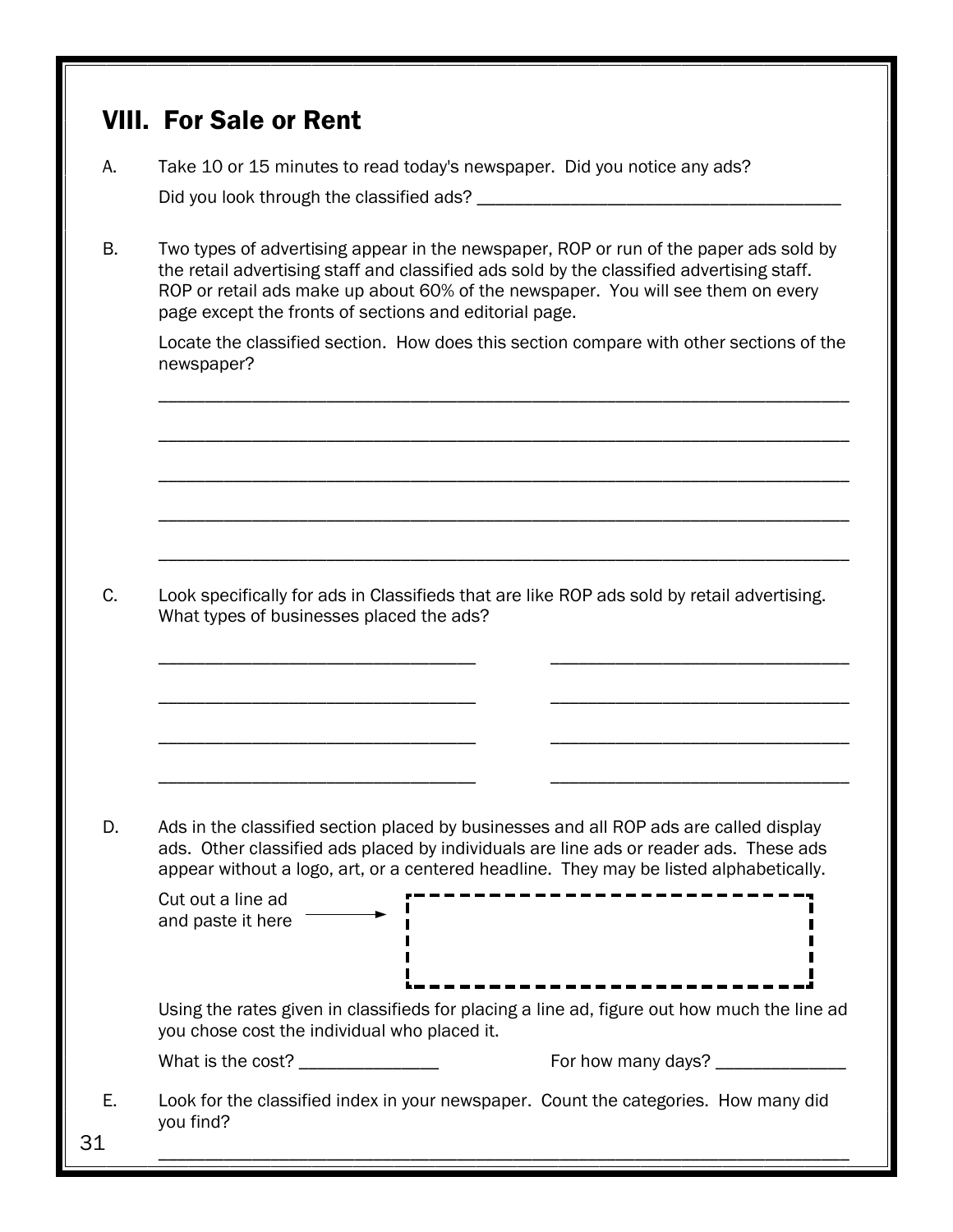## VIII. For Sale or Rent

A. Take 10 or 15 minutes to read today's newspaper. Did you notice any ads?

Did you look through the classified ads? ________________________________________

B. Two types of advertising appear in the newspaper, ROP or run of the paper ads sold by the retail advertising staff and classified ads sold by the classified advertising staff. ROP or retail ads make up about 60% of the newspaper. You will see them on every page except the fronts of sections and editorial page.

Locate the classified section. How does this section compare with other sections of the newspaper?

____________________________________________________________________________

____________________________________________________________________________

____________________________________________________________________________

____________________________________________________________________________

____________________________________________________________________________

C. Look specifically for ads in Classifieds that are like ROP ads sold by retail advertising. What types of businesses placed the ads?

________________________________ ________________________________

________________________________ ________________________________

________________________________ ________________________________

________________________________ ________________________________

D. Ads in the classified section placed by businesses and all ROP ads are called display ads. Other classified ads placed by individuals are line ads or reader ads. These ads appear without a logo, art, or a centered headline. They may be listed alphabetically.

Cut out a line ad and paste it here →

Using the rates given in classifieds for placing a line ad, figure out how much the line ad you chose cost the individual who placed it.

What is the cost? _______________ For how many days? ______________

E. Look for the classified index in your newspaper. Count the categories. How many did you find?

____________________________________________________________________________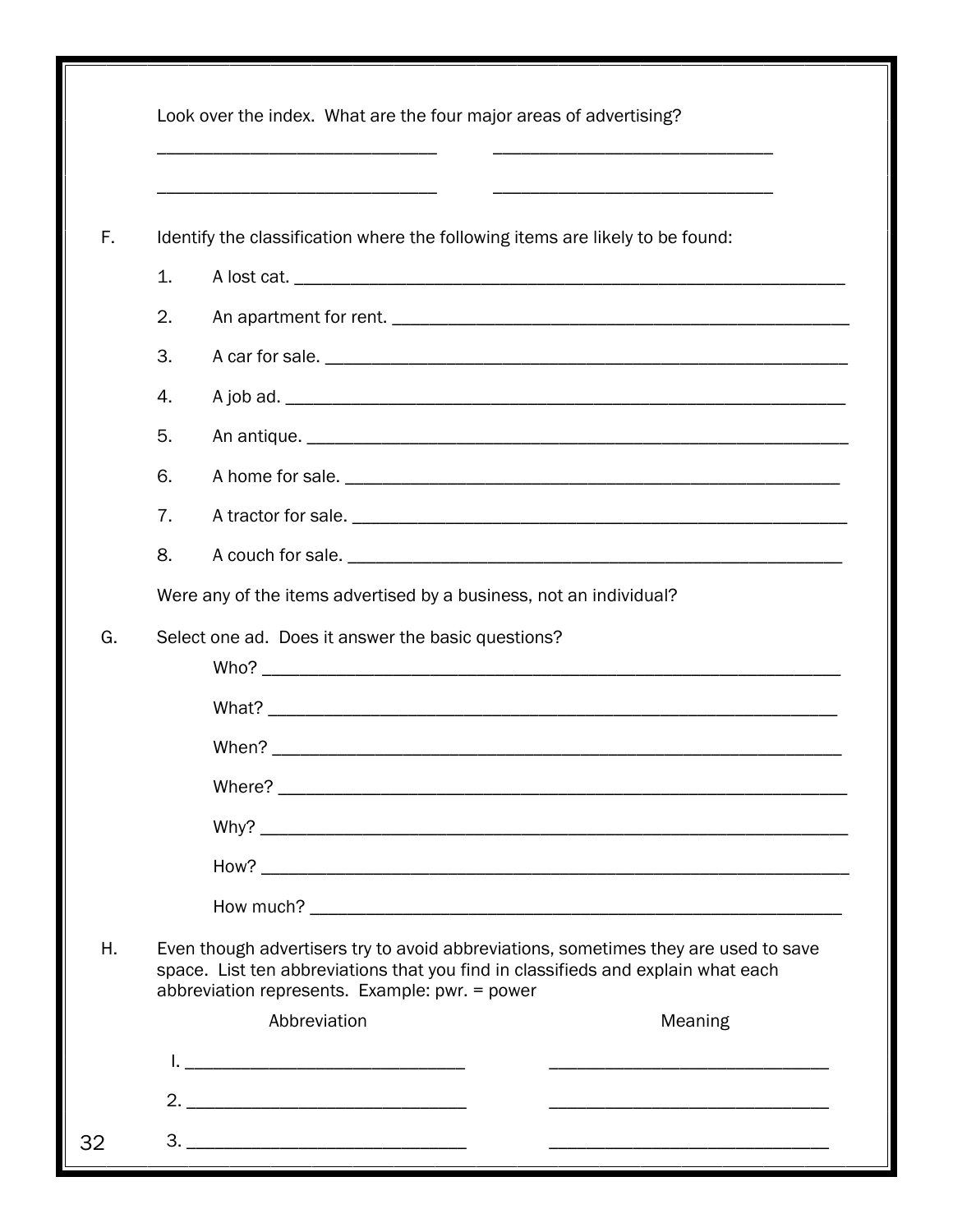Look over the index. What are the four major areas of advertising?

______________________________ ______________________________

______________________________ ______________________________

F. Identify the classification where the following items are likely to be found:

1. A lost cat. ____________________________________________________________
2. An apartment for rent. __________________________________________________
3. A car for sale. _________________________________________________________
4. A job ad. _____________________________________________________________
5. An antique. ___________________________________________________________
6. A home for sale. ______________________________________________________
7. A tractor for sale. _____________________________________________________
8. A couch for sale. ______________________________________________________

Were any of the items advertised by a business, not an individual?

G. Select one ad. Does it answer the basic questions?

Who? _____________________________________________________________

What? _____________________________________________________________

When? _____________________________________________________________

Where? ____________________________________________________________

Why? _____________________________________________________________

How? _____________________________________________________________

How much? _________________________________________________________

H. Even though advertisers try to avoid abbreviations, sometimes they are used to save space. List ten abbreviations that you find in classifieds and explain what each abbreviation represents. Example: pwr. = power

| Abbreviation | Meaning |
| --- | --- |
| I. ______________________________ | ______________________________ |
| 2. ______________________________ | ______________________________ |
| 3. ______________________________ | ______________________________ |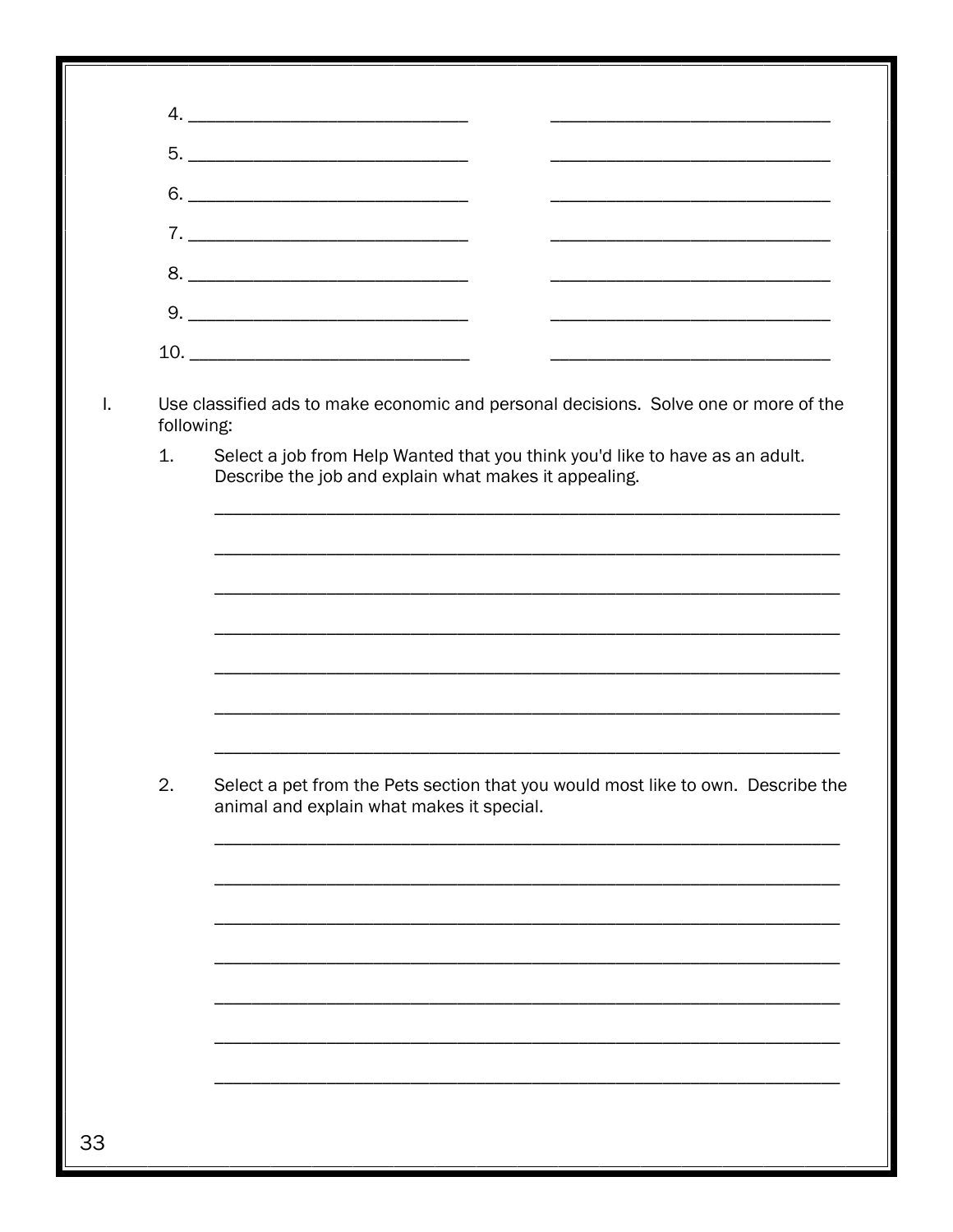4. ______________________________ ______________________________

5. ______________________________ ______________________________

6. ______________________________ ______________________________

7. ______________________________ ______________________________

8. ______________________________ ______________________________

9. ______________________________ ______________________________

10. ______________________________ ______________________________

I. Use classified ads to make economic and personal decisions. Solve one or more of the following:

1. Select a job from Help Wanted that you think you'd like to have as an adult. Describe the job and explain what makes it appealing.

______________________________________________________________________

______________________________________________________________________

______________________________________________________________________

______________________________________________________________________

______________________________________________________________________

______________________________________________________________________

______________________________________________________________________

2. Select a pet from the Pets section that you would most like to own. Describe the animal and explain what makes it special.

______________________________________________________________________

______________________________________________________________________

______________________________________________________________________

______________________________________________________________________

______________________________________________________________________

______________________________________________________________________

______________________________________________________________________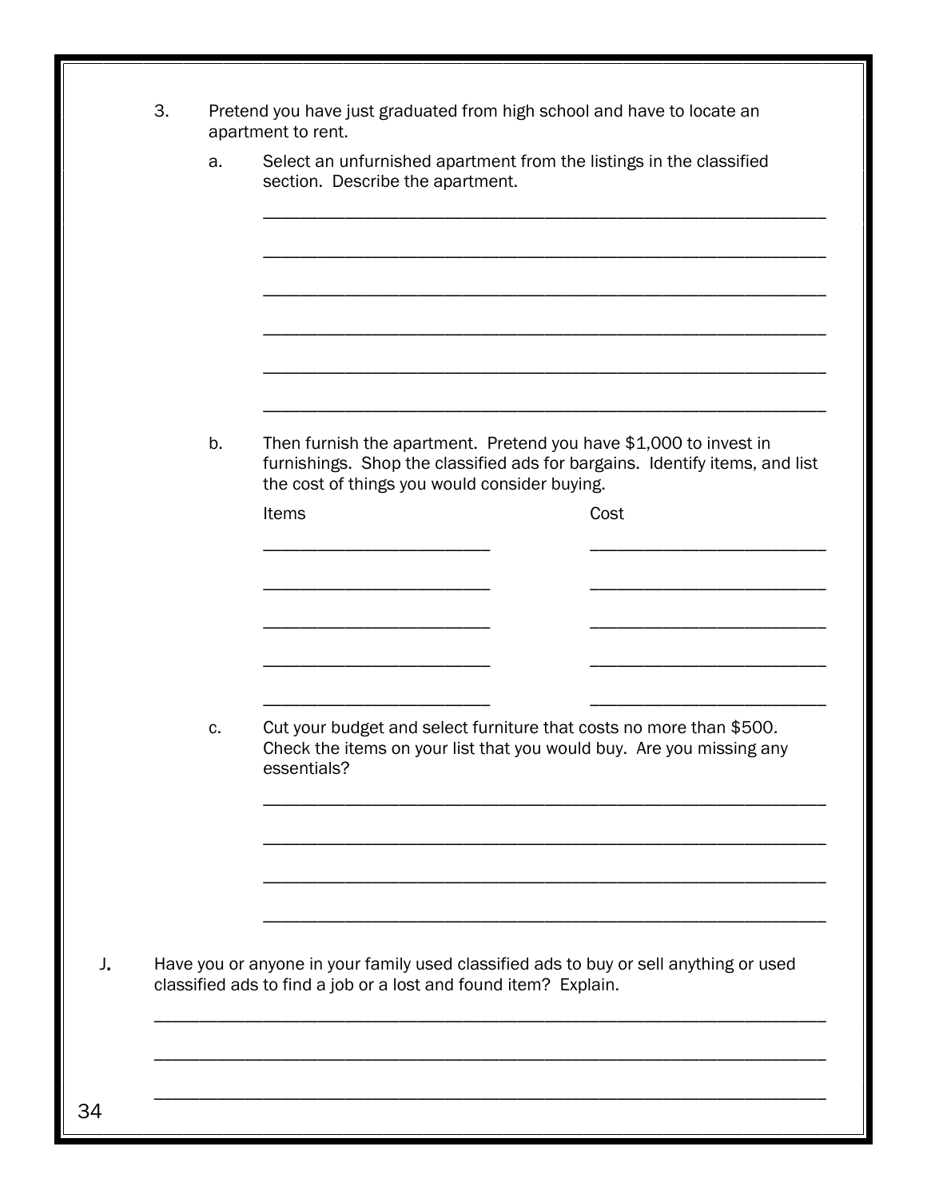3. Pretend you have just graduated from high school and have to locate an apartment to rent.

   a. Select an unfurnished apartment from the listings in the classified section. Describe the apartment.

   ______________________________________________________________

   ______________________________________________________________

   ______________________________________________________________

   ______________________________________________________________

   ______________________________________________________________

   ______________________________________________________________

   b. Then furnish the apartment. Pretend you have $1,000 to invest in furnishings. Shop the classified ads for bargains. Identify items, and list the cost of things you would consider buying.

   | Items | Cost |
   | --- | --- |
   | ______________________ | ______________________ |
   | ______________________ | ______________________ |
   | ______________________ | ______________________ |
   | ______________________ | ______________________ |
   | ______________________ | ______________________ |

   c. Cut your budget and select furniture that costs no more than $500. Check the items on your list that you would buy. Are you missing any essentials?

   ______________________________________________________________

   ______________________________________________________________

   ______________________________________________________________

   ______________________________________________________________

J. Have you or anyone in your family used classified ads to buy or sell anything or used classified ads to find a job or a lost and found item? Explain.

______________________________________________________________________

______________________________________________________________________

______________________________________________________________________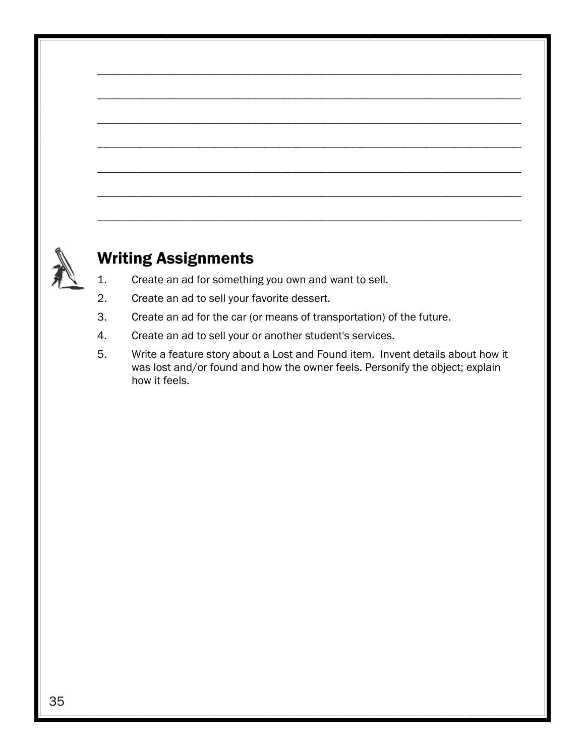___________________________________________________________________________

___________________________________________________________________________

___________________________________________________________________________

___________________________________________________________________________

___________________________________________________________________________

___________________________________________________________________________

___________________________________________________________________________

## Writing Assignments

1. Create an ad for something you own and want to sell.
2. Create an ad to sell your favorite dessert.
3. Create an ad for the car (or means of transportation) of the future.
4. Create an ad to sell your or another student's services.
5. Write a feature story about a Lost and Found item. Invent details about how it was lost and/or found and how the owner feels. Personify the object; explain how it feels.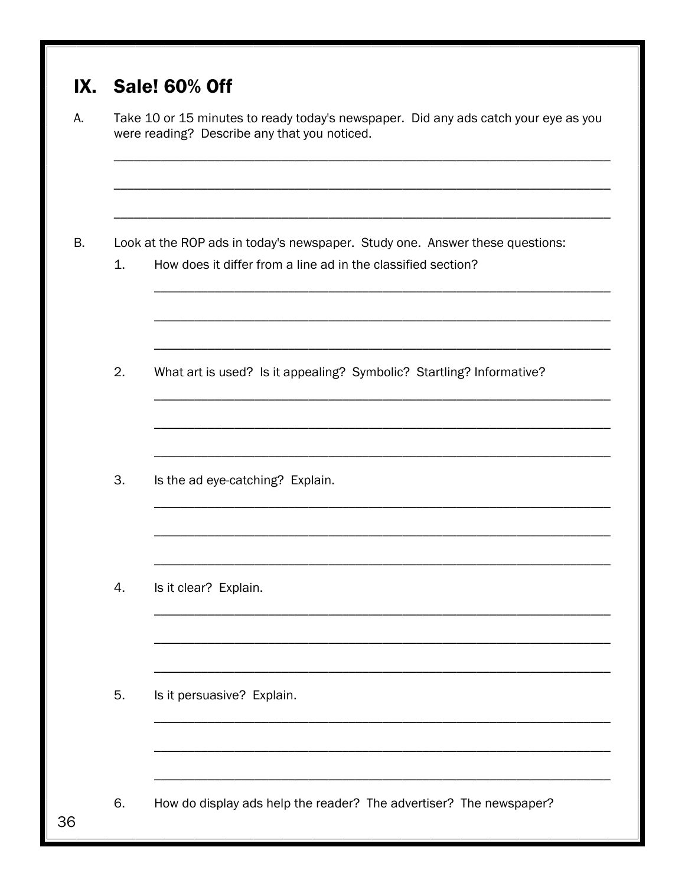## IX. Sale! 60% Off

A. Take 10 or 15 minutes to ready today's newspaper. Did any ads catch your eye as you were reading? Describe any that you noticed.

______________________________________________________________________

______________________________________________________________________

______________________________________________________________________

B. Look at the ROP ads in today's newspaper. Study one. Answer these questions:

1. How does it differ from a line ad in the classified section?

   ______________________________________________________________________

   ______________________________________________________________________

   ______________________________________________________________________

2. What art is used? Is it appealing? Symbolic? Startling? Informative?

   ______________________________________________________________________

   ______________________________________________________________________

   ______________________________________________________________________

3. Is the ad eye-catching? Explain.

   ______________________________________________________________________

   ______________________________________________________________________

   ______________________________________________________________________

4. Is it clear? Explain.

   ______________________________________________________________________

   ______________________________________________________________________

   ______________________________________________________________________

5. Is it persuasive? Explain.

   ______________________________________________________________________

   ______________________________________________________________________

   ______________________________________________________________________

6. How do display ads help the reader? The advertiser? The newspaper?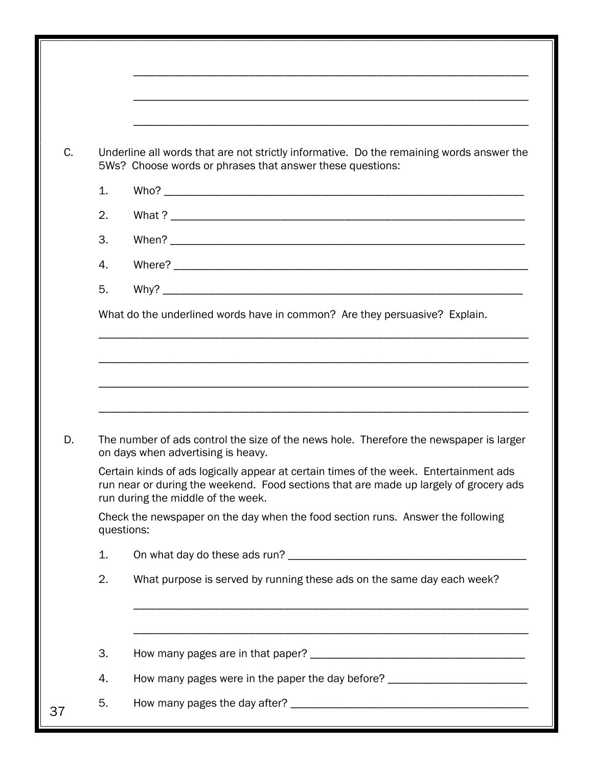\_\_\_\_\_\_\_\_\_\_\_\_\_\_\_\_\_\_\_\_\_\_\_\_\_\_\_\_\_\_\_\_\_\_\_\_\_\_\_\_\_\_\_\_\_\_\_\_\_\_\_\_\_\_\_\_\_\_\_\_

\_\_\_\_\_\_\_\_\_\_\_\_\_\_\_\_\_\_\_\_\_\_\_\_\_\_\_\_\_\_\_\_\_\_\_\_\_\_\_\_\_\_\_\_\_\_\_\_\_\_\_\_\_\_\_\_\_\_\_\_

\_\_\_\_\_\_\_\_\_\_\_\_\_\_\_\_\_\_\_\_\_\_\_\_\_\_\_\_\_\_\_\_\_\_\_\_\_\_\_\_\_\_\_\_\_\_\_\_\_\_\_\_\_\_\_\_\_\_\_\_

C. Underline all words that are not strictly informative. Do the remaining words answer the 5Ws? Choose words or phrases that answer these questions:

1. Who? \_\_\_\_\_\_\_\_\_\_\_\_\_\_\_\_\_\_\_\_\_\_\_\_\_\_\_\_\_\_\_\_\_\_\_\_\_\_\_\_\_\_\_\_\_\_\_\_\_\_\_\_\_\_\_\_
2. What ? \_\_\_\_\_\_\_\_\_\_\_\_\_\_\_\_\_\_\_\_\_\_\_\_\_\_\_\_\_\_\_\_\_\_\_\_\_\_\_\_\_\_\_\_\_\_\_\_\_\_\_\_\_\_\_
3. When? \_\_\_\_\_\_\_\_\_\_\_\_\_\_\_\_\_\_\_\_\_\_\_\_\_\_\_\_\_\_\_\_\_\_\_\_\_\_\_\_\_\_\_\_\_\_\_\_\_\_\_\_\_\_\_
4. Where? \_\_\_\_\_\_\_\_\_\_\_\_\_\_\_\_\_\_\_\_\_\_\_\_\_\_\_\_\_\_\_\_\_\_\_\_\_\_\_\_\_\_\_\_\_\_\_\_\_\_\_\_\_\_\_
5. Why? \_\_\_\_\_\_\_\_\_\_\_\_\_\_\_\_\_\_\_\_\_\_\_\_\_\_\_\_\_\_\_\_\_\_\_\_\_\_\_\_\_\_\_\_\_\_\_\_\_\_\_\_\_\_\_\_

What do the underlined words have in common? Are they persuasive? Explain.

\_\_\_\_\_\_\_\_\_\_\_\_\_\_\_\_\_\_\_\_\_\_\_\_\_\_\_\_\_\_\_\_\_\_\_\_\_\_\_\_\_\_\_\_\_\_\_\_\_\_\_\_\_\_\_\_\_\_\_\_\_\_\_\_\_\_\_\_

\_\_\_\_\_\_\_\_\_\_\_\_\_\_\_\_\_\_\_\_\_\_\_\_\_\_\_\_\_\_\_\_\_\_\_\_\_\_\_\_\_\_\_\_\_\_\_\_\_\_\_\_\_\_\_\_\_\_\_\_\_\_\_\_\_\_\_\_

\_\_\_\_\_\_\_\_\_\_\_\_\_\_\_\_\_\_\_\_\_\_\_\_\_\_\_\_\_\_\_\_\_\_\_\_\_\_\_\_\_\_\_\_\_\_\_\_\_\_\_\_\_\_\_\_\_\_\_\_\_\_\_\_\_\_\_\_

\_\_\_\_\_\_\_\_\_\_\_\_\_\_\_\_\_\_\_\_\_\_\_\_\_\_\_\_\_\_\_\_\_\_\_\_\_\_\_\_\_\_\_\_\_\_\_\_\_\_\_\_\_\_\_\_\_\_\_\_\_\_\_\_\_\_\_\_

D. The number of ads control the size of the news hole. Therefore the newspaper is larger on days when advertising is heavy.

Certain kinds of ads logically appear at certain times of the week. Entertainment ads run near or during the weekend. Food sections that are made up largely of grocery ads run during the middle of the week.

Check the newspaper on the day when the food section runs. Answer the following questions:

1. On what day do these ads run? \_\_\_\_\_\_\_\_\_\_\_\_\_\_\_\_\_\_\_\_\_\_\_\_\_\_\_\_\_\_\_\_\_\_\_\_\_\_\_\_
2. What purpose is served by running these ads on the same day each week?

   \_\_\_\_\_\_\_\_\_\_\_\_\_\_\_\_\_\_\_\_\_\_\_\_\_\_\_\_\_\_\_\_\_\_\_\_\_\_\_\_\_\_\_\_\_\_\_\_\_\_\_\_\_\_\_\_\_\_\_\_

   \_\_\_\_\_\_\_\_\_\_\_\_\_\_\_\_\_\_\_\_\_\_\_\_\_\_\_\_\_\_\_\_\_\_\_\_\_\_\_\_\_\_\_\_\_\_\_\_\_\_\_\_\_\_\_\_\_\_\_\_

3. How many pages are in that paper? \_\_\_\_\_\_\_\_\_\_\_\_\_\_\_\_\_\_\_\_\_\_\_\_\_\_\_\_\_\_\_\_\_\_\_\_\_
4. How many pages were in the paper the day before? \_\_\_\_\_\_\_\_\_\_\_\_\_\_\_\_\_\_\_\_\_\_\_\_
5. How many pages the day after? \_\_\_\_\_\_\_\_\_\_\_\_\_\_\_\_\_\_\_\_\_\_\_\_\_\_\_\_\_\_\_\_\_\_\_\_\_\_\_\_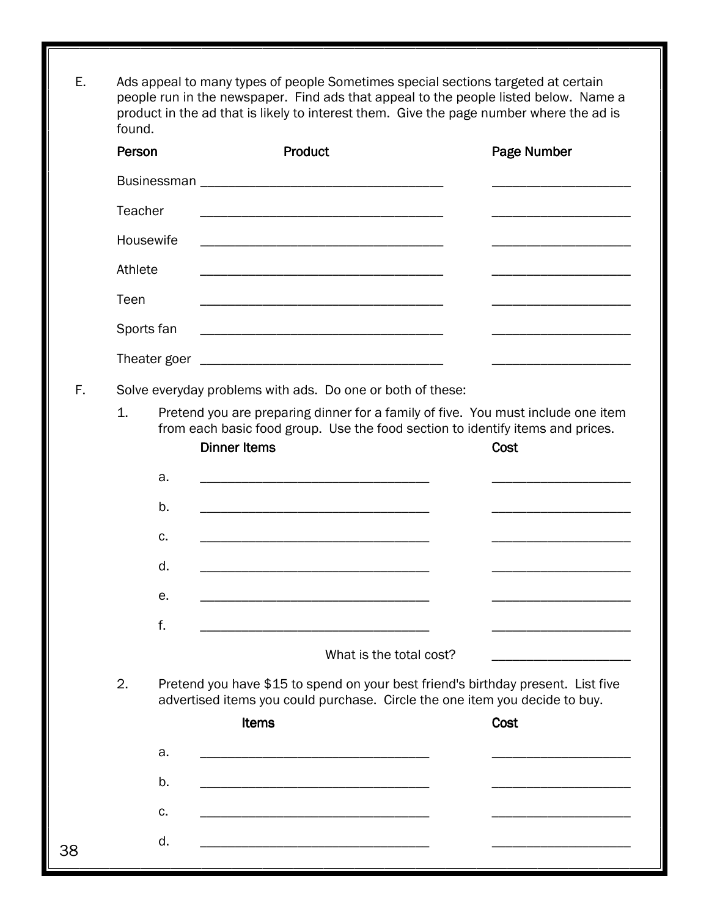E. Ads appeal to many types of people Sometimes special sections targeted at certain people run in the newspaper. Find ads that appeal to the people listed below. Name a product in the ad that is likely to interest them. Give the page number where the ad is found.

| Person | Product | Page Number |
|---|---|---|
| Businessman | ___________________________________ | ____________________ |
| Teacher | ___________________________________ | ____________________ |
| Housewife | ___________________________________ | ____________________ |
| Athlete | ___________________________________ | ____________________ |
| Teen | ___________________________________ | ____________________ |
| Sports fan | ___________________________________ | ____________________ |
| Theater goer | ___________________________________ | ____________________ |

F. Solve everyday problems with ads. Do one or both of these:

1. Pretend you are preparing dinner for a family of five. You must include one item from each basic food group. Use the food section to identify items and prices.

| | Dinner Items | Cost |
|---|---|---|
| a. | _________________________________ | ____________________ |
| b. | _________________________________ | ____________________ |
| c. | _________________________________ | ____________________ |
| d. | _________________________________ | ____________________ |
| e. | _________________________________ | ____________________ |
| f. | _________________________________ | ____________________ |
| | What is the total cost? | ____________________ |

2. Pretend you have $15 to spend on your best friend's birthday present. List five advertised items you could purchase. Circle the one item you decide to buy.

| | Items | Cost |
|---|---|---|
| a. | _________________________________ | ____________________ |
| b. | _________________________________ | ____________________ |
| c. | _________________________________ | ____________________ |
| d. | _________________________________ | ____________________ |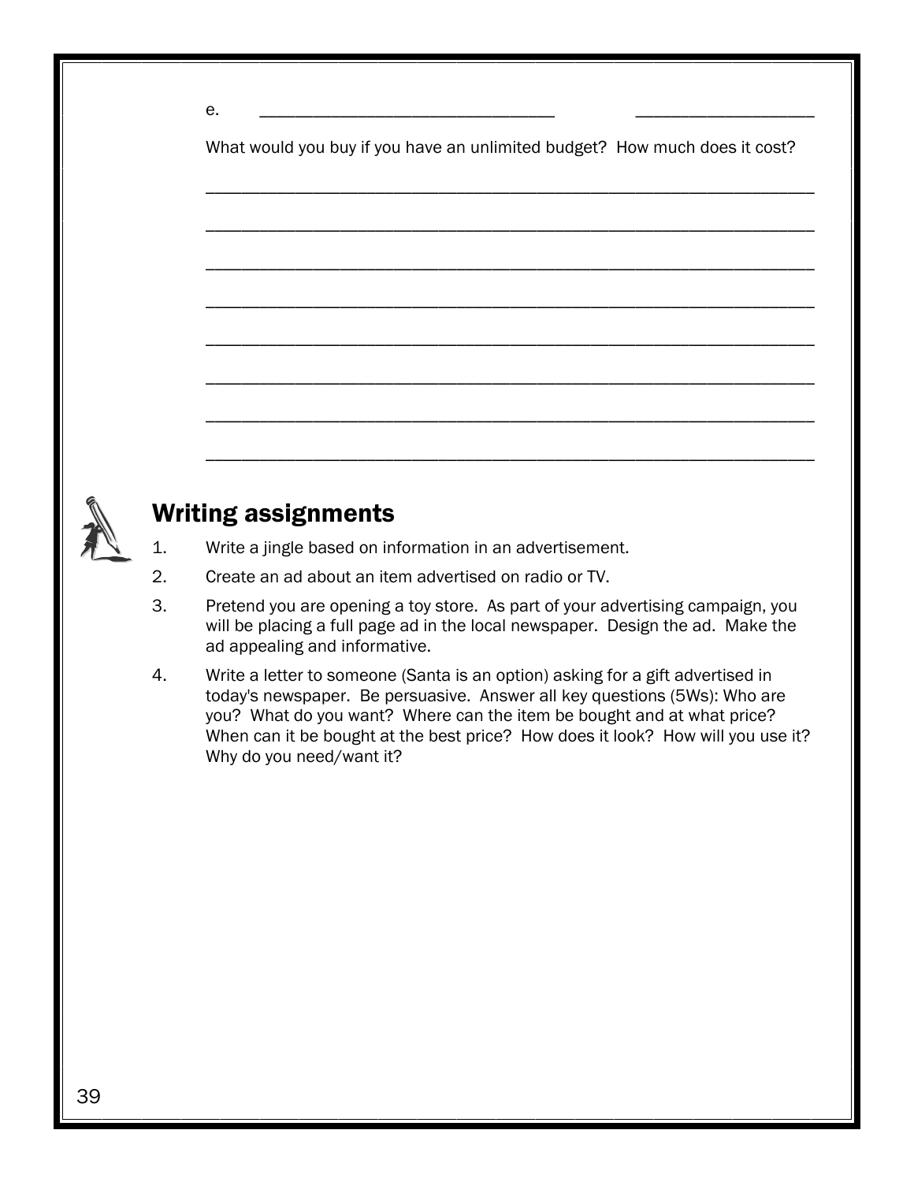e. ________________________________ ____________________

What would you buy if you have an unlimited budget? How much does it cost?

____________________________________________________________________

____________________________________________________________________

____________________________________________________________________

____________________________________________________________________

____________________________________________________________________

____________________________________________________________________

____________________________________________________________________

____________________________________________________________________

## Writing assignments

1. Write a jingle based on information in an advertisement.
2. Create an ad about an item advertised on radio or TV.
3. Pretend you are opening a toy store. As part of your advertising campaign, you will be placing a full page ad in the local newspaper. Design the ad. Make the ad appealing and informative.
4. Write a letter to someone (Santa is an option) asking for a gift advertised in today's newspaper. Be persuasive. Answer all key questions (5Ws): Who are you? What do you want? Where can the item be bought and at what price? When can it be bought at the best price? How does it look? How will you use it? Why do you need/want it?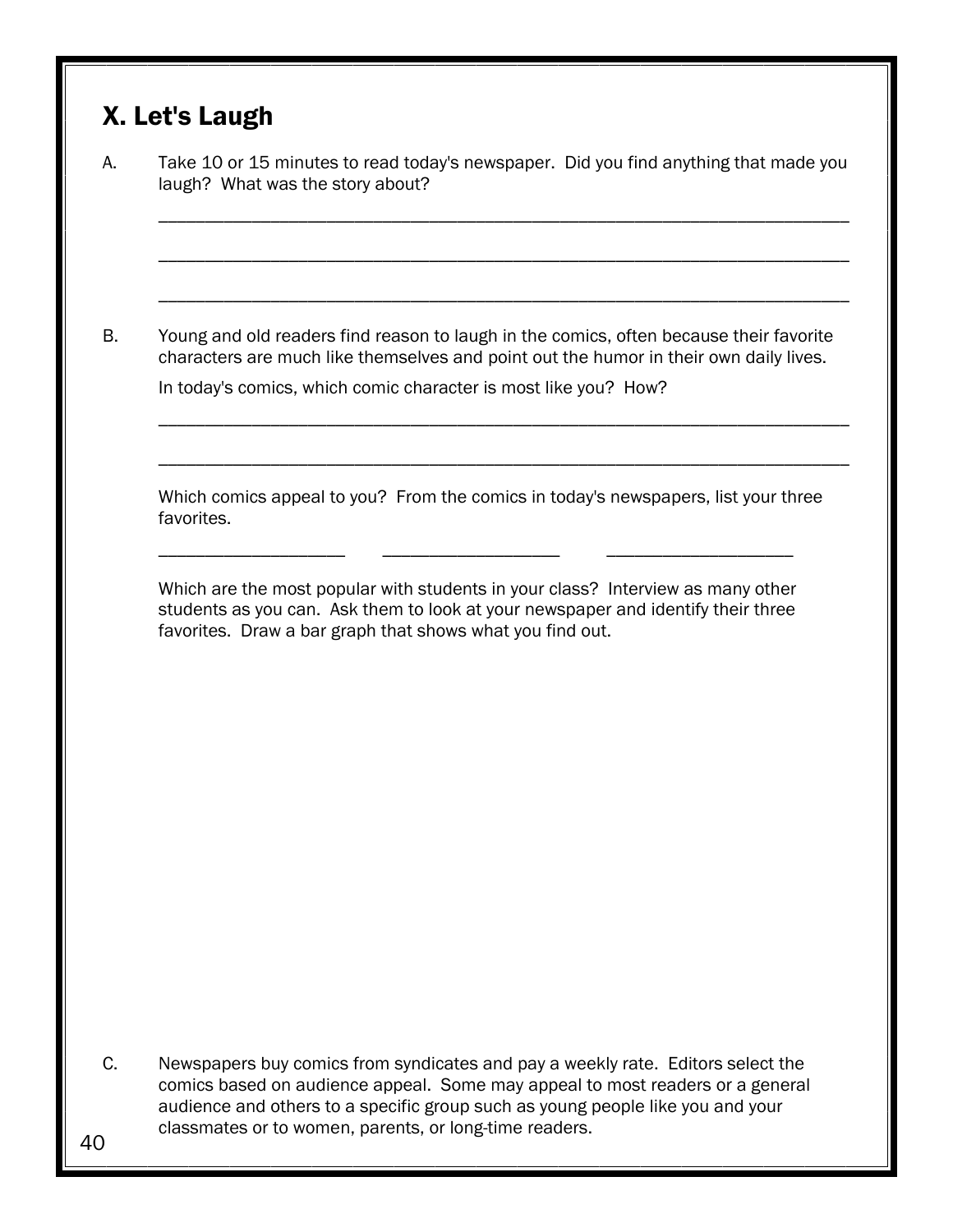# X. Let's Laugh

A. Take 10 or 15 minutes to read today's newspaper. Did you find anything that made you laugh? What was the story about?

______________________________________________________________________________

______________________________________________________________________________

______________________________________________________________________________

B. Young and old readers find reason to laugh in the comics, often because their favorite characters are much like themselves and point out the humor in their own daily lives.

In today's comics, which comic character is most like you? How?

______________________________________________________________________________

______________________________________________________________________________

Which comics appeal to you? From the comics in today's newspapers, list your three favorites.

____________________ ____________________ ____________________

Which are the most popular with students in your class? Interview as many other students as you can. Ask them to look at your newspaper and identify their three favorites. Draw a bar graph that shows what you find out.

C. Newspapers buy comics from syndicates and pay a weekly rate. Editors select the comics based on audience appeal. Some may appeal to most readers or a general audience and others to a specific group such as young people like you and your classmates or to women, parents, or long-time readers.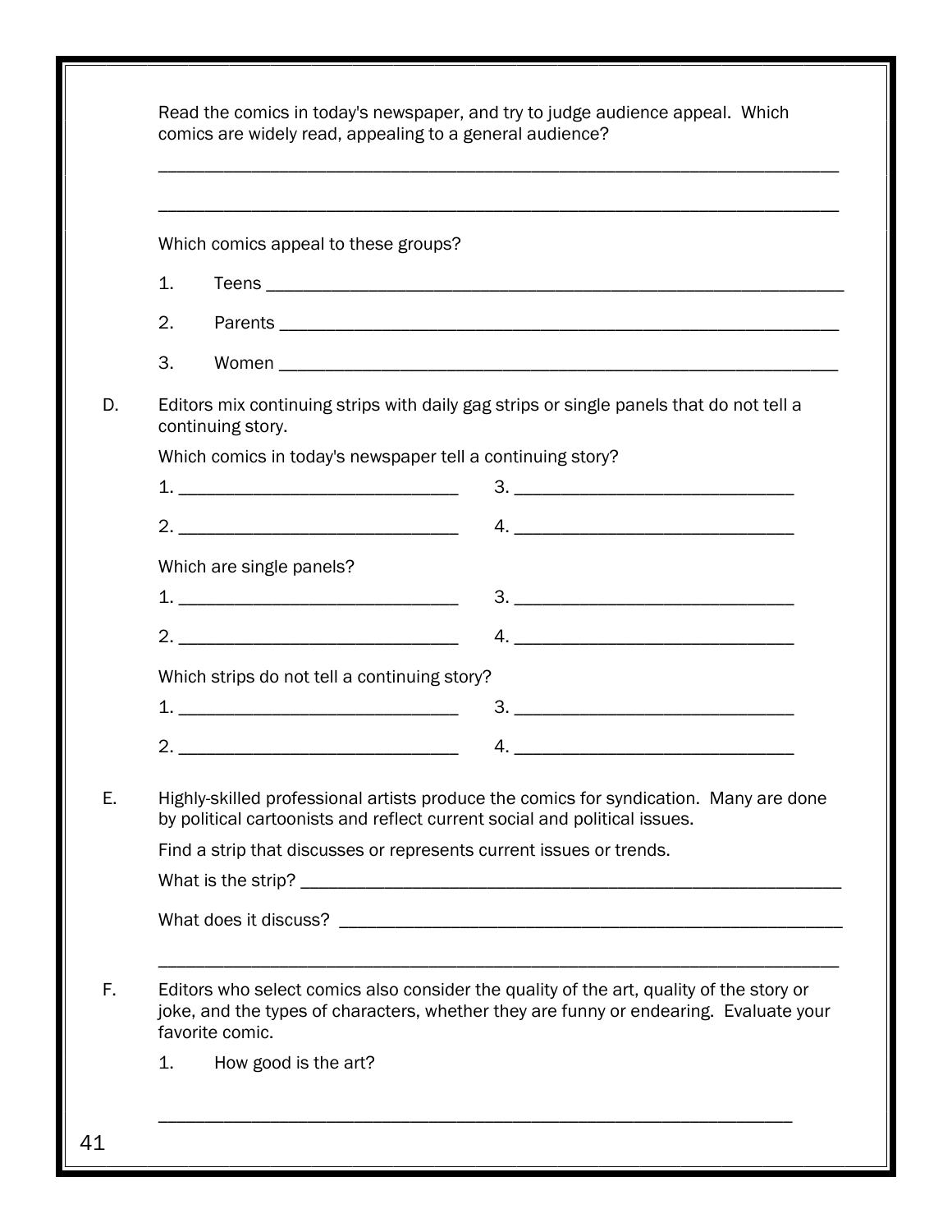Read the comics in today's newspaper, and try to judge audience appeal. Which comics are widely read, appealing to a general audience?

_______________________________________________________________________

_______________________________________________________________________

Which comics appeal to these groups?

1. Teens _______________________________________________________________

2. Parents _____________________________________________________________

3. Women ______________________________________________________________

D. Editors mix continuing strips with daily gag strips or single panels that do not tell a continuing story.

Which comics in today's newspaper tell a continuing story?

1. ______________________________ 3. ______________________________

2. ______________________________ 4. ______________________________

Which are single panels?

1. ______________________________ 3. ______________________________

2. ______________________________ 4. ______________________________

Which strips do not tell a continuing story?

1. ______________________________ 3. ______________________________

2. ______________________________ 4. ______________________________

E. Highly-skilled professional artists produce the comics for syndication. Many are done by political cartoonists and reflect current social and political issues.

Find a strip that discusses or represents current issues or trends.

What is the strip? ______________________________________________________

What does it discuss? ___________________________________________________

_______________________________________________________________________

F. Editors who select comics also consider the quality of the art, quality of the story or joke, and the types of characters, whether they are funny or endearing. Evaluate your favorite comic.

1. How good is the art?

_______________________________________________________________________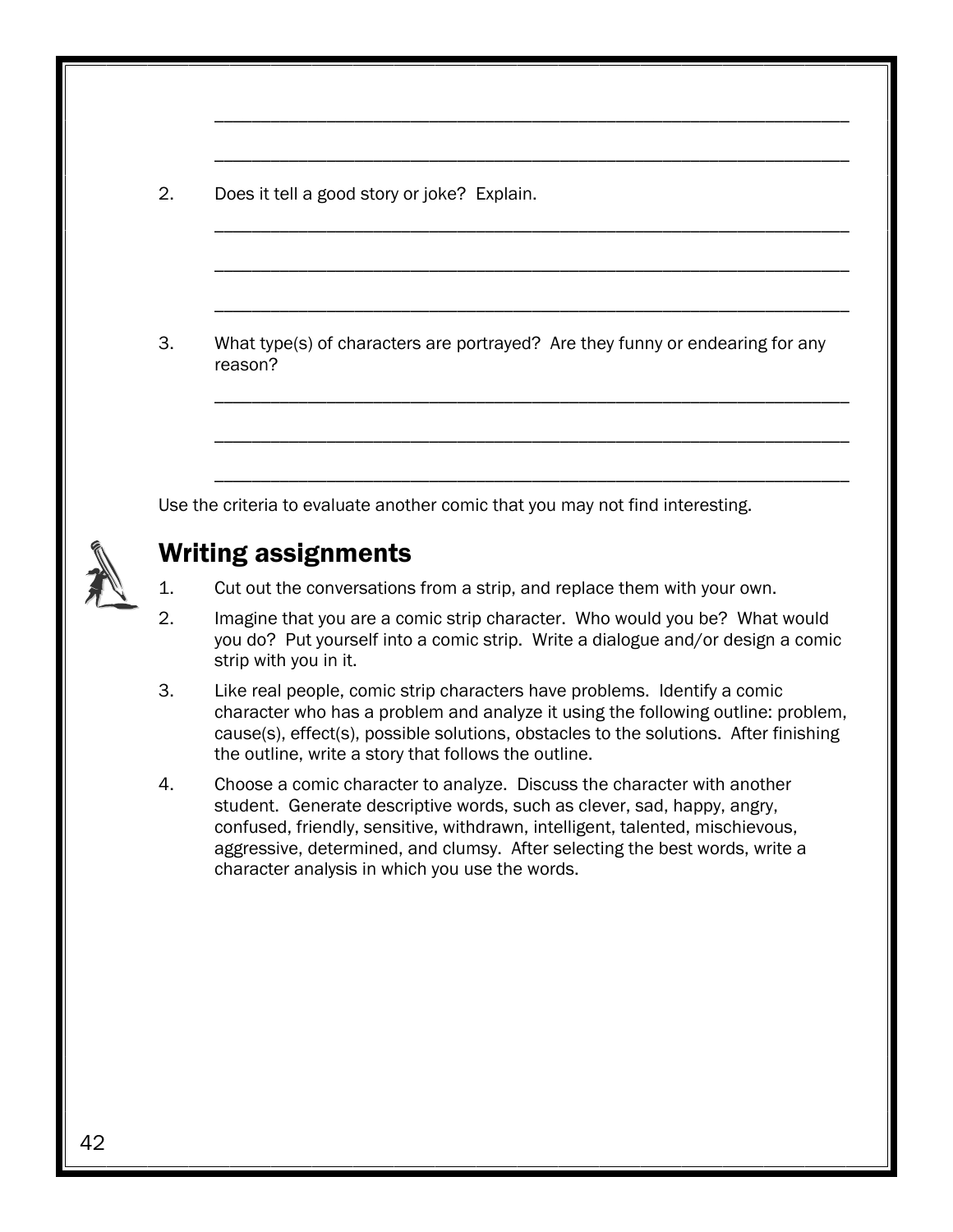2. Does it tell a good story or joke? Explain.

3. What type(s) of characters are portrayed? Are they funny or endearing for any reason?

Use the criteria to evaluate another comic that you may not find interesting.

## Writing assignments

1. Cut out the conversations from a strip, and replace them with your own.
2. Imagine that you are a comic strip character. Who would you be? What would you do? Put yourself into a comic strip. Write a dialogue and/or design a comic strip with you in it.
3. Like real people, comic strip characters have problems. Identify a comic character who has a problem and analyze it using the following outline: problem, cause(s), effect(s), possible solutions, obstacles to the solutions. After finishing the outline, write a story that follows the outline.
4. Choose a comic character to analyze. Discuss the character with another student. Generate descriptive words, such as clever, sad, happy, angry, confused, friendly, sensitive, withdrawn, intelligent, talented, mischievous, aggressive, determined, and clumsy. After selecting the best words, write a character analysis in which you use the words.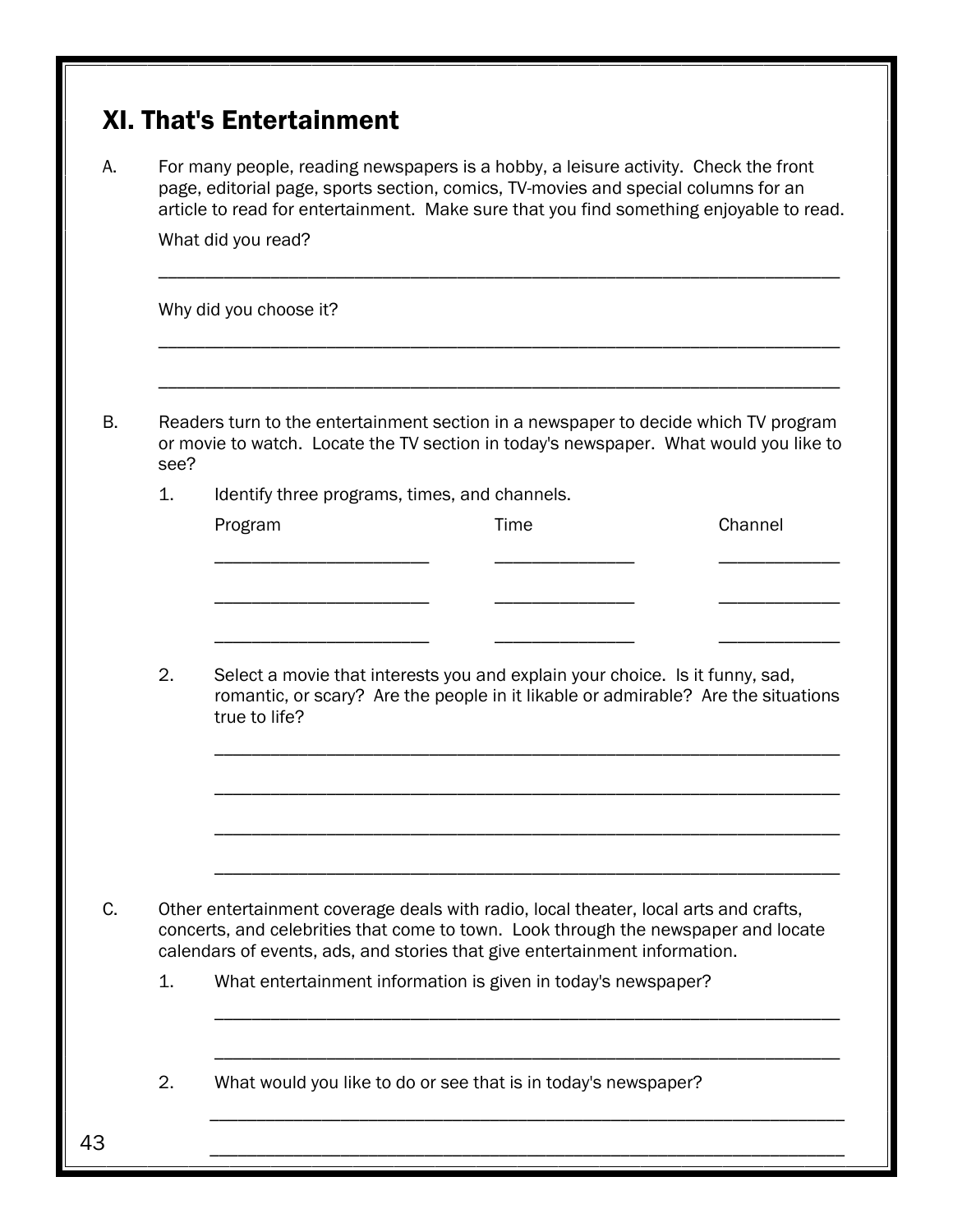# XI. That's Entertainment

A. For many people, reading newspapers is a hobby, a leisure activity. Check the front page, editorial page, sports section, comics, TV-movies and special columns for an article to read for entertainment. Make sure that you find something enjoyable to read.

What did you read?

\_\_\_\_\_\_\_\_\_\_\_\_\_\_\_\_\_\_\_\_\_\_\_\_\_\_\_\_\_\_\_\_\_\_\_\_\_\_\_\_\_\_\_\_\_\_\_\_\_\_\_\_\_\_\_\_\_\_\_\_\_\_\_\_\_\_\_\_

Why did you choose it?

\_\_\_\_\_\_\_\_\_\_\_\_\_\_\_\_\_\_\_\_\_\_\_\_\_\_\_\_\_\_\_\_\_\_\_\_\_\_\_\_\_\_\_\_\_\_\_\_\_\_\_\_\_\_\_\_\_\_\_\_\_\_\_\_\_\_\_\_

\_\_\_\_\_\_\_\_\_\_\_\_\_\_\_\_\_\_\_\_\_\_\_\_\_\_\_\_\_\_\_\_\_\_\_\_\_\_\_\_\_\_\_\_\_\_\_\_\_\_\_\_\_\_\_\_\_\_\_\_\_\_\_\_\_\_\_\_

B. Readers turn to the entertainment section in a newspaper to decide which TV program or movie to watch. Locate the TV section in today's newspaper. What would you like to see?

1. Identify three programs, times, and channels.

| Program | Time | Channel |
|---|---|---|
| \_\_\_\_\_\_\_\_\_\_\_\_\_\_\_\_\_\_ | \_\_\_\_\_\_\_\_\_\_\_\_ | \_\_\_\_\_\_\_\_\_\_\_ |
| \_\_\_\_\_\_\_\_\_\_\_\_\_\_\_\_\_\_ | \_\_\_\_\_\_\_\_\_\_\_\_ | \_\_\_\_\_\_\_\_\_\_\_ |
| \_\_\_\_\_\_\_\_\_\_\_\_\_\_\_\_\_\_ | \_\_\_\_\_\_\_\_\_\_\_\_ | \_\_\_\_\_\_\_\_\_\_\_ |

2. Select a movie that interests you and explain your choice. Is it funny, sad, romantic, or scary? Are the people in it likable or admirable? Are the situations true to life?

\_\_\_\_\_\_\_\_\_\_\_\_\_\_\_\_\_\_\_\_\_\_\_\_\_\_\_\_\_\_\_\_\_\_\_\_\_\_\_\_\_\_\_\_\_\_\_\_\_\_\_\_\_\_\_\_\_\_\_\_\_\_\_\_

\_\_\_\_\_\_\_\_\_\_\_\_\_\_\_\_\_\_\_\_\_\_\_\_\_\_\_\_\_\_\_\_\_\_\_\_\_\_\_\_\_\_\_\_\_\_\_\_\_\_\_\_\_\_\_\_\_\_\_\_\_\_\_\_

\_\_\_\_\_\_\_\_\_\_\_\_\_\_\_\_\_\_\_\_\_\_\_\_\_\_\_\_\_\_\_\_\_\_\_\_\_\_\_\_\_\_\_\_\_\_\_\_\_\_\_\_\_\_\_\_\_\_\_\_\_\_\_\_

\_\_\_\_\_\_\_\_\_\_\_\_\_\_\_\_\_\_\_\_\_\_\_\_\_\_\_\_\_\_\_\_\_\_\_\_\_\_\_\_\_\_\_\_\_\_\_\_\_\_\_\_\_\_\_\_\_\_\_\_\_\_\_\_

C. Other entertainment coverage deals with radio, local theater, local arts and crafts, concerts, and celebrities that come to town. Look through the newspaper and locate calendars of events, ads, and stories that give entertainment information.

1. What entertainment information is given in today's newspaper?

\_\_\_\_\_\_\_\_\_\_\_\_\_\_\_\_\_\_\_\_\_\_\_\_\_\_\_\_\_\_\_\_\_\_\_\_\_\_\_\_\_\_\_\_\_\_\_\_\_\_\_\_\_\_\_\_\_\_\_\_\_\_\_\_

\_\_\_\_\_\_\_\_\_\_\_\_\_\_\_\_\_\_\_\_\_\_\_\_\_\_\_\_\_\_\_\_\_\_\_\_\_\_\_\_\_\_\_\_\_\_\_\_\_\_\_\_\_\_\_\_\_\_\_\_\_\_\_\_

2. What would you like to do or see that is in today's newspaper?

\_\_\_\_\_\_\_\_\_\_\_\_\_\_\_\_\_\_\_\_\_\_\_\_\_\_\_\_\_\_\_\_\_\_\_\_\_\_\_\_\_\_\_\_\_\_\_\_\_\_\_\_\_\_\_\_\_\_\_\_\_\_\_\_

\_\_\_\_\_\_\_\_\_\_\_\_\_\_\_\_\_\_\_\_\_\_\_\_\_\_\_\_\_\_\_\_\_\_\_\_\_\_\_\_\_\_\_\_\_\_\_\_\_\_\_\_\_\_\_\_\_\_\_\_\_\_\_\_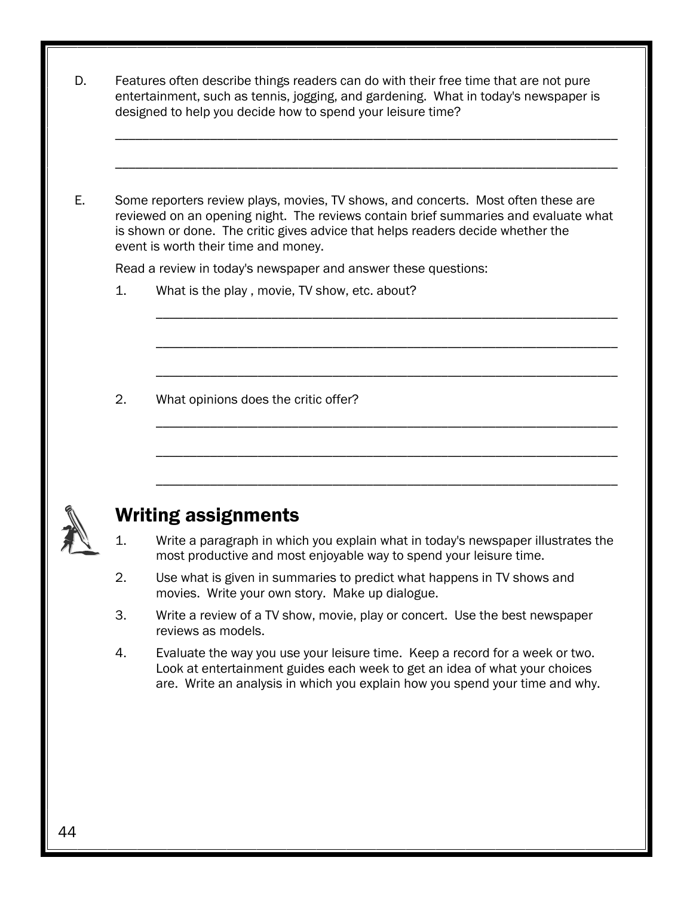D. Features often describe things readers can do with their free time that are not pure entertainment, such as tennis, jogging, and gardening. What in today's newspaper is designed to help you decide how to spend your leisure time?

______________________________________________________________________

______________________________________________________________________

E. Some reporters review plays, movies, TV shows, and concerts. Most often these are reviewed on an opening night. The reviews contain brief summaries and evaluate what is shown or done. The critic gives advice that helps readers decide whether the event is worth their time and money.

Read a review in today's newspaper and answer these questions:

1. What is the play , movie, TV show, etc. about?

   ______________________________________________________________________

   ______________________________________________________________________

   ______________________________________________________________________

2. What opinions does the critic offer?

   ______________________________________________________________________

   ______________________________________________________________________

   ______________________________________________________________________

## Writing assignments

1. Write a paragraph in which you explain what in today's newspaper illustrates the most productive and most enjoyable way to spend your leisure time.
2. Use what is given in summaries to predict what happens in TV shows and movies. Write your own story. Make up dialogue.
3. Write a review of a TV show, movie, play or concert. Use the best newspaper reviews as models.
4. Evaluate the way you use your leisure time. Keep a record for a week or two. Look at entertainment guides each week to get an idea of what your choices are. Write an analysis in which you explain how you spend your time and why.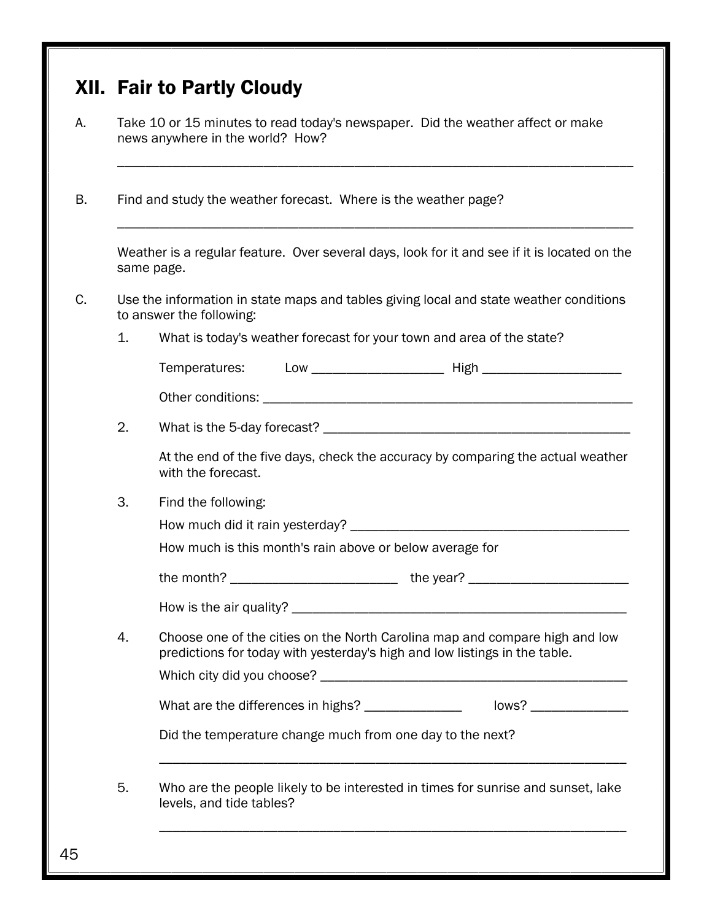## XII. Fair to Partly Cloudy

A. Take 10 or 15 minutes to read today's newspaper. Did the weather affect or make news anywhere in the world? How?

_______________________________________________________________________________

B. Find and study the weather forecast. Where is the weather page?

_______________________________________________________________________________

Weather is a regular feature. Over several days, look for it and see if it is located on the same page.

C. Use the information in state maps and tables giving local and state weather conditions to answer the following:

1. What is today's weather forecast for your town and area of the state?

   Temperatures: Low ___________________ High ____________________

   Other conditions: _____________________________________________________

2. What is the 5-day forecast? _____________________________________________

   At the end of the five days, check the accuracy by comparing the actual weather with the forecast.

3. Find the following:

   How much did it rain yesterday? _________________________________________

   How much is this month's rain above or below average for

   the month? ________________________ the year? ______________________

   How is the air quality? _________________________________________________

4. Choose one of the cities on the North Carolina map and compare high and low predictions for today with yesterday's high and low listings in the table.

   Which city did you choose? _____________________________________________

   What are the differences in highs? ______________ lows? ______________

   Did the temperature change much from one day to the next?

   _____________________________________________________________________

5. Who are the people likely to be interested in times for sunrise and sunset, lake levels, and tide tables?

   _____________________________________________________________________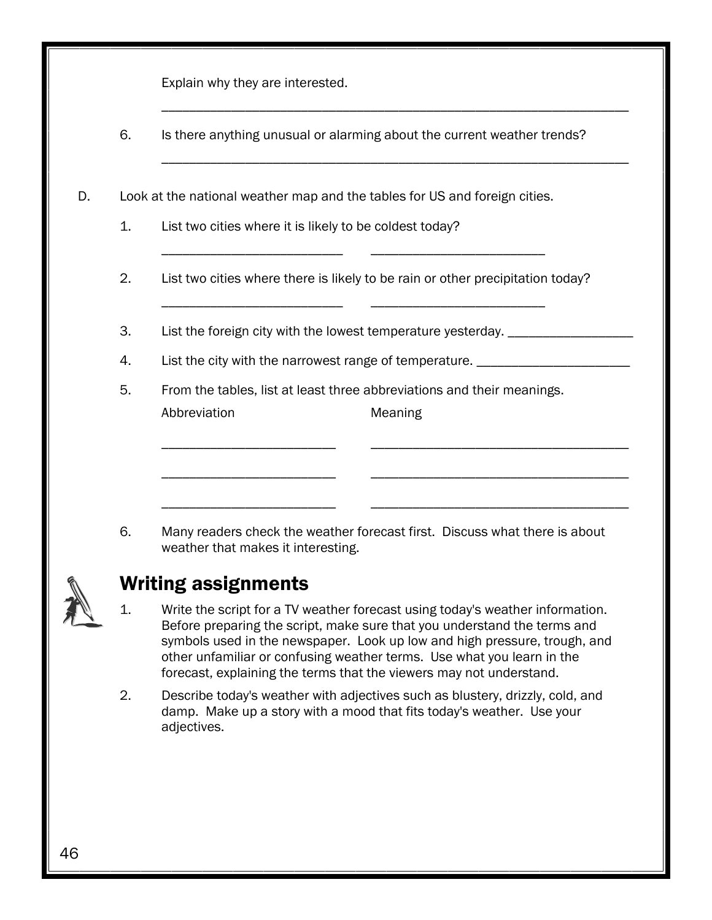Explain why they are interested.

______________________________________________________________________

6. Is there anything unusual or alarming about the current weather trends?

______________________________________________________________________

D. Look at the national weather map and the tables for US and foreign cities.

1. List two cities where it is likely to be coldest today?

   __________________________ __________________________

2. List two cities where there is likely to be rain or other precipitation today?

   __________________________ __________________________

3. List the foreign city with the lowest temperature yesterday. __________________

4. List the city with the narrowest range of temperature. ______________________

5. From the tables, list at least three abbreviations and their meanings.

| Abbreviation | Meaning |
|---|---|
| __________________________ | ____________________________________ |
| __________________________ | ____________________________________ |
| __________________________ | ____________________________________ |

6. Many readers check the weather forecast first. Discuss what there is about weather that makes it interesting.

## Writing assignments

1. Write the script for a TV weather forecast using today's weather information. Before preparing the script, make sure that you understand the terms and symbols used in the newspaper. Look up low and high pressure, trough, and other unfamiliar or confusing weather terms. Use what you learn in the forecast, explaining the terms that the viewers may not understand.

2. Describe today's weather with adjectives such as blustery, drizzly, cold, and damp. Make up a story with a mood that fits today's weather. Use your adjectives.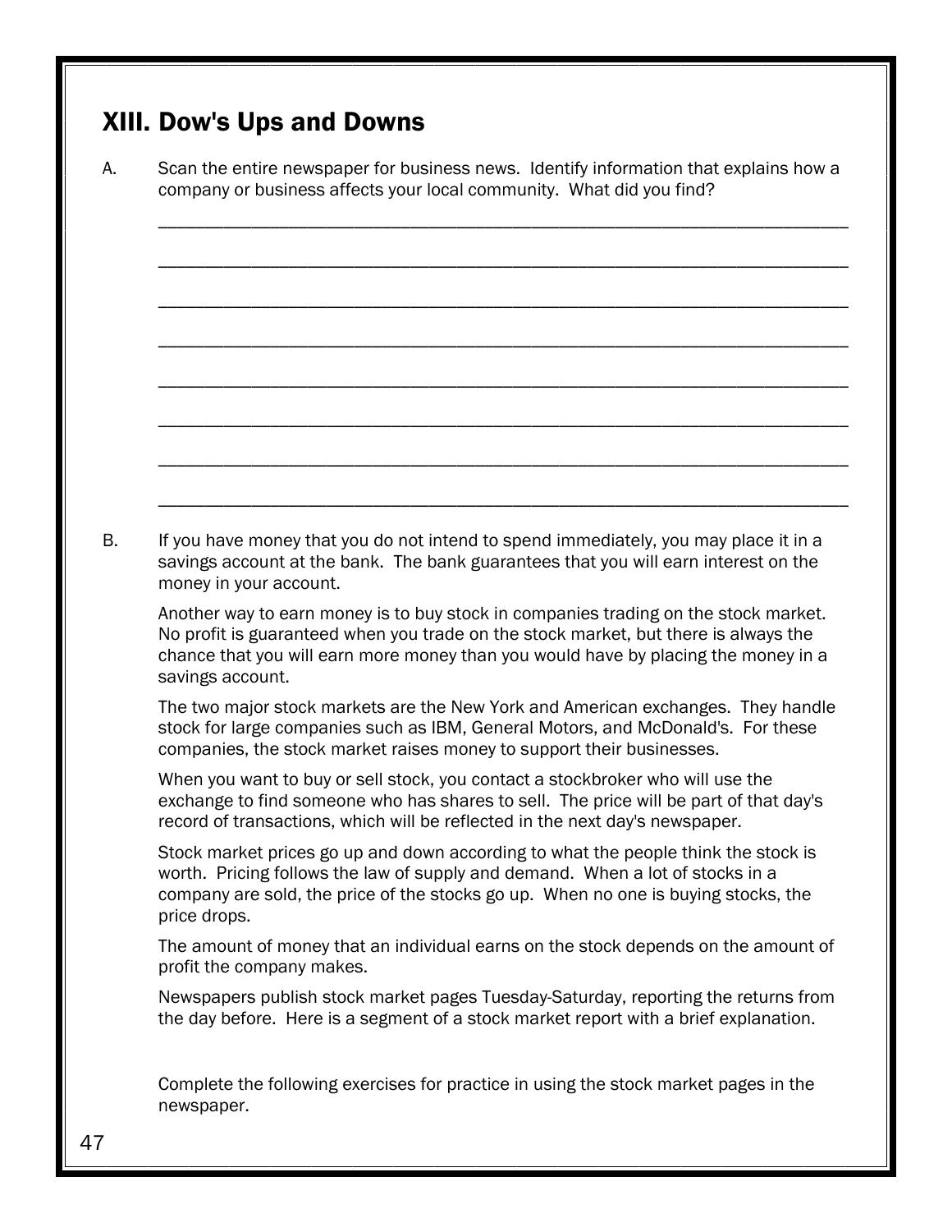## XIII. Dow's Ups and Downs

A. Scan the entire newspaper for business news. Identify information that explains how a company or business affects your local community. What did you find?

_______________________________________________________________________________

_______________________________________________________________________________

_______________________________________________________________________________

_______________________________________________________________________________

_______________________________________________________________________________

_______________________________________________________________________________

_______________________________________________________________________________

_______________________________________________________________________________

B. If you have money that you do not intend to spend immediately, you may place it in a savings account at the bank. The bank guarantees that you will earn interest on the money in your account.

Another way to earn money is to buy stock in companies trading on the stock market. No profit is guaranteed when you trade on the stock market, but there is always the chance that you will earn more money than you would have by placing the money in a savings account.

The two major stock markets are the New York and American exchanges. They handle stock for large companies such as IBM, General Motors, and McDonald's. For these companies, the stock market raises money to support their businesses.

When you want to buy or sell stock, you contact a stockbroker who will use the exchange to find someone who has shares to sell. The price will be part of that day's record of transactions, which will be reflected in the next day's newspaper.

Stock market prices go up and down according to what the people think the stock is worth. Pricing follows the law of supply and demand. When a lot of stocks in a company are sold, the price of the stocks go up. When no one is buying stocks, the price drops.

The amount of money that an individual earns on the stock depends on the amount of profit the company makes.

Newspapers publish stock market pages Tuesday-Saturday, reporting the returns from the day before. Here is a segment of a stock market report with a brief explanation.

Complete the following exercises for practice in using the stock market pages in the newspaper.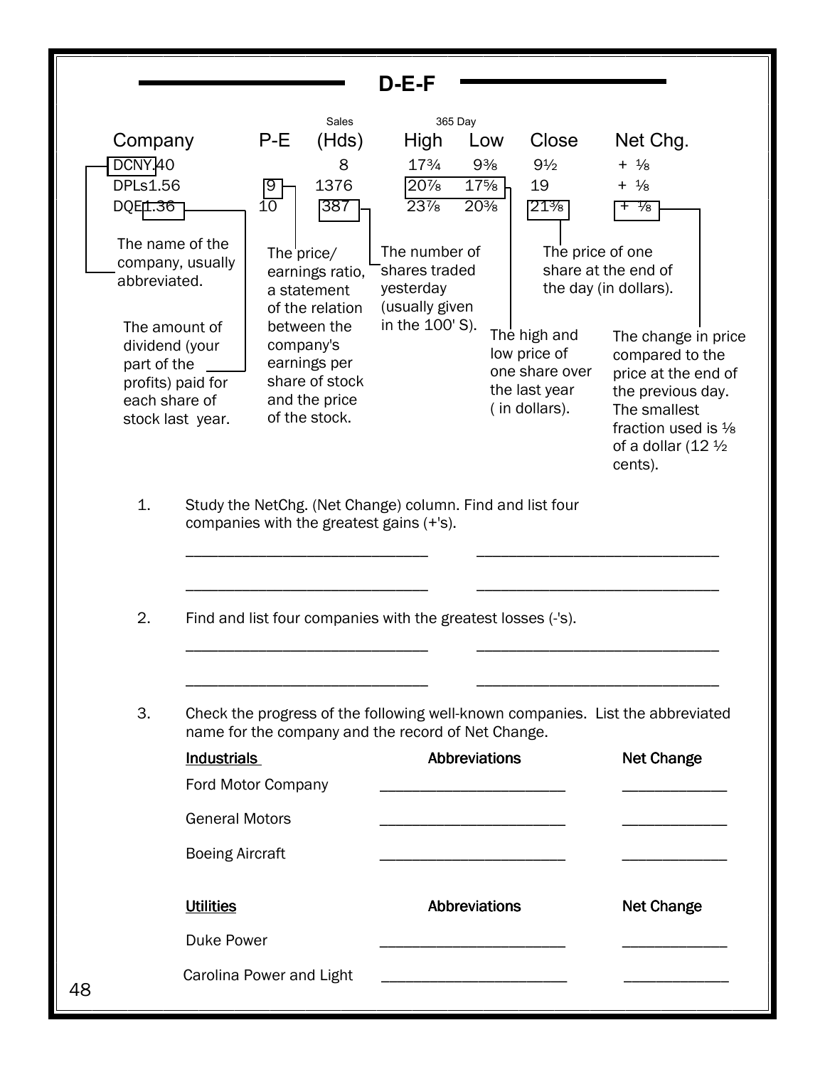# D-E-F

| Company | P-E | Sales (Hds) | 365 Day High | Low | Close | Net Chg. |
|---|---|---|---|---|---|---|
| DCNY.40 | | 8 | 17¾ | 9⅜ | 9½ | + ⅛ |
| DPLs1.56 | 9 | 1376 | 20⅞ | 17⅝ | 19 | + ⅛ |
| DQE1.36 | 10 | 387 | 23⅞ | 20⅜ | 21⅜ | + ⅛ |

- **Company:** The name of the company, usually abbreviated.
- **Dividend (e.g., .40, 1.56, 1.36):** The amount of dividend (your part of the profits) paid for each share of stock last year.
- **P-E:** The price/earnings ratio, a statement of the relation between the company's earnings per share of stock and the price of the stock.
- **Sales (Hds):** The number of shares traded yesterday (usually given in the 100' S).
- **High / Low:** The high and low price of one share over the last year ( in dollars).
- **Close:** The price of one share at the end of the day (in dollars).
- **Net Chg.:** The change in price compared to the price at the end of the previous day. The smallest fraction used is ⅛ of a dollar (12 ½ cents).

1. Study the NetChg. (Net Change) column. Find and list four companies with the greatest gains (+'s).

   ______________________________ ______________________________

   ______________________________ ______________________________

2. Find and list four companies with the greatest losses (-'s).

   ______________________________ ______________________________

   ______________________________ ______________________________

3. Check the progress of the following well-known companies. List the abbreviated name for the company and the record of Net Change.

| Industrials | Abbreviations | Net Change |
|---|---|---|
| Ford Motor Company | ______________________ | ____________ |
| General Motors | ______________________ | ____________ |
| Boeing Aircraft | ______________________ | ____________ |

| Utilities | Abbreviations | Net Change |
|---|---|---|
| Duke Power | ______________________ | ____________ |
| Carolina Power and Light | ______________________ | ____________ |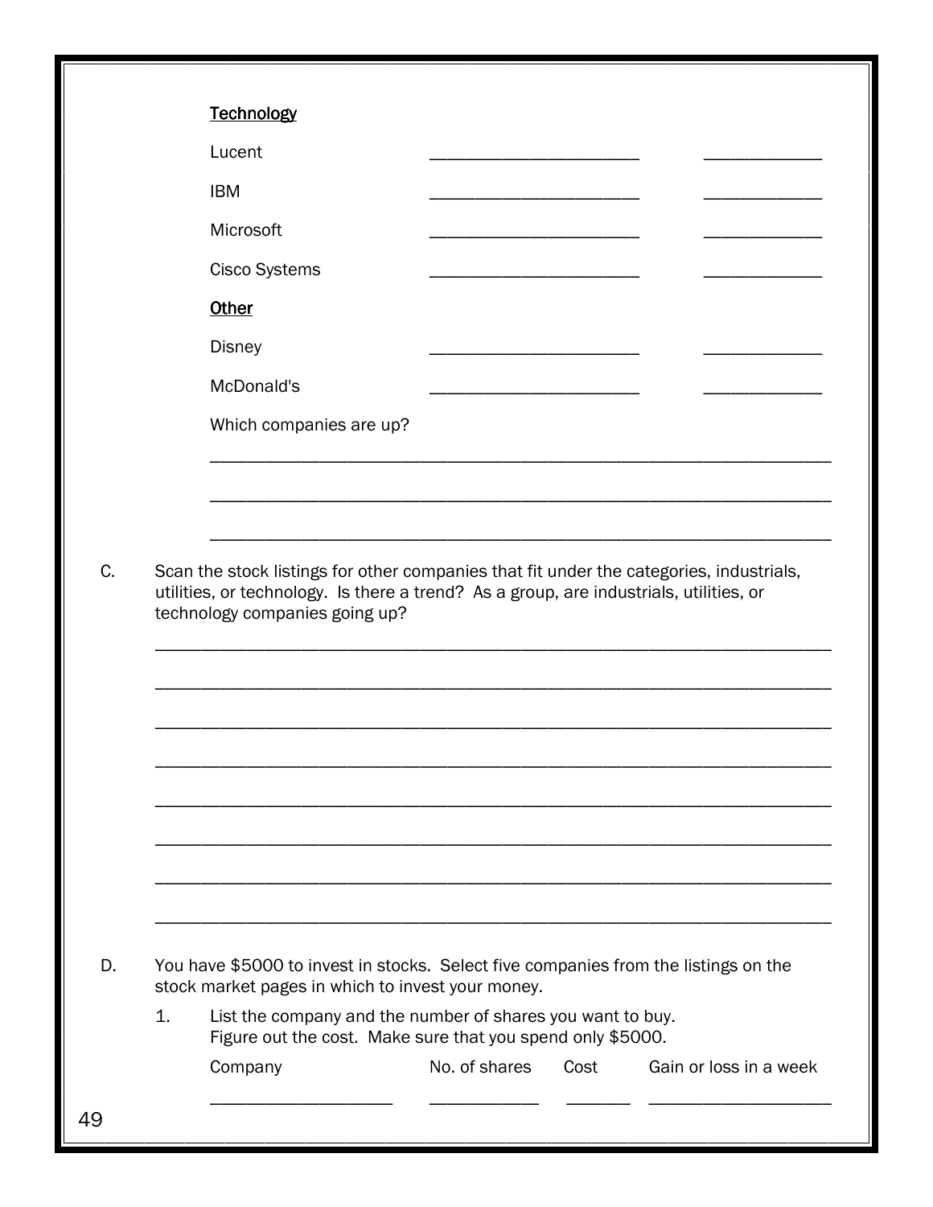<u>Technology</u>

| | | |
|---|---|---|
| Lucent | ______________________ | ____________ |
| IBM | ______________________ | ____________ |
| Microsoft | ______________________ | ____________ |
| Cisco Systems | ______________________ | ____________ |

<u>Other</u>

| | | |
|---|---|---|
| Disney | ______________________ | ____________ |
| McDonald's | ______________________ | ____________ |

Which companies are up?

________________________________________________________________

________________________________________________________________

________________________________________________________________

C. Scan the stock listings for other companies that fit under the categories, industrials, utilities, or technology. Is there a trend? As a group, are industrials, utilities, or technology companies going up?

______________________________________________________________________

______________________________________________________________________

______________________________________________________________________

______________________________________________________________________

______________________________________________________________________

______________________________________________________________________

______________________________________________________________________

______________________________________________________________________

D. You have $5000 to invest in stocks. Select five companies from the listings on the stock market pages in which to invest your money.

1. List the company and the number of shares you want to buy. Figure out the cost. Make sure that you spend only $5000.

| Company | No. of shares | Cost | Gain or loss in a week |
|---|---|---|---|
| __________________ | ___________ | ______ | ________________ |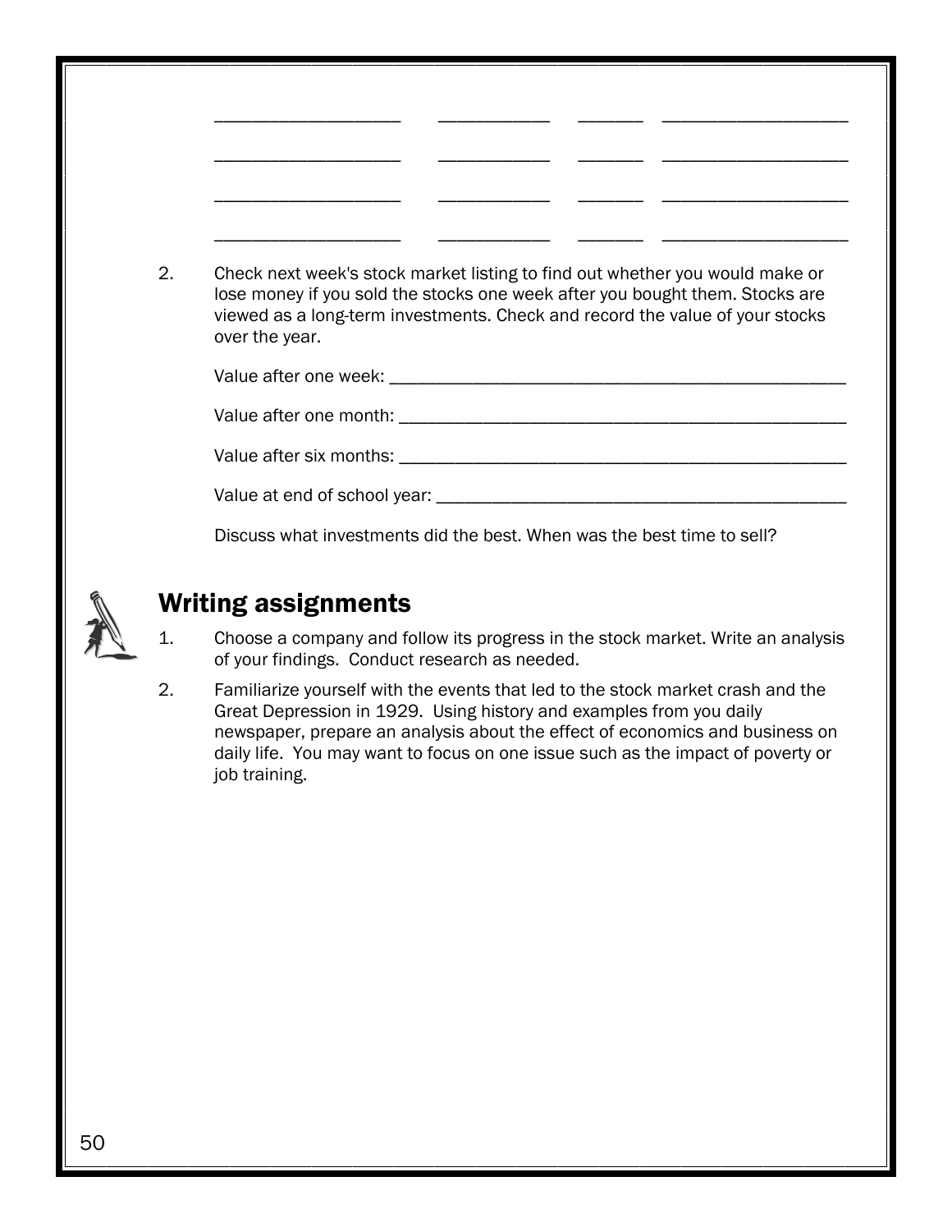| | | | |
|---|---|---|---|
| ____________________ | ____________ | _______ | ____________________ |
| ____________________ | ____________ | _______ | ____________________ |
| ____________________ | ____________ | _______ | ____________________ |
| ____________________ | ____________ | _______ | ____________________ |

2. Check next week's stock market listing to find out whether you would make or lose money if you sold the stocks one week after you bought them. Stocks are viewed as a long-term investments. Check and record the value of your stocks over the year.

   Value after one week: ____________________________________________

   Value after one month: ___________________________________________

   Value after six months: ___________________________________________

   Value at end of school year: _______________________________________

   Discuss what investments did the best. When was the best time to sell?

## Writing assignments

1. Choose a company and follow its progress in the stock market. Write an analysis of your findings. Conduct research as needed.
2. Familiarize yourself with the events that led to the stock market crash and the Great Depression in 1929. Using history and examples from you daily newspaper, prepare an analysis about the effect of economics and business on daily life. You may want to focus on one issue such as the impact of poverty or job training.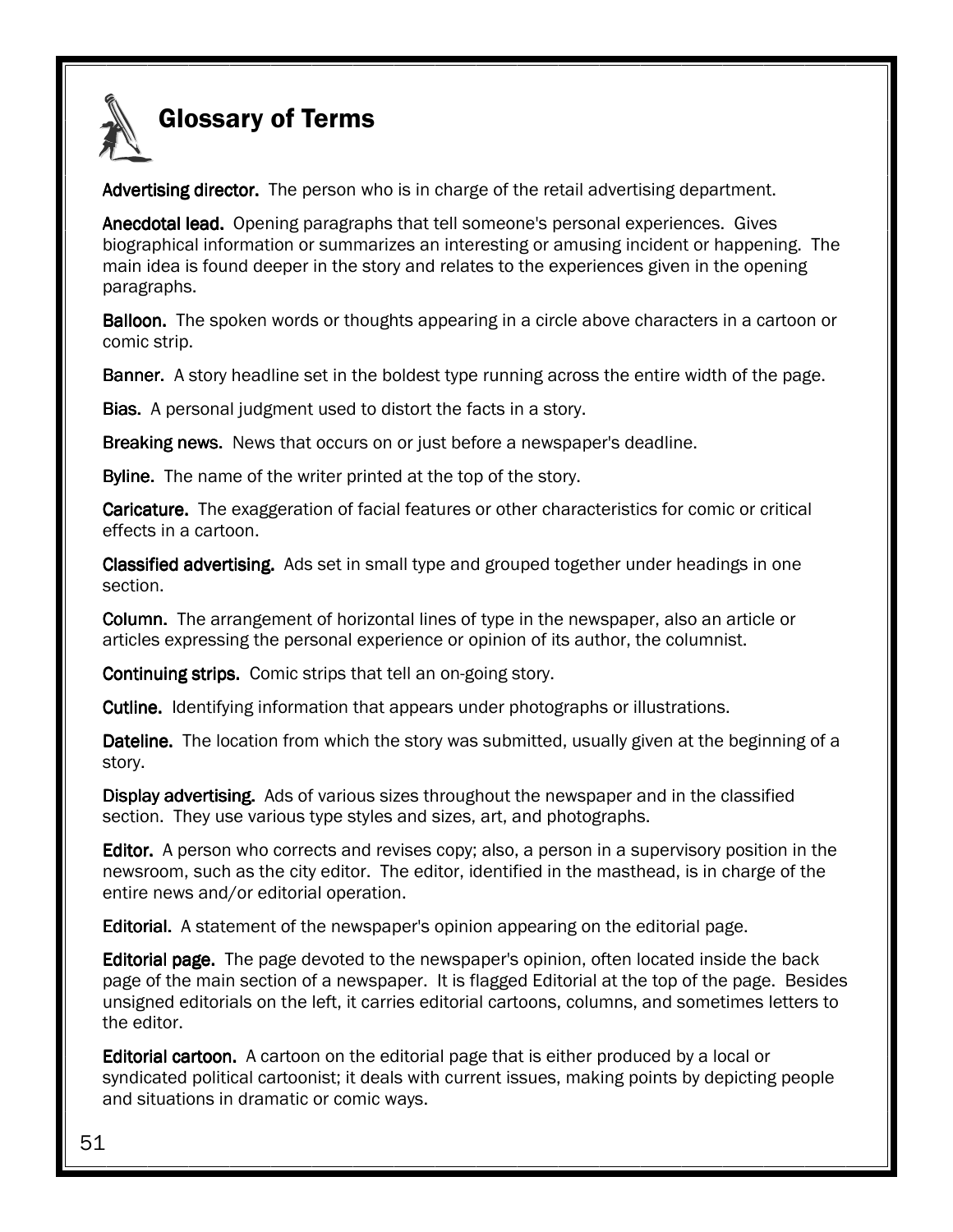# Glossary of Terms

**Advertising director.** The person who is in charge of the retail advertising department.

**Anecdotal lead.** Opening paragraphs that tell someone's personal experiences. Gives biographical information or summarizes an interesting or amusing incident or happening. The main idea is found deeper in the story and relates to the experiences given in the opening paragraphs.

**Balloon.** The spoken words or thoughts appearing in a circle above characters in a cartoon or comic strip.

**Banner.** A story headline set in the boldest type running across the entire width of the page.

**Bias.** A personal judgment used to distort the facts in a story.

**Breaking news.** News that occurs on or just before a newspaper's deadline.

**Byline.** The name of the writer printed at the top of the story.

**Caricature.** The exaggeration of facial features or other characteristics for comic or critical effects in a cartoon.

**Classified advertising.** Ads set in small type and grouped together under headings in one section.

**Column.** The arrangement of horizontal lines of type in the newspaper, also an article or articles expressing the personal experience or opinion of its author, the columnist.

**Continuing strips.** Comic strips that tell an on-going story.

**Cutline.** Identifying information that appears under photographs or illustrations.

**Dateline.** The location from which the story was submitted, usually given at the beginning of a story.

**Display advertising.** Ads of various sizes throughout the newspaper and in the classified section. They use various type styles and sizes, art, and photographs.

**Editor.** A person who corrects and revises copy; also, a person in a supervisory position in the newsroom, such as the city editor. The editor, identified in the masthead, is in charge of the entire news and/or editorial operation.

**Editorial.** A statement of the newspaper's opinion appearing on the editorial page.

**Editorial page.** The page devoted to the newspaper's opinion, often located inside the back page of the main section of a newspaper. It is flagged Editorial at the top of the page. Besides unsigned editorials on the left, it carries editorial cartoons, columns, and sometimes letters to the editor.

**Editorial cartoon.** A cartoon on the editorial page that is either produced by a local or syndicated political cartoonist; it deals with current issues, making points by depicting people and situations in dramatic or comic ways.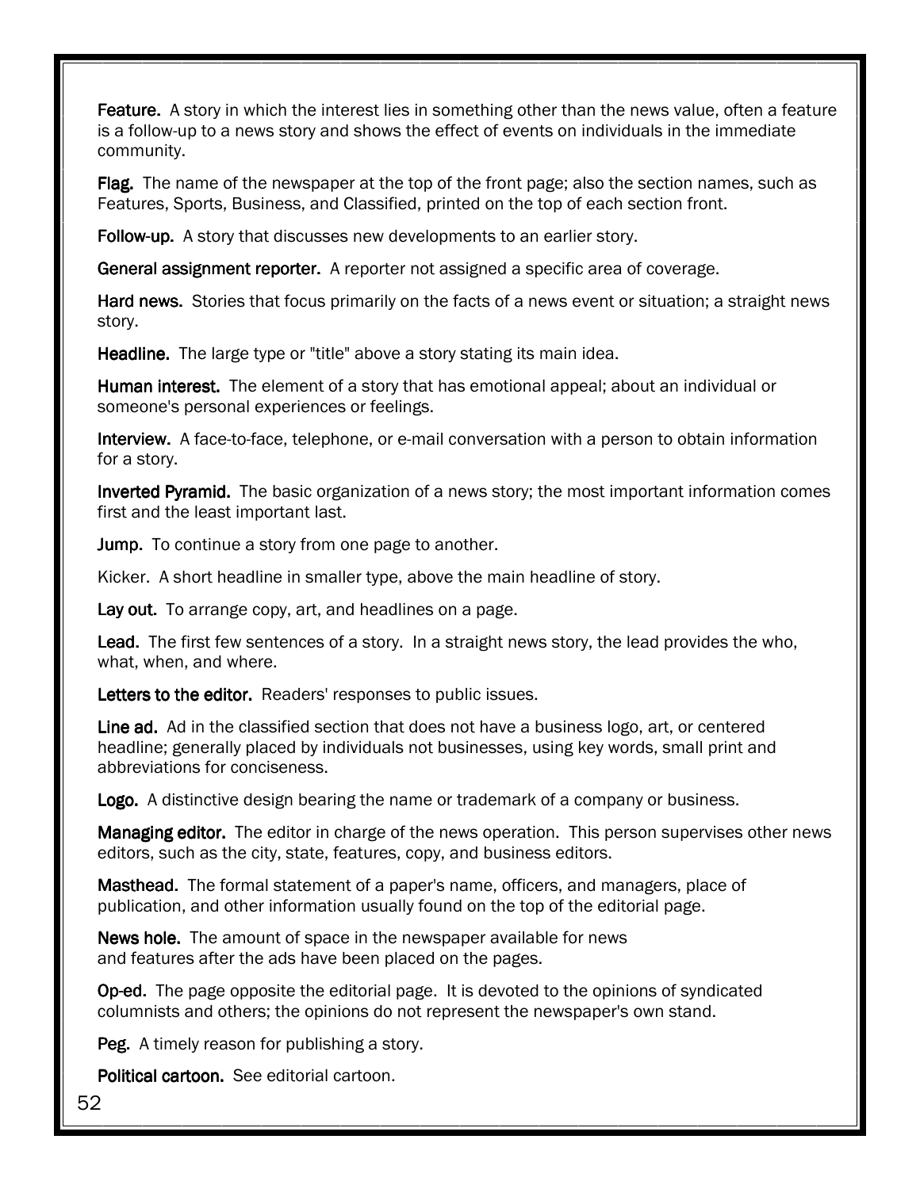**Feature.** A story in which the interest lies in something other than the news value, often a feature is a follow-up to a news story and shows the effect of events on individuals in the immediate community.

**Flag.** The name of the newspaper at the top of the front page; also the section names, such as Features, Sports, Business, and Classified, printed on the top of each section front.

**Follow-up.** A story that discusses new developments to an earlier story.

**General assignment reporter.** A reporter not assigned a specific area of coverage.

**Hard news.** Stories that focus primarily on the facts of a news event or situation; a straight news story.

**Headline.** The large type or "title" above a story stating its main idea.

**Human interest.** The element of a story that has emotional appeal; about an individual or someone's personal experiences or feelings.

**Interview.** A face-to-face, telephone, or e-mail conversation with a person to obtain information for a story.

**Inverted Pyramid.** The basic organization of a news story; the most important information comes first and the least important last.

**Jump.** To continue a story from one page to another.

Kicker. A short headline in smaller type, above the main headline of story.

**Lay out.** To arrange copy, art, and headlines on a page.

**Lead.** The first few sentences of a story. In a straight news story, the lead provides the who, what, when, and where.

**Letters to the editor.** Readers' responses to public issues.

**Line ad.** Ad in the classified section that does not have a business logo, art, or centered headline; generally placed by individuals not businesses, using key words, small print and abbreviations for conciseness.

**Logo.** A distinctive design bearing the name or trademark of a company or business.

**Managing editor.** The editor in charge of the news operation. This person supervises other news editors, such as the city, state, features, copy, and business editors.

**Masthead.** The formal statement of a paper's name, officers, and managers, place of publication, and other information usually found on the top of the editorial page.

**News hole.** The amount of space in the newspaper available for news and features after the ads have been placed on the pages.

**Op-ed.** The page opposite the editorial page. It is devoted to the opinions of syndicated columnists and others; the opinions do not represent the newspaper's own stand.

**Peg.** A timely reason for publishing a story.

**Political cartoon.** See editorial cartoon.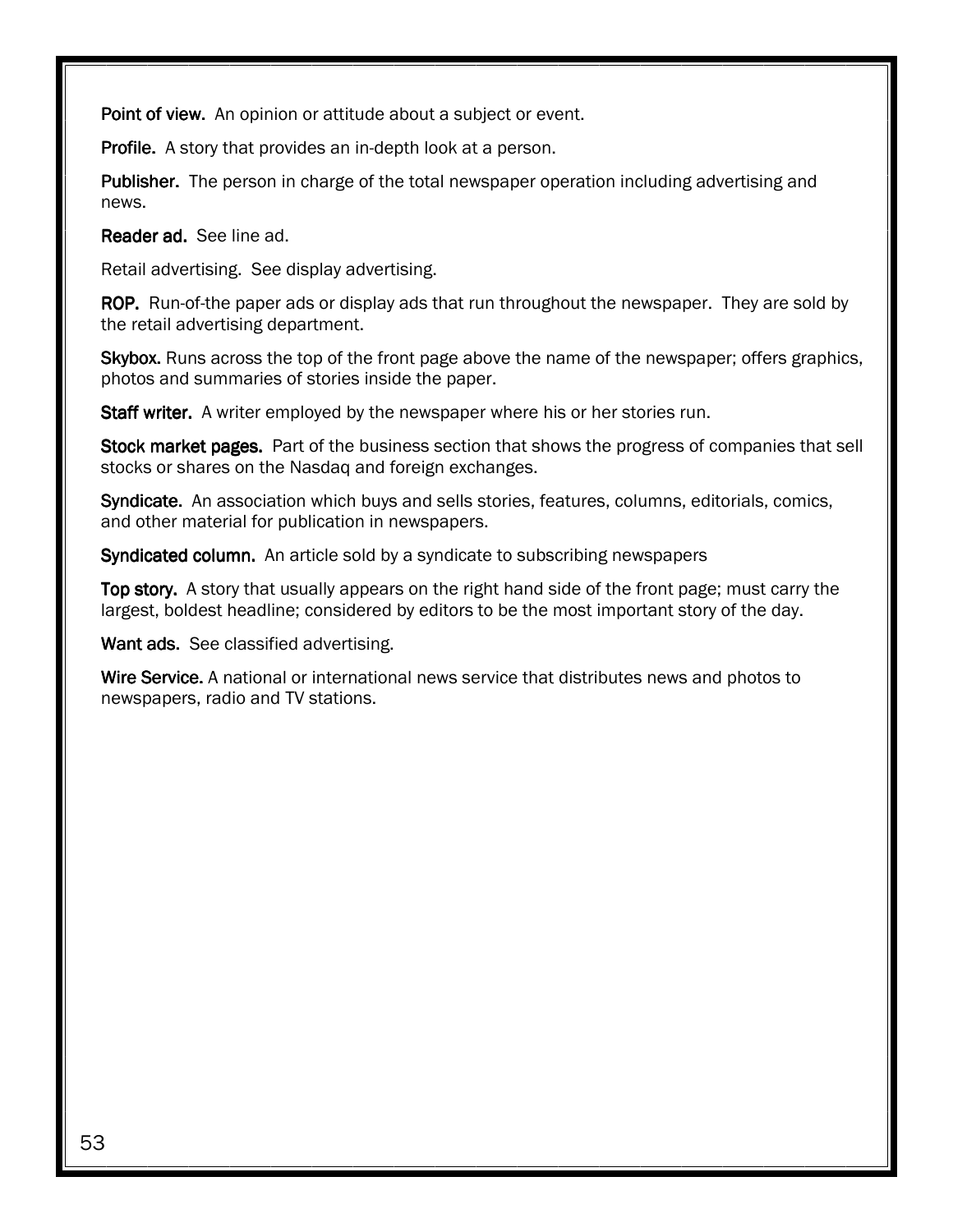**Point of view.** An opinion or attitude about a subject or event.

**Profile.** A story that provides an in-depth look at a person.

**Publisher.** The person in charge of the total newspaper operation including advertising and news.

**Reader ad.** See line ad.

Retail advertising. See display advertising.

**ROP.** Run-of-the paper ads or display ads that run throughout the newspaper. They are sold by the retail advertising department.

**Skybox.** Runs across the top of the front page above the name of the newspaper; offers graphics, photos and summaries of stories inside the paper.

**Staff writer.** A writer employed by the newspaper where his or her stories run.

**Stock market pages.** Part of the business section that shows the progress of companies that sell stocks or shares on the Nasdaq and foreign exchanges.

**Syndicate.** An association which buys and sells stories, features, columns, editorials, comics, and other material for publication in newspapers.

**Syndicated column.** An article sold by a syndicate to subscribing newspapers

**Top story.** A story that usually appears on the right hand side of the front page; must carry the largest, boldest headline; considered by editors to be the most important story of the day.

**Want ads.** See classified advertising.

**Wire Service.** A national or international news service that distributes news and photos to newspapers, radio and TV stations.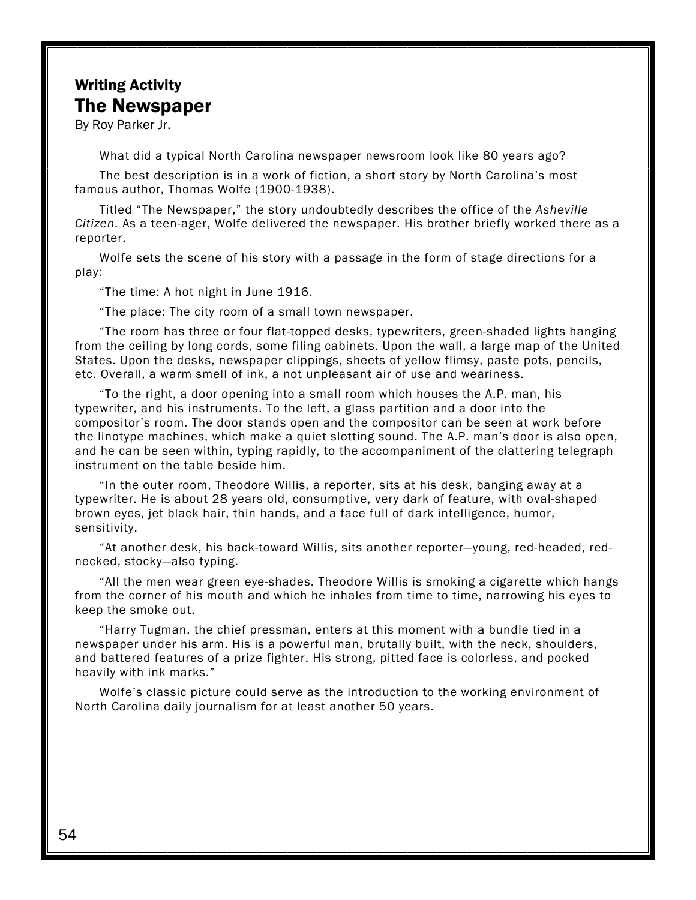### Writing Activity

## The Newspaper

By Roy Parker Jr.

What did a typical North Carolina newspaper newsroom look like 80 years ago?

The best description is in a work of fiction, a short story by North Carolina's most famous author, Thomas Wolfe (1900-1938).

Titled "The Newspaper," the story undoubtedly describes the office of the *Asheville Citizen.* As a teen-ager, Wolfe delivered the newspaper. His brother briefly worked there as a reporter.

Wolfe sets the scene of his story with a passage in the form of stage directions for a play:

"The time: A hot night in June 1916.

"The place: The city room of a small town newspaper.

"The room has three or four flat-topped desks, typewriters, green-shaded lights hanging from the ceiling by long cords, some filing cabinets. Upon the wall, a large map of the United States. Upon the desks, newspaper clippings, sheets of yellow flimsy, paste pots, pencils, etc. Overall, a warm smell of ink, a not unpleasant air of use and weariness.

"To the right, a door opening into a small room which houses the A.P. man, his typewriter, and his instruments. To the left, a glass partition and a door into the compositor's room. The door stands open and the compositor can be seen at work before the linotype machines, which make a quiet slotting sound. The A.P. man's door is also open, and he can be seen within, typing rapidly, to the accompaniment of the clattering telegraph instrument on the table beside him.

"In the outer room, Theodore Willis, a reporter, sits at his desk, banging away at a typewriter. He is about 28 years old, consumptive, very dark of feature, with oval-shaped brown eyes, jet black hair, thin hands, and a face full of dark intelligence, humor, sensitivity.

"At another desk, his back-toward Willis, sits another reporter—young, red-headed, red-necked, stocky—also typing.

"All the men wear green eye-shades. Theodore Willis is smoking a cigarette which hangs from the corner of his mouth and which he inhales from time to time, narrowing his eyes to keep the smoke out.

"Harry Tugman, the chief pressman, enters at this moment with a bundle tied in a newspaper under his arm. His is a powerful man, brutally built, with the neck, shoulders, and battered features of a prize fighter. His strong, pitted face is colorless, and pocked heavily with ink marks."

Wolfe's classic picture could serve as the introduction to the working environment of North Carolina daily journalism for at least another 50 years.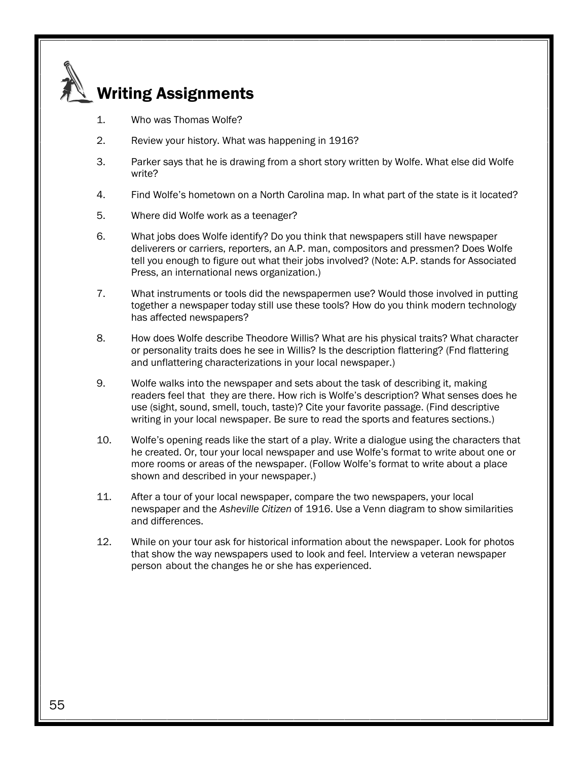## Writing Assignments

1. Who was Thomas Wolfe?

2. Review your history. What was happening in 1916?

3. Parker says that he is drawing from a short story written by Wolfe. What else did Wolfe write?

4. Find Wolfe's hometown on a North Carolina map. In what part of the state is it located?

5. Where did Wolfe work as a teenager?

6. What jobs does Wolfe identify? Do you think that newspapers still have newspaper deliverers or carriers, reporters, an A.P. man, compositors and pressmen? Does Wolfe tell you enough to figure out what their jobs involved? (Note: A.P. stands for Associated Press, an international news organization.)

7. What instruments or tools did the newspapermen use? Would those involved in putting together a newspaper today still use these tools? How do you think modern technology has affected newspapers?

8. How does Wolfe describe Theodore Willis? What are his physical traits? What character or personality traits does he see in Willis? Is the description flattering? (Fnd flattering and unflattering characterizations in your local newspaper.)

9. Wolfe walks into the newspaper and sets about the task of describing it, making readers feel that they are there. How rich is Wolfe's description? What senses does he use (sight, sound, smell, touch, taste)? Cite your favorite passage. (Find descriptive writing in your local newspaper. Be sure to read the sports and features sections.)

10. Wolfe's opening reads like the start of a play. Write a dialogue using the characters that he created. Or, tour your local newspaper and use Wolfe's format to write about one or more rooms or areas of the newspaper. (Follow Wolfe's format to write about a place shown and described in your newspaper.)

11. After a tour of your local newspaper, compare the two newspapers, your local newspaper and the *Asheville Citizen* of 1916. Use a Venn diagram to show similarities and differences.

12. While on your tour ask for historical information about the newspaper. Look for photos that show the way newspapers used to look and feel. Interview a veteran newspaper person about the changes he or she has experienced.